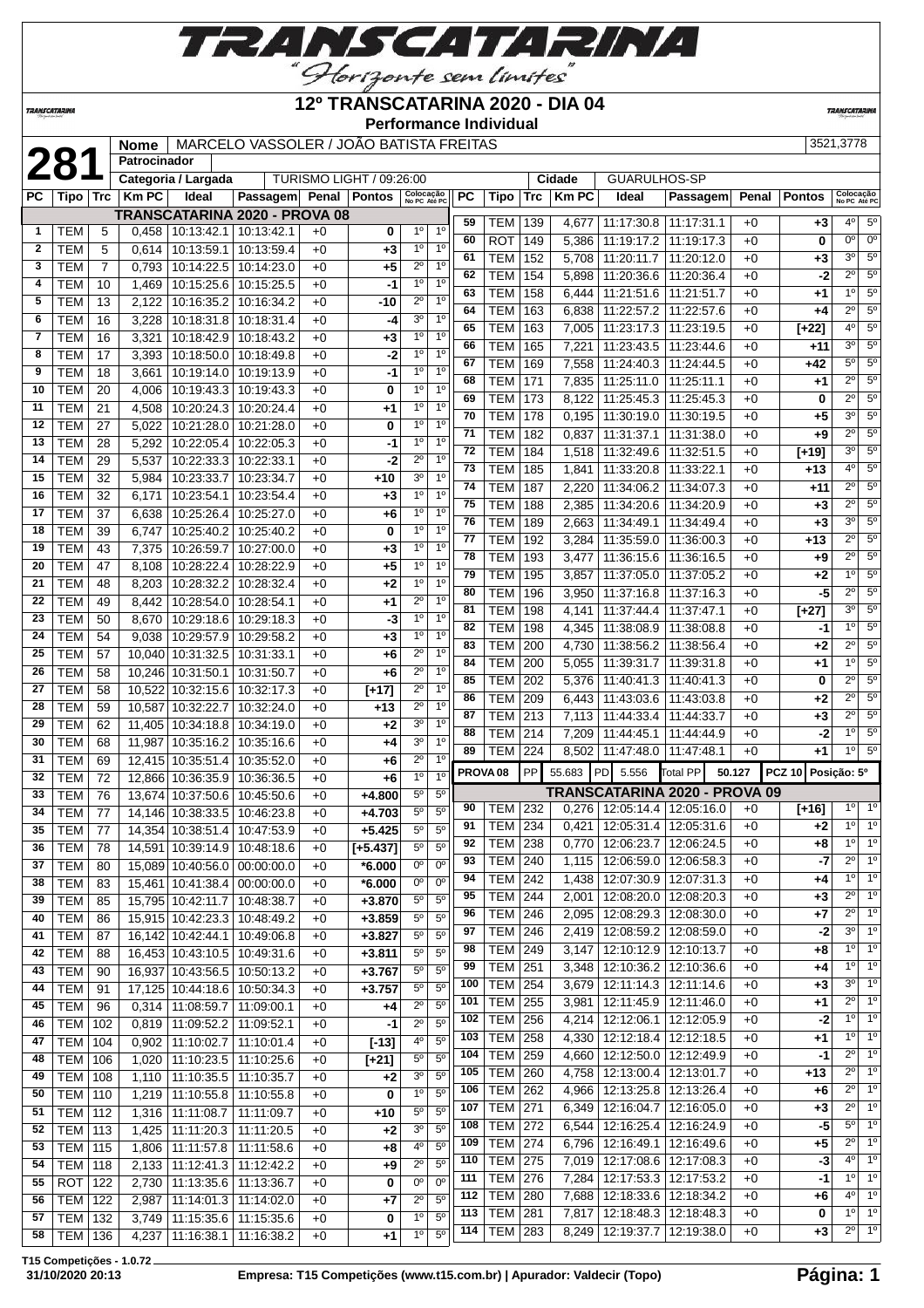# 12º TRANSCATARINA 2020 - DIA 04

**Performance Individual**

| **281** | Nome | MARCELO VASSOLER / JOÃO BATISTA FREITAS | 3521,3778 |
|---|---|---|---|
| | Patrocinador | | |
| | Categoria / Largada | TURISMO LIGHT / 09:26:00 | Cidade: GUARULHOS-SP |

**TRANSCATARINA 2020 - PROVA 08**

| PC | Tipo | Trc | Km PC | Ideal | Passagem | Penal | Pontos | Colocação No PC | Colocação Até PC |
|---|---|---|---|---|---|---|---|---|---|
| 1 | TEM | 5 | 0,458 | 10:13:42.1 | 10:13:42.1 | +0 | 0 | 1º | 1º |
| 2 | TEM | 5 | 0,614 | 10:13:59.1 | 10:13:59.4 | +0 | +3 | 1º | 1º |
| 3 | TEM | 7 | 0,793 | 10:14:22.5 | 10:14:23.0 | +0 | +5 | 2º | 1º |
| 4 | TEM | 10 | 1,469 | 10:15:25.6 | 10:15:25.5 | +0 | -1 | 1º | 1º |
| 5 | TEM | 13 | 2,122 | 10:16:35.2 | 10:16:34.2 | +0 | -10 | 2º | 1º |
| 6 | TEM | 16 | 3,228 | 10:18:31.8 | 10:18:31.4 | +0 | -4 | 3º | 1º |
| 7 | TEM | 16 | 3,321 | 10:18:42.9 | 10:18:43.2 | +0 | +3 | 1º | 1º |
| 8 | TEM | 17 | 3,393 | 10:18:50.0 | 10:18:49.8 | +0 | -2 | 1º | 1º |
| 9 | TEM | 18 | 3,661 | 10:19:14.0 | 10:19:13.9 | +0 | -1 | 1º | 1º |
| 10 | TEM | 20 | 4,006 | 10:19:43.3 | 10:19:43.3 | +0 | 0 | 1º | 1º |
| 11 | TEM | 21 | 4,508 | 10:20:24.3 | 10:20:24.4 | +0 | +1 | 1º | 1º |
| 12 | TEM | 27 | 5,022 | 10:21:28.0 | 10:21:28.0 | +0 | 0 | 1º | 1º |
| 13 | TEM | 28 | 5,292 | 10:22:05.4 | 10:22:05.3 | +0 | -1 | 1º | 1º |
| 14 | TEM | 29 | 5,537 | 10:22:33.3 | 10:22:33.1 | +0 | -2 | 2º | 1º |
| 15 | TEM | 32 | 5,984 | 10:23:33.7 | 10:23:34.7 | +0 | +10 | 3º | 1º |
| 16 | TEM | 32 | 6,171 | 10:23:54.1 | 10:23:54.4 | +0 | +3 | 1º | 1º |
| 17 | TEM | 37 | 6,638 | 10:25:26.4 | 10:25:27.0 | +0 | +6 | 1º | 1º |
| 18 | TEM | 39 | 6,747 | 10:25:40.2 | 10:25:40.2 | +0 | 0 | 1º | 1º |
| 19 | TEM | 43 | 7,375 | 10:26:59.7 | 10:27:00.0 | +0 | +3 | 1º | 1º |
| 20 | TEM | 47 | 8,108 | 10:28:22.4 | 10:28:22.9 | +0 | +5 | 1º | 1º |
| 21 | TEM | 48 | 8,203 | 10:28:32.2 | 10:28:32.4 | +0 | +2 | 1º | 1º |
| 22 | TEM | 49 | 8,442 | 10:28:54.0 | 10:28:54.1 | +0 | +1 | 2º | 1º |
| 23 | TEM | 50 | 8,670 | 10:29:18.6 | 10:29:18.3 | +0 | -3 | 1º | 1º |
| 24 | TEM | 54 | 9,038 | 10:29:57.9 | 10:29:58.2 | +0 | +3 | 1º | 1º |
| 25 | TEM | 57 | 10,040 | 10:31:32.5 | 10:31:33.1 | +0 | +6 | 2º | 1º |
| 26 | TEM | 58 | 10,246 | 10:31:50.1 | 10:31:50.7 | +0 | +6 | 2º | 1º |
| 27 | TEM | 58 | 10,522 | 10:32:15.6 | 10:32:17.3 | +0 | [+17] | 2º | 1º |
| 28 | TEM | 59 | 10,587 | 10:32:22.7 | 10:32:24.0 | +0 | +13 | 2º | 1º |
| 29 | TEM | 62 | 11,405 | 10:34:18.8 | 10:34:19.0 | +0 | +2 | 3º | 1º |
| 30 | TEM | 68 | 11,987 | 10:35:16.2 | 10:35:16.6 | +0 | +4 | 3º | 1º |
| 31 | TEM | 69 | 12,415 | 10:35:51.4 | 10:35:52.0 | +0 | +6 | 2º | 1º |
| 32 | TEM | 72 | 12,866 | 10:36:35.9 | 10:36:36.5 | +0 | +6 | 1º | 1º |
| 33 | TEM | 76 | 13,674 | 10:37:50.6 | 10:45:50.6 | +0 | +4.800 | 5º | 5º |
| 34 | TEM | 77 | 14,146 | 10:38:33.5 | 10:46:23.8 | +0 | +4.703 | 5º | 5º |
| 35 | TEM | 77 | 14,354 | 10:38:51.4 | 10:47:53.9 | +0 | +5.425 | 5º | 5º |
| 36 | TEM | 78 | 14,591 | 10:39:14.9 | 10:48:18.6 | +0 | [+5.437] | 5º | 5º |
| 37 | TEM | 80 | 15,089 | 10:40:56.0 | 00:00:00.0 | +0 | *6.000 | 0º | 0º |
| 38 | TEM | 83 | 15,461 | 10:41:38.4 | 00:00:00.0 | +0 | *6.000 | 0º | 0º |
| 39 | TEM | 85 | 15,795 | 10:42:11.7 | 10:48:38.7 | +0 | +3.870 | 5º | 5º |
| 40 | TEM | 86 | 15,915 | 10:42:23.3 | 10:48:49.2 | +0 | +3.859 | 5º | 5º |
| 41 | TEM | 87 | 16,142 | 10:42:44.1 | 10:49:06.8 | +0 | +3.827 | 5º | 5º |
| 42 | TEM | 88 | 16,453 | 10:43:10.5 | 10:49:31.6 | +0 | +3.811 | 5º | 5º |
| 43 | TEM | 90 | 16,937 | 10:43:56.5 | 10:50:13.2 | +0 | +3.767 | 5º | 5º |
| 44 | TEM | 91 | 17,125 | 10:44:18.6 | 10:50:34.3 | +0 | +3.757 | 5º | 5º |
| 45 | TEM | 96 | 0,314 | 11:08:59.7 | 11:09:00.1 | +0 | +4 | 2º | 5º |
| 46 | TEM | 102 | 0,819 | 11:09:52.2 | 11:09:52.1 | +0 | -1 | 2º | 5º |
| 47 | TEM | 104 | 0,902 | 11:10:02.7 | 11:10:01.4 | +0 | [-13] | 4º | 5º |
| 48 | TEM | 106 | 1,020 | 11:10:23.5 | 11:10:25.6 | +0 | [+21] | 5º | 5º |
| 49 | TEM | 108 | 1,110 | 11:10:35.5 | 11:10:35.7 | +0 | +2 | 3º | 5º |
| 50 | TEM | 110 | 1,219 | 11:10:55.8 | 11:10:55.8 | +0 | 0 | 1º | 5º |
| 51 | TEM | 112 | 1,316 | 11:11:08.7 | 11:11:09.7 | +0 | +10 | 5º | 5º |
| 52 | TEM | 113 | 1,425 | 11:11:20.3 | 11:11:20.5 | +0 | +2 | 3º | 5º |
| 53 | TEM | 115 | 1,806 | 11:11:57.8 | 11:11:58.6 | +0 | +8 | 4º | 5º |
| 54 | TEM | 118 | 2,133 | 11:12:41.3 | 11:12:42.2 | +0 | +9 | 2º | 5º |
| 55 | ROT | 122 | 2,730 | 11:13:35.6 | 11:13:36.7 | +0 | 0 | 0º | 0º |
| 56 | TEM | 122 | 2,987 | 11:14:01.3 | 11:14:02.0 | +0 | +7 | 2º | 5º |
| 57 | TEM | 132 | 3,749 | 11:15:35.6 | 11:15:35.6 | +0 | 0 | 1º | 5º |
| 58 | TEM | 136 | 4,237 | 11:16:38.1 | 11:16:38.2 | +0 | +1 | 1º | 5º |
| 59 | TEM | 139 | 4,677 | 11:17:30.8 | 11:17:31.1 | +0 | +3 | 4º | 5º |
| 60 | ROT | 149 | 5,386 | 11:19:17.2 | 11:19:17.3 | +0 | 0 | 0º | 0º |
| 61 | TEM | 152 | 5,708 | 11:20:11.7 | 11:20:12.0 | +0 | +3 | 3º | 5º |
| 62 | TEM | 154 | 5,898 | 11:20:36.6 | 11:20:36.4 | +0 | -2 | 2º | 5º |
| 63 | TEM | 158 | 6,444 | 11:21:51.6 | 11:21:51.7 | +0 | +1 | 1º | 5º |
| 64 | TEM | 163 | 6,838 | 11:22:57.2 | 11:22:57.6 | +0 | +4 | 2º | 5º |
| 65 | TEM | 163 | 7,005 | 11:23:17.3 | 11:23:19.5 | +0 | [+22] | 4º | 5º |
| 66 | TEM | 165 | 7,221 | 11:23:43.5 | 11:23:44.6 | +0 | +11 | 3º | 5º |
| 67 | TEM | 169 | 7,558 | 11:24:40.3 | 11:24:44.5 | +0 | +42 | 5º | 5º |
| 68 | TEM | 171 | 7,835 | 11:25:11.0 | 11:25:11.1 | +0 | +1 | 2º | 5º |
| 69 | TEM | 173 | 8,122 | 11:25:45.3 | 11:25:45.3 | +0 | 0 | 2º | 5º |
| 70 | TEM | 178 | 0,195 | 11:30:19.0 | 11:30:19.5 | +0 | +5 | 3º | 5º |
| 71 | TEM | 182 | 0,837 | 11:31:37.1 | 11:31:38.0 | +0 | +9 | 2º | 5º |
| 72 | TEM | 184 | 1,518 | 11:32:49.6 | 11:32:51.5 | +0 | [+19] | 3º | 5º |
| 73 | TEM | 185 | 1,841 | 11:33:20.8 | 11:33:22.1 | +0 | +13 | 4º | 5º |
| 74 | TEM | 187 | 2,220 | 11:34:06.2 | 11:34:07.3 | +0 | +11 | 2º | 5º |
| 75 | TEM | 188 | 2,385 | 11:34:20.6 | 11:34:20.9 | +0 | +3 | 2º | 5º |
| 76 | TEM | 189 | 2,663 | 11:34:49.1 | 11:34:49.4 | +0 | +3 | 3º | 5º |
| 77 | TEM | 192 | 3,284 | 11:35:59.0 | 11:36:00.3 | +0 | +13 | 2º | 5º |
| 78 | TEM | 193 | 3,477 | 11:36:15.6 | 11:36:16.5 | +0 | +9 | 2º | 5º |
| 79 | TEM | 195 | 3,857 | 11:37:05.0 | 11:37:05.2 | +0 | +2 | 1º | 5º |
| 80 | TEM | 196 | 3,950 | 11:37:16.8 | 11:37:16.3 | +0 | -5 | 2º | 5º |
| 81 | TEM | 198 | 4,141 | 11:37:44.4 | 11:37:47.1 | +0 | [+27] | 3º | 5º |
| 82 | TEM | 198 | 4,345 | 11:38:08.9 | 11:38:08.8 | +0 | -1 | 1º | 5º |
| 83 | TEM | 200 | 4,730 | 11:38:56.2 | 11:38:56.4 | +0 | +2 | 2º | 5º |
| 84 | TEM | 200 | 5,055 | 11:39:31.7 | 11:39:31.8 | +0 | +1 | 1º | 5º |
| 85 | TEM | 202 | 5,376 | 11:40:41.3 | 11:40:41.3 | +0 | 0 | 2º | 5º |
| 86 | TEM | 209 | 6,443 | 11:43:03.6 | 11:43:03.8 | +0 | +2 | 2º | 5º |
| 87 | TEM | 213 | 7,113 | 11:44:33.4 | 11:44:33.7 | +0 | +3 | 2º | 5º |
| 88 | TEM | 214 | 7,209 | 11:44:45.1 | 11:44:44.9 | +0 | -2 | 1º | 5º |
| 89 | TEM | 224 | 8,502 | 11:47:48.0 | 11:47:48.1 | +0 | +1 | 1º | 5º |

PROVA 08 | PP 55.683 | PD 5.556 | Total PP 50.127 | PCZ 10 | Posição: 5º

**TRANSCATARINA 2020 - PROVA 09**

| PC | Tipo | Trc | Km PC | Ideal | Passagem | Penal | Pontos | Colocação No PC | Colocação Até PC |
|---|---|---|---|---|---|---|---|---|---|
| 90 | TEM | 232 | 0,276 | 12:05:14.4 | 12:05:16.0 | +0 | [+16] | 1º | 1º |
| 91 | TEM | 234 | 0,421 | 12:05:31.4 | 12:05:31.6 | +0 | +2 | 1º | 1º |
| 92 | TEM | 238 | 0,770 | 12:06:23.7 | 12:06:24.5 | +0 | +8 | 1º | 1º |
| 93 | TEM | 240 | 1,115 | 12:06:59.0 | 12:06:58.3 | +0 | -7 | 2º | 1º |
| 94 | TEM | 242 | 1,438 | 12:07:30.9 | 12:07:31.3 | +0 | +4 | 1º | 1º |
| 95 | TEM | 244 | 2,001 | 12:08:20.0 | 12:08:20.3 | +0 | +3 | 2º | 1º |
| 96 | TEM | 246 | 2,095 | 12:08:29.3 | 12:08:30.0 | +0 | +7 | 2º | 1º |
| 97 | TEM | 246 | 2,419 | 12:08:59.2 | 12:08:59.0 | +0 | -2 | 3º | 1º |
| 98 | TEM | 249 | 3,147 | 12:10:12.9 | 12:10:13.7 | +0 | +8 | 1º | 1º |
| 99 | TEM | 251 | 3,348 | 12:10:36.2 | 12:10:36.6 | +0 | +4 | 1º | 1º |
| 100 | TEM | 254 | 3,679 | 12:11:14.3 | 12:11:14.6 | +0 | +3 | 3º | 1º |
| 101 | TEM | 255 | 3,981 | 12:11:45.9 | 12:11:46.0 | +0 | +1 | 2º | 1º |
| 102 | TEM | 256 | 4,214 | 12:12:06.1 | 12:12:05.9 | +0 | -2 | 1º | 1º |
| 103 | TEM | 258 | 4,330 | 12:12:18.4 | 12:12:18.5 | +0 | +1 | 1º | 1º |
| 104 | TEM | 259 | 4,660 | 12:12:50.0 | 12:12:49.9 | +0 | -1 | 2º | 1º |
| 105 | TEM | 260 | 4,758 | 12:13:00.4 | 12:13:01.7 | +0 | +13 | 2º | 1º |
| 106 | TEM | 262 | 4,966 | 12:13:25.8 | 12:13:26.4 | +0 | +6 | 2º | 1º |
| 107 | TEM | 271 | 6,349 | 12:16:04.7 | 12:16:05.0 | +0 | +3 | 2º | 1º |
| 108 | TEM | 272 | 6,544 | 12:16:25.4 | 12:16:24.9 | +0 | -5 | 5º | 1º |
| 109 | TEM | 274 | 6,796 | 12:16:49.1 | 12:16:49.6 | +0 | +5 | 2º | 1º |
| 110 | TEM | 275 | 7,019 | 12:17:08.6 | 12:17:08.3 | +0 | -3 | 4º | 1º |
| 111 | TEM | 276 | 7,284 | 12:17:53.3 | 12:17:53.2 | +0 | -1 | 1º | 1º |
| 112 | TEM | 280 | 7,688 | 12:18:33.6 | 12:18:34.2 | +0 | +6 | 4º | 1º |
| 113 | TEM | 281 | 7,817 | 12:18:48.3 | 12:18:48.3 | +0 | 0 | 1º | 1º |
| 114 | TEM | 283 | 8,249 | 12:19:37.7 | 12:19:38.0 | +0 | +3 | 2º | 1º |

T15 Competições - 1.0.72
31/10/2020 20:13 — Empresa: T15 Competições (www.t15.com.br) | Apurador: Valdecir (Topo)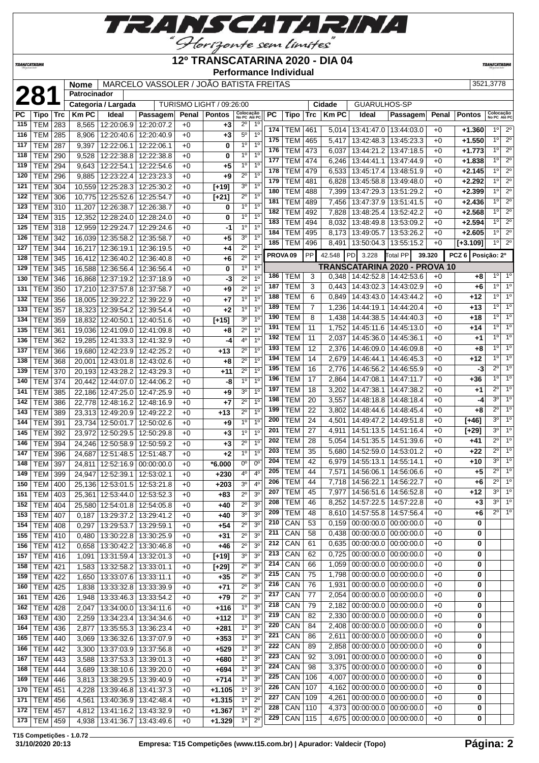# 12º TRANSCATARINA 2020 - DIA 04

**Performance Individual**

| | | |
|---|---|---|
| **281** | **Nome** | MARCELO VASSOLER / JOÃO BATISTA FREITAS | 3521,3778 |
| | **Patrocinador** | |
| | **Categoria / Largada** | TURISMO LIGHT / 09:26:00 | **Cidade** | GUARULHOS-SP |

| PC | Tipo | Trc | Km PC | Ideal | Passagem | Penal | Pontos | Colocação No PC | Colocação Até PC |
|---|---|---|---|---|---|---|---|---|---|
| 115 | TEM | 283 | 8,565 | 12:20:06.9 | 12:20:07.2 | +0 | +3 | 2º | 1º |
| 116 | TEM | 285 | 8,906 | 12:20:40.6 | 12:20:40.9 | +0 | +3 | 5º | 1º |
| 117 | TEM | 287 | 9,397 | 12:22:06.1 | 12:22:06.1 | +0 | 0 | 1º | 1º |
| 118 | TEM | 290 | 9,528 | 12:22:38.8 | 12:22:38.8 | +0 | 0 | 1º | 1º |
| 119 | TEM | 294 | 9,643 | 12:22:54.1 | 12:22:54.6 | +0 | +5 | 1º | 1º |
| 120 | TEM | 296 | 9,885 | 12:23:22.4 | 12:23:23.3 | +0 | +9 | 2º | 1º |
| 121 | TEM | 304 | 10,559 | 12:25:28.3 | 12:25:30.2 | +0 | [+19] | 3º | 1º |
| 122 | TEM | 306 | 10,775 | 12:25:52.6 | 12:25:54.7 | +0 | [+21] | 2º | 1º |
| 123 | TEM | 310 | 11,207 | 12:26:38.7 | 12:26:38.7 | +0 | 0 | 1º | 1º |
| 124 | TEM | 315 | 12,352 | 12:28:24.0 | 12:28:24.0 | +0 | 0 | 1º | 1º |
| 125 | TEM | 318 | 12,959 | 12:29:24.7 | 12:29:24.6 | +0 | -1 | 1º | 1º |
| 126 | TEM | 342 | 16,039 | 12:35:58.2 | 12:35:58.7 | +0 | +5 | 3º | 1º |
| 127 | TEM | 344 | 16,217 | 12:36:19.1 | 12:36:19.5 | +0 | +4 | 2º | 1º |
| 128 | TEM | 345 | 16,412 | 12:36:40.2 | 12:36:40.8 | +0 | +6 | 2º | 1º |
| 129 | TEM | 345 | 16,588 | 12:36:56.4 | 12:36:56.4 | +0 | 0 | 1º | 1º |
| 130 | TEM | 346 | 16,868 | 12:37:19.2 | 12:37:18.9 | +0 | -3 | 2º | 1º |
| 131 | TEM | 350 | 17,210 | 12:37:57.8 | 12:37:58.7 | +0 | +9 | 2º | 1º |
| 132 | TEM | 356 | 18,005 | 12:39:22.2 | 12:39:22.9 | +0 | +7 | 1º | 1º |
| 133 | TEM | 357 | 18,323 | 12:39:54.2 | 12:39:54.4 | +0 | +2 | 1º | 1º |
| 134 | TEM | 359 | 18,832 | 12:40:50.1 | 12:40:51.6 | +0 | [+15] | 3º | 1º |
| 135 | TEM | 361 | 19,036 | 12:41:09.0 | 12:41:09.8 | +0 | +8 | 2º | 1º |
| 136 | TEM | 362 | 19,285 | 12:41:33.3 | 12:41:32.9 | +0 | -4 | 4º | 1º |
| 137 | TEM | 366 | 19,680 | 12:42:23.9 | 12:42:25.2 | +0 | +13 | 2º | 1º |
| 138 | TEM | 368 | 20,001 | 12:43:01.8 | 12:43:02.6 | +0 | +8 | 2º | 1º |
| 139 | TEM | 370 | 20,193 | 12:43:28.2 | 12:43:29.3 | +0 | +11 | 2º | 1º |
| 140 | TEM | 374 | 20,442 | 12:44:07.0 | 12:44:06.2 | +0 | -8 | 1º | 1º |
| 141 | TEM | 385 | 22,186 | 12:47:25.0 | 12:47:25.9 | +0 | +9 | 3º | 1º |
| 142 | TEM | 386 | 22,778 | 12:48:16.2 | 12:48:16.9 | +0 | +7 | 2º | 1º |
| 143 | TEM | 389 | 23,313 | 12:49:20.9 | 12:49:22.2 | +0 | +13 | 2º | 1º |
| 144 | TEM | 391 | 23,734 | 12:50:01.7 | 12:50:02.6 | +0 | +9 | 1º | 1º |
| 145 | TEM | 392 | 23,972 | 12:50:29.5 | 12:50:29.8 | +0 | +3 | 1º | 1º |
| 146 | TEM | 394 | 24,246 | 12:50:58.9 | 12:50:59.2 | +0 | +3 | 2º | 1º |
| 147 | TEM | 396 | 24,687 | 12:51:48.5 | 12:51:48.7 | +0 | +2 | 1º | 1º |
| 148 | TEM | 397 | 24,811 | 12:52:16.9 | 00:00:00.0 | +0 | *6.000 | 0º | 0º |
| 149 | TEM | 399 | 24,947 | 12:52:39.1 | 12:53:02.1 | +0 | +230 | 4º | 4º |
| 150 | TEM | 400 | 25,136 | 12:53:01.5 | 12:53:21.8 | +0 | +203 | 3º | 4º |
| 151 | TEM | 403 | 25,361 | 12:53:44.0 | 12:53:52.3 | +0 | +83 | 2º | 3º |
| 152 | TEM | 404 | 25,580 | 12:54:01.8 | 12:54:05.8 | +0 | +40 | 2º | 3º |
| 153 | TEM | 407 | 0,187 | 13:29:37.2 | 13:29:41.2 | +0 | +40 | 3º | 3º |
| 154 | TEM | 408 | 0,297 | 13:29:53.7 | 13:29:59.1 | +0 | +54 | 2º | 3º |
| 155 | TEM | 410 | 0,480 | 13:30:22.8 | 13:30:25.9 | +0 | +31 | 2º | 3º |
| 156 | TEM | 412 | 0,658 | 13:30:42.2 | 13:30:46.8 | +0 | +46 | 2º | 3º |
| 157 | TEM | 416 | 1,091 | 13:31:59.4 | 13:32:01.3 | +0 | [+19] | 3º | 3º |
| 158 | TEM | 421 | 1,583 | 13:32:58.2 | 13:33:01.1 | +0 | [+29] | 2º | 3º |
| 159 | TEM | 422 | 1,650 | 13:33:07.6 | 13:33:11.1 | +0 | +35 | 2º | 3º |
| 160 | TEM | 425 | 1,838 | 13:33:32.8 | 13:33:39.9 | +0 | +71 | 2º | 3º |
| 161 | TEM | 426 | 1,948 | 13:33:46.3 | 13:33:54.2 | +0 | +79 | 2º | 3º |
| 162 | TEM | 428 | 2,047 | 13:34:00.0 | 13:34:11.6 | +0 | +116 | 1º | 3º |
| 163 | TEM | 430 | 2,259 | 13:34:23.4 | 13:34:34.6 | +0 | +112 | 1º | 3º |
| 164 | TEM | 436 | 2,877 | 13:35:55.3 | 13:36:23.4 | +0 | +281 | 1º | 3º |
| 165 | TEM | 440 | 3,069 | 13:36:32.6 | 13:37:07.9 | +0 | +353 | 1º | 3º |
| 166 | TEM | 442 | 3,300 | 13:37:03.9 | 13:37:56.8 | +0 | +529 | 1º | 3º |
| 167 | TEM | 443 | 3,588 | 13:37:53.3 | 13:39:01.3 | +0 | +680 | 1º | 3º |
| 168 | TEM | 444 | 3,689 | 13:38:10.6 | 13:39:20.0 | +0 | +694 | 1º | 3º |
| 169 | TEM | 446 | 3,813 | 13:38:29.5 | 13:39:40.9 | +0 | +714 | 1º | 3º |
| 170 | TEM | 451 | 4,228 | 13:39:46.8 | 13:41:37.3 | +0 | +1.105 | 1º | 3º |
| 171 | TEM | 456 | 4,561 | 13:40:36.9 | 13:42:48.4 | +0 | +1.315 | 1º | 2º |
| 172 | TEM | 457 | 4,812 | 13:41:16.2 | 13:43:32.9 | +0 | +1.367 | 1º | 2º |
| 173 | TEM | 459 | 4,938 | 13:41:36.7 | 13:43:49.6 | +0 | +1.329 | 1º | 2º |
| 174 | TEM | 461 | 5,014 | 13:41:47.0 | 13:44:03.0 | +0 | +1.360 | 1º | 2º |
| 175 | TEM | 465 | 5,417 | 13:42:48.3 | 13:45:23.3 | +0 | +1.550 | 1º | 2º |
| 176 | TEM | 473 | 6,037 | 13:44:21.2 | 13:47:18.5 | +0 | +1.773 | 1º | 2º |
| 177 | TEM | 474 | 6,246 | 13:44:41.1 | 13:47:44.9 | +0 | +1.838 | 1º | 2º |
| 178 | TEM | 479 | 6,533 | 13:45:17.4 | 13:48:51.9 | +0 | +2.145 | 1º | 2º |
| 179 | TEM | 481 | 6,828 | 13:45:58.8 | 13:49:48.0 | +0 | +2.292 | 1º | 2º |
| 180 | TEM | 488 | 7,399 | 13:47:29.3 | 13:51:29.2 | +0 | +2.399 | 1º | 2º |
| 181 | TEM | 489 | 7,456 | 13:47:37.9 | 13:51:41.5 | +0 | +2.436 | 1º | 2º |
| 182 | TEM | 492 | 7,828 | 13:48:25.4 | 13:52:42.2 | +0 | +2.568 | 1º | 2º |
| 183 | TEM | 494 | 8,032 | 13:48:49.8 | 13:53:09.2 | +0 | +2.594 | 1º | 2º |
| 184 | TEM | 495 | 8,173 | 13:49:05.7 | 13:53:26.2 | +0 | +2.605 | 1º | 2º |
| 185 | TEM | 496 | 8,491 | 13:50:04.3 | 13:55:15.2 | +0 | [+3.109] | 1º | 2º |

**PROVA 09** | PP 42.548 | PD 3.228 | Total PP 39.320 | PCZ 6 | Posição: 2º

## TRANSCATARINA 2020 - PROVA 10

| PC | Tipo | Trc | Km PC | Ideal | Passagem | Penal | Pontos | Colocação No PC | Colocação Até PC |
|---|---|---|---|---|---|---|---|---|---|
| 186 | TEM | 3 | 0,348 | 14:42:52.8 | 14:42:53.6 | +0 | +8 | 1º | 1º |
| 187 | TEM | 3 | 0,443 | 14:43:02.3 | 14:43:02.9 | +0 | +6 | 1º | 1º |
| 188 | TEM | 6 | 0,849 | 14:43:43.0 | 14:43:44.2 | +0 | +12 | 1º | 1º |
| 189 | TEM | 7 | 1,236 | 14:44:19.1 | 14:44:20.4 | +0 | +13 | 1º | 1º |
| 190 | TEM | 8 | 1,438 | 14:44:38.5 | 14:44:40.3 | +0 | +18 | 1º | 1º |
| 191 | TEM | 11 | 1,752 | 14:45:11.6 | 14:45:13.0 | +0 | +14 | 1º | 1º |
| 192 | TEM | 11 | 2,037 | 14:45:36.0 | 14:45:36.1 | +0 | +1 | 1º | 1º |
| 193 | TEM | 12 | 2,376 | 14:46:09.0 | 14:46:09.8 | +0 | +8 | 1º | 1º |
| 194 | TEM | 14 | 2,679 | 14:46:44.1 | 14:46:45.3 | +0 | +12 | 1º | 1º |
| 195 | TEM | 16 | 2,776 | 14:46:56.2 | 14:46:55.9 | +0 | -3 | 2º | 1º |
| 196 | TEM | 17 | 2,864 | 14:47:08.1 | 14:47:11.7 | +0 | +36 | 1º | 1º |
| 197 | TEM | 18 | 3,202 | 14:47:38.1 | 14:47:38.2 | +0 | +1 | 2º | 1º |
| 198 | TEM | 20 | 3,557 | 14:48:18.8 | 14:48:18.4 | +0 | -4 | 3º | 1º |
| 199 | TEM | 22 | 3,802 | 14:48:44.6 | 14:48:45.4 | +0 | +8 | 2º | 1º |
| 200 | TEM | 24 | 4,501 | 14:49:47.2 | 14:49:51.8 | +0 | [+46] | 3º | 1º |
| 201 | TEM | 27 | 4,911 | 14:51:13.5 | 14:51:16.4 | +0 | [+29] | 3º | 1º |
| 202 | TEM | 28 | 5,054 | 14:51:35.5 | 14:51:39.6 | +0 | +41 | 2º | 1º |
| 203 | TEM | 35 | 5,680 | 14:52:59.0 | 14:53:01.2 | +0 | +22 | 2º | 1º |
| 204 | TEM | 42 | 6,979 | 14:55:13.1 | 14:55:14.1 | +0 | +10 | 3º | 1º |
| 205 | TEM | 44 | 7,571 | 14:56:06.1 | 14:56:06.6 | +0 | +5 | 2º | 1º |
| 206 | TEM | 44 | 7,718 | 14:56:22.1 | 14:56:22.7 | +0 | +6 | 2º | 1º |
| 207 | TEM | 45 | 7,977 | 14:56:51.6 | 14:56:52.8 | +0 | +12 | 3º | 1º |
| 208 | TEM | 46 | 8,252 | 14:57:22.5 | 14:57:22.8 | +0 | +3 | 3º | 1º |
| 209 | TEM | 48 | 8,610 | 14:57:55.8 | 14:57:56.4 | +0 | +6 | 2º | 1º |
| 210 | CAN | 53 | 0,159 | 00:00:00.0 | 00:00:00.0 | +0 | 0 | | |
| 211 | CAN | 58 | 0,438 | 00:00:00.0 | 00:00:00.0 | +0 | 0 | | |
| 212 | CAN | 61 | 0,635 | 00:00:00.0 | 00:00:00.0 | +0 | 0 | | |
| 213 | CAN | 62 | 0,725 | 00:00:00.0 | 00:00:00.0 | +0 | 0 | | |
| 214 | CAN | 66 | 1,059 | 00:00:00.0 | 00:00:00.0 | +0 | 0 | | |
| 215 | CAN | 75 | 1,798 | 00:00:00.0 | 00:00:00.0 | +0 | 0 | | |
| 216 | CAN | 76 | 1,931 | 00:00:00.0 | 00:00:00.0 | +0 | 0 | | |
| 217 | CAN | 77 | 2,054 | 00:00:00.0 | 00:00:00.0 | +0 | 0 | | |
| 218 | CAN | 79 | 2,182 | 00:00:00.0 | 00:00:00.0 | +0 | 0 | | |
| 219 | CAN | 82 | 2,330 | 00:00:00.0 | 00:00:00.0 | +0 | 0 | | |
| 220 | CAN | 84 | 2,408 | 00:00:00.0 | 00:00:00.0 | +0 | 0 | | |
| 221 | CAN | 86 | 2,611 | 00:00:00.0 | 00:00:00.0 | +0 | 0 | | |
| 222 | CAN | 89 | 2,858 | 00:00:00.0 | 00:00:00.0 | +0 | 0 | | |
| 223 | CAN | 92 | 3,091 | 00:00:00.0 | 00:00:00.0 | +0 | 0 | | |
| 224 | CAN | 98 | 3,375 | 00:00:00.0 | 00:00:00.0 | +0 | 0 | | |
| 225 | CAN | 106 | 4,007 | 00:00:00.0 | 00:00:00.0 | +0 | 0 | | |
| 226 | CAN | 107 | 4,162 | 00:00:00.0 | 00:00:00.0 | +0 | 0 | | |
| 227 | CAN | 109 | 4,261 | 00:00:00.0 | 00:00:00.0 | +0 | 0 | | |
| 228 | CAN | 110 | 4,373 | 00:00:00.0 | 00:00:00.0 | +0 | 0 | | |
| 229 | CAN | 115 | 4,675 | 00:00:00.0 | 00:00:00.0 | +0 | 0 | | |

T15 Competições - 1.0.72
31/10/2020 20:13 — Empresa: T15 Competições (www.t15.com.br) | Apurador: Valdecir (Topo)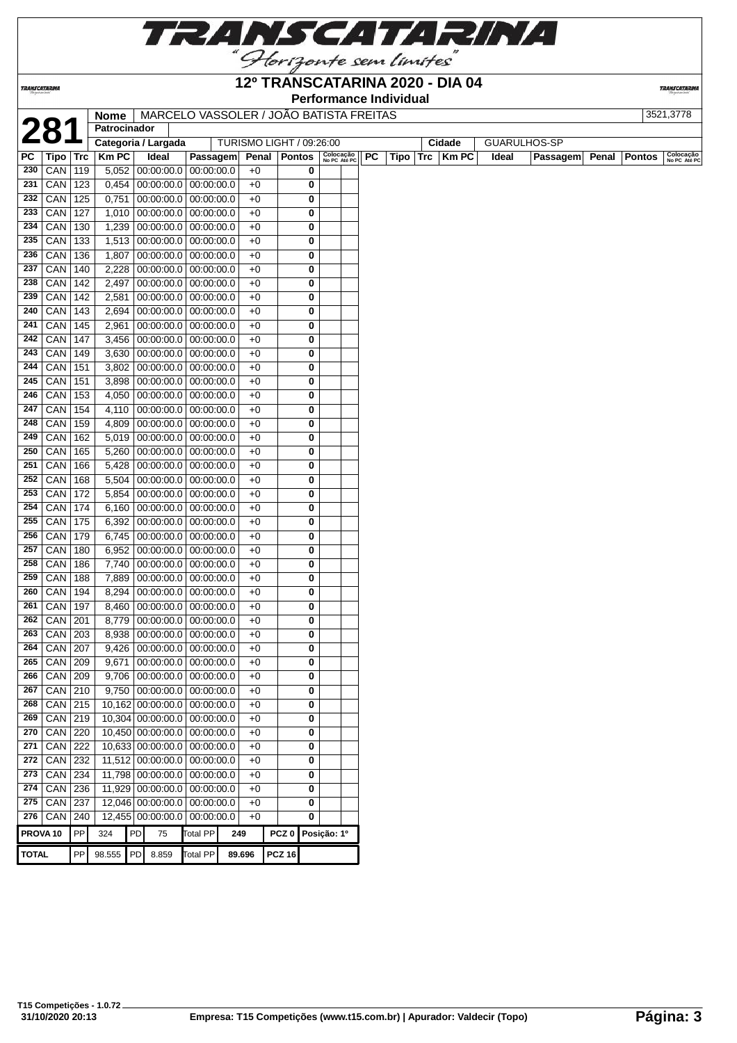# TRANSCATARINA

"Horizonte sem limites"

## 12º TRANSCATARINA 2020 - DIA 04

### Performance Individual

| **281** | Nome | MARCELO VASSOLER / JOÃO BATISTA FREITAS | 3521,3778 |
|---|---|---|---|
| | Patrocinador | | |
| | Categoria / Largada | TURISMO LIGHT / 09:26:00 | Cidade: GUARULHOS-SP |

| PC | Tipo | Trc | Km PC | Ideal | Passagem | Penal | Pontos | Colocação No PC | Colocação Até PC |
|---|---|---|---|---|---|---|---|---|---|
| 230 | CAN | 119 | 5,052 | 00:00:00.0 | 00:00:00.0 | +0 | 0 | | |
| 231 | CAN | 123 | 0,454 | 00:00:00.0 | 00:00:00.0 | +0 | 0 | | |
| 232 | CAN | 125 | 0,751 | 00:00:00.0 | 00:00:00.0 | +0 | 0 | | |
| 233 | CAN | 127 | 1,010 | 00:00:00.0 | 00:00:00.0 | +0 | 0 | | |
| 234 | CAN | 130 | 1,239 | 00:00:00.0 | 00:00:00.0 | +0 | 0 | | |
| 235 | CAN | 133 | 1,513 | 00:00:00.0 | 00:00:00.0 | +0 | 0 | | |
| 236 | CAN | 136 | 1,807 | 00:00:00.0 | 00:00:00.0 | +0 | 0 | | |
| 237 | CAN | 140 | 2,228 | 00:00:00.0 | 00:00:00.0 | +0 | 0 | | |
| 238 | CAN | 142 | 2,497 | 00:00:00.0 | 00:00:00.0 | +0 | 0 | | |
| 239 | CAN | 142 | 2,581 | 00:00:00.0 | 00:00:00.0 | +0 | 0 | | |
| 240 | CAN | 143 | 2,694 | 00:00:00.0 | 00:00:00.0 | +0 | 0 | | |
| 241 | CAN | 145 | 2,961 | 00:00:00.0 | 00:00:00.0 | +0 | 0 | | |
| 242 | CAN | 147 | 3,456 | 00:00:00.0 | 00:00:00.0 | +0 | 0 | | |
| 243 | CAN | 149 | 3,630 | 00:00:00.0 | 00:00:00.0 | +0 | 0 | | |
| 244 | CAN | 151 | 3,802 | 00:00:00.0 | 00:00:00.0 | +0 | 0 | | |
| 245 | CAN | 151 | 3,898 | 00:00:00.0 | 00:00:00.0 | +0 | 0 | | |
| 246 | CAN | 153 | 4,050 | 00:00:00.0 | 00:00:00.0 | +0 | 0 | | |
| 247 | CAN | 154 | 4,110 | 00:00:00.0 | 00:00:00.0 | +0 | 0 | | |
| 248 | CAN | 159 | 4,809 | 00:00:00.0 | 00:00:00.0 | +0 | 0 | | |
| 249 | CAN | 162 | 5,019 | 00:00:00.0 | 00:00:00.0 | +0 | 0 | | |
| 250 | CAN | 165 | 5,260 | 00:00:00.0 | 00:00:00.0 | +0 | 0 | | |
| 251 | CAN | 166 | 5,428 | 00:00:00.0 | 00:00:00.0 | +0 | 0 | | |
| 252 | CAN | 168 | 5,504 | 00:00:00.0 | 00:00:00.0 | +0 | 0 | | |
| 253 | CAN | 172 | 5,854 | 00:00:00.0 | 00:00:00.0 | +0 | 0 | | |
| 254 | CAN | 174 | 6,160 | 00:00:00.0 | 00:00:00.0 | +0 | 0 | | |
| 255 | CAN | 175 | 6,392 | 00:00:00.0 | 00:00:00.0 | +0 | 0 | | |
| 256 | CAN | 179 | 6,745 | 00:00:00.0 | 00:00:00.0 | +0 | 0 | | |
| 257 | CAN | 180 | 6,952 | 00:00:00.0 | 00:00:00.0 | +0 | 0 | | |
| 258 | CAN | 186 | 7,740 | 00:00:00.0 | 00:00:00.0 | +0 | 0 | | |
| 259 | CAN | 188 | 7,889 | 00:00:00.0 | 00:00:00.0 | +0 | 0 | | |
| 260 | CAN | 194 | 8,294 | 00:00:00.0 | 00:00:00.0 | +0 | 0 | | |
| 261 | CAN | 197 | 8,460 | 00:00:00.0 | 00:00:00.0 | +0 | 0 | | |
| 262 | CAN | 201 | 8,779 | 00:00:00.0 | 00:00:00.0 | +0 | 0 | | |
| 263 | CAN | 203 | 8,938 | 00:00:00.0 | 00:00:00.0 | +0 | 0 | | |
| 264 | CAN | 207 | 9,426 | 00:00:00.0 | 00:00:00.0 | +0 | 0 | | |
| 265 | CAN | 209 | 9,671 | 00:00:00.0 | 00:00:00.0 | +0 | 0 | | |
| 266 | CAN | 209 | 9,706 | 00:00:00.0 | 00:00:00.0 | +0 | 0 | | |
| 267 | CAN | 210 | 9,750 | 00:00:00.0 | 00:00:00.0 | +0 | 0 | | |
| 268 | CAN | 215 | 10,162 | 00:00:00.0 | 00:00:00.0 | +0 | 0 | | |
| 269 | CAN | 219 | 10,304 | 00:00:00.0 | 00:00:00.0 | +0 | 0 | | |
| 270 | CAN | 220 | 10,450 | 00:00:00.0 | 00:00:00.0 | +0 | 0 | | |
| 271 | CAN | 222 | 10,633 | 00:00:00.0 | 00:00:00.0 | +0 | 0 | | |
| 272 | CAN | 232 | 11,512 | 00:00:00.0 | 00:00:00.0 | +0 | 0 | | |
| 273 | CAN | 234 | 11,798 | 00:00:00.0 | 00:00:00.0 | +0 | 0 | | |
| 274 | CAN | 236 | 11,929 | 00:00:00.0 | 00:00:00.0 | +0 | 0 | | |
| 275 | CAN | 237 | 12,046 | 00:00:00.0 | 00:00:00.0 | +0 | 0 | | |
| 276 | CAN | 240 | 12,455 | 00:00:00.0 | 00:00:00.0 | +0 | 0 | | |

| PROVA 10 | PP | 324 | PD | 75 | Total PP | 249 | PCZ 0 | Posição: 1º |
|---|---|---|---|---|---|---|---|---|
| **TOTAL** | PP | 98.555 | PD | 8.859 | Total PP | 89.696 | PCZ 16 | |

T15 Competições - 1.0.72
31/10/2020 20:13

Empresa: T15 Competições (www.t15.com.br) | Apurador: Valdecir (Topo)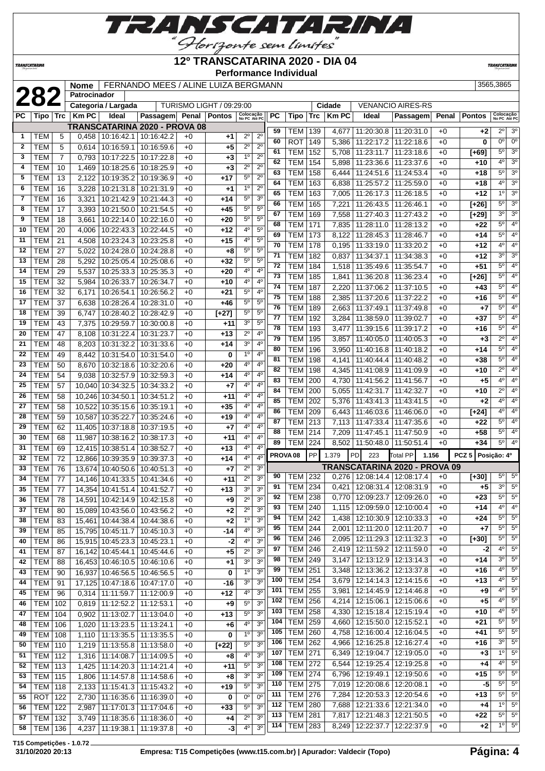# 12º TRANSCATARINA 2020 - DIA 04

**Performance Individual**

| 282 | Nome | FERNANDO MEES / ALINE LUIZA BERGMANN | 3565,3865 |
|---|---|---|---|
| | Patrocinador | | |
| | Categoria / Largada | TURISMO LIGHT / 09:29:00 | Cidade: VENANCIO AIRES-RS |

| PC | Tipo | Trc | Km PC | Ideal | Passagem | Penal | Pontos | Colocação No PC | Colocação Até PC |
|---|---|---|---|---|---|---|---|---|---|
| **TRANSCATARINA 2020 - PROVA 08** | | | | | | | | | |
| 1 | TEM | 5 | 0,458 | 10:16:42.1 | 10:16:42.2 | +0 | +1 | 2º | 2º |
| 2 | TEM | 5 | 0,614 | 10:16:59.1 | 10:16:59.6 | +0 | +5 | 2º | 2º |
| 3 | TEM | 7 | 0,793 | 10:17:22.5 | 10:17:22.8 | +0 | +3 | 1º | 2º |
| 4 | TEM | 10 | 1,469 | 10:18:25.6 | 10:18:25.9 | +0 | +3 | 2º | 2º |
| 5 | TEM | 13 | 2,122 | 10:19:35.2 | 10:19:36.9 | +0 | +17 | 5º | 2º |
| 6 | TEM | 16 | 3,228 | 10:21:31.8 | 10:21:31.9 | +0 | +1 | 1º | 2º |
| 7 | TEM | 16 | 3,321 | 10:21:42.9 | 10:21:44.3 | +0 | +14 | 5º | 3º |
| 8 | TEM | 17 | 3,393 | 10:21:50.0 | 10:21:54.5 | +0 | +45 | 5º | 5º |
| 9 | TEM | 18 | 3,661 | 10:22:14.0 | 10:22:16.0 | +0 | +20 | 5º | 5º |
| 10 | TEM | 20 | 4,006 | 10:22:43.3 | 10:22:44.5 | +0 | +12 | 4º | 5º |
| 11 | TEM | 21 | 4,508 | 10:23:24.3 | 10:23:25.8 | +0 | +15 | 4º | 5º |
| 12 | TEM | 27 | 5,022 | 10:24:28.0 | 10:24:28.8 | +0 | +8 | 5º | 5º |
| 13 | TEM | 28 | 5,292 | 10:25:05.4 | 10:25:08.6 | +0 | +32 | 5º | 5º |
| 14 | TEM | 29 | 5,537 | 10:25:33.3 | 10:25:35.3 | +0 | +20 | 4º | 4º |
| 15 | TEM | 32 | 5,984 | 10:26:33.7 | 10:26:34.7 | +0 | +10 | 4º | 4º |
| 16 | TEM | 32 | 6,171 | 10:26:54.1 | 10:26:56.2 | +0 | +21 | 5º | 4º |
| 17 | TEM | 37 | 6,638 | 10:28:26.4 | 10:28:31.0 | +0 | +46 | 5º | 5º |
| 18 | TEM | 39 | 6,747 | 10:28:40.2 | 10:28:42.9 | +0 | [+27] | 5º | 5º |
| 19 | TEM | 43 | 7,375 | 10:29:59.7 | 10:30:00.8 | +0 | +11 | 3º | 5º |
| 20 | TEM | 47 | 8,108 | 10:31:22.4 | 10:31:23.7 | +0 | +13 | 2º | 4º |
| 21 | TEM | 48 | 8,203 | 10:31:32.2 | 10:31:33.6 | +0 | +14 | 3º | 4º |
| 22 | TEM | 49 | 8,442 | 10:31:54.0 | 10:31:54.0 | +0 | 0 | 1º | 4º |
| 23 | TEM | 50 | 8,670 | 10:32:18.6 | 10:32:20.6 | +0 | +20 | 4º | 4º |
| 24 | TEM | 54 | 9,038 | 10:32:57.9 | 10:32:59.3 | +0 | +14 | 4º | 4º |
| 25 | TEM | 57 | 10,040 | 10:34:32.5 | 10:34:33.2 | +0 | +7 | 4º | 4º |
| 26 | TEM | 58 | 10,246 | 10:34:50.1 | 10:34:51.2 | +0 | +11 | 4º | 4º |
| 27 | TEM | 58 | 10,522 | 10:35:15.6 | 10:35:19.1 | +0 | +35 | 4º | 4º |
| 28 | TEM | 59 | 10,587 | 10:35:22.7 | 10:35:24.6 | +0 | +19 | 4º | 4º |
| 29 | TEM | 62 | 11,405 | 10:37:18.8 | 10:37:19.5 | +0 | +7 | 4º | 4º |
| 30 | TEM | 68 | 11,987 | 10:38:16.2 | 10:38:17.3 | +0 | +11 | 4º | 4º |
| 31 | TEM | 69 | 12,415 | 10:38:51.4 | 10:38:52.7 | +0 | +13 | 4º | 4º |
| 32 | TEM | 72 | 12,866 | 10:39:35.9 | 10:39:37.3 | +0 | +14 | 4º | 4º |
| 33 | TEM | 76 | 13,674 | 10:40:50.6 | 10:40:51.3 | +0 | +7 | 2º | 3º |
| 34 | TEM | 77 | 14,146 | 10:41:33.5 | 10:41:34.6 | +0 | +11 | 2º | 3º |
| 35 | TEM | 77 | 14,354 | 10:41:51.4 | 10:41:52.7 | +0 | +13 | 3º | 3º |
| 36 | TEM | 78 | 14,591 | 10:42:14.9 | 10:42:15.8 | +0 | +9 | 2º | 3º |
| 37 | TEM | 80 | 15,089 | 10:43:56.0 | 10:43:56.2 | +0 | +2 | 2º | 3º |
| 38 | TEM | 83 | 15,461 | 10:44:38.4 | 10:44:38.6 | +0 | +2 | 1º | 3º |
| 39 | TEM | 85 | 15,795 | 10:45:11.7 | 10:45:10.3 | +0 | -14 | 4º | 3º |
| 40 | TEM | 86 | 15,915 | 10:45:23.3 | 10:45:23.1 | +0 | -2 | 4º | 3º |
| 41 | TEM | 87 | 16,142 | 10:45:44.1 | 10:45:44.6 | +0 | +5 | 2º | 3º |
| 42 | TEM | 88 | 16,453 | 10:46:10.5 | 10:46:10.6 | +0 | +1 | 3º | 3º |
| 43 | TEM | 90 | 16,937 | 10:46:56.5 | 10:46:56.5 | +0 | 0 | 1º | 3º |
| 44 | TEM | 91 | 17,125 | 10:47:18.6 | 10:47:17.0 | +0 | -16 | 3º | 3º |
| 45 | TEM | 96 | 0,314 | 11:11:59.7 | 11:12:00.9 | +0 | +12 | 4º | 3º |
| 46 | TEM | 102 | 0,819 | 11:12:52.2 | 11:12:53.1 | +0 | +9 | 5º | 3º |
| 47 | TEM | 104 | 0,902 | 11:13:02.7 | 11:13:04.0 | +0 | +13 | 5º | 3º |
| 48 | TEM | 106 | 1,020 | 11:13:23.5 | 11:13:24.1 | +0 | +6 | 4º | 3º |
| 49 | TEM | 108 | 1,110 | 11:13:35.5 | 11:13:35.5 | +0 | 0 | 1º | 3º |
| 50 | TEM | 110 | 1,219 | 11:13:55.8 | 11:13:58.0 | +0 | [+22] | 5º | 3º |
| 51 | TEM | 112 | 1,316 | 11:14:08.7 | 11:14:09.5 | +0 | +8 | 4º | 3º |
| 52 | TEM | 113 | 1,425 | 11:14:20.3 | 11:14:21.4 | +0 | +11 | 5º | 3º |
| 53 | TEM | 115 | 1,806 | 11:14:57.8 | 11:14:58.6 | +0 | +8 | 3º | 3º |
| 54 | TEM | 118 | 2,133 | 11:15:41.3 | 11:15:43.2 | +0 | +19 | 5º | 3º |
| 55 | ROT | 122 | 2,730 | 11:16:35.6 | 11:16:39.0 | +0 | 0 | 0º | 0º |
| 56 | TEM | 122 | 2,987 | 11:17:01.3 | 11:17:04.6 | +0 | +33 | 5º | 3º |
| 57 | TEM | 132 | 3,749 | 11:18:35.6 | 11:18:36.0 | +0 | +4 | 2º | 3º |
| 58 | TEM | 136 | 4,237 | 11:19:38.1 | 11:19:37.8 | +0 | -3 | 4º | 3º |
| 59 | TEM | 139 | 4,677 | 11:20:30.8 | 11:20:31.0 | +0 | +2 | 2º | 3º |
| 60 | ROT | 149 | 5,386 | 11:22:17.2 | 11:22:18.6 | +0 | 0 | 0º | 0º |
| 61 | TEM | 152 | 5,708 | 11:23:11.7 | 11:23:18.6 | +0 | [+69] | 5º | 3º |
| 62 | TEM | 154 | 5,898 | 11:23:36.6 | 11:23:37.6 | +0 | +10 | 4º | 3º |
| 63 | TEM | 158 | 6,444 | 11:24:51.6 | 11:24:53.4 | +0 | +18 | 5º | 3º |
| 64 | TEM | 163 | 6,838 | 11:25:57.2 | 11:25:59.0 | +0 | +18 | 4º | 3º |
| 65 | TEM | 163 | 7,005 | 11:26:17.3 | 11:26:18.5 | +0 | +12 | 1º | 3º |
| 66 | TEM | 165 | 7,221 | 11:26:43.5 | 11:26:46.1 | +0 | [+26] | 5º | 3º |
| 67 | TEM | 169 | 7,558 | 11:27:40.3 | 11:27:43.2 | +0 | [+29] | 3º | 3º |
| 68 | TEM | 171 | 7,835 | 11:28:11.0 | 11:28:13.2 | +0 | +22 | 5º | 4º |
| 69 | TEM | 173 | 8,122 | 11:28:45.3 | 11:28:46.7 | +0 | +14 | 5º | 4º |
| 70 | TEM | 178 | 0,195 | 11:33:19.0 | 11:33:20.2 | +0 | +12 | 4º | 4º |
| 71 | TEM | 182 | 0,837 | 11:34:37.1 | 11:34:38.3 | +0 | +12 | 3º | 3º |
| 72 | TEM | 184 | 1,518 | 11:35:49.6 | 11:35:54.7 | +0 | +51 | 5º | 4º |
| 73 | TEM | 185 | 1,841 | 11:36:20.8 | 11:36:23.4 | +0 | [+26] | 5º | 4º |
| 74 | TEM | 187 | 2,220 | 11:37:06.2 | 11:37:10.5 | +0 | +43 | 5º | 4º |
| 75 | TEM | 188 | 2,385 | 11:37:20.6 | 11:37:22.2 | +0 | +16 | 5º | 4º |
| 76 | TEM | 189 | 2,663 | 11:37:49.1 | 11:37:49.8 | +0 | +7 | 5º | 4º |
| 77 | TEM | 192 | 3,284 | 11:38:59.0 | 11:39:02.7 | +0 | +37 | 5º | 4º |
| 78 | TEM | 193 | 3,477 | 11:39:15.6 | 11:39:17.2 | +0 | +16 | 5º | 4º |
| 79 | TEM | 195 | 3,857 | 11:40:05.0 | 11:40:05.3 | +0 | +3 | 2º | 4º |
| 80 | TEM | 196 | 3,950 | 11:40:16.8 | 11:40:18.2 | +0 | +14 | 5º | 4º |
| 81 | TEM | 198 | 4,141 | 11:40:44.4 | 11:40:48.2 | +0 | +38 | 5º | 4º |
| 82 | TEM | 198 | 4,345 | 11:41:08.9 | 11:41:09.9 | +0 | +10 | 2º | 4º |
| 83 | TEM | 200 | 4,730 | 11:41:56.2 | 11:41:56.7 | +0 | +5 | 4º | 4º |
| 84 | TEM | 200 | 5,055 | 11:42:31.7 | 11:42:32.7 | +0 | +10 | 2º | 4º |
| 85 | TEM | 202 | 5,376 | 11:43:41.3 | 11:43:41.5 | +0 | +2 | 4º | 4º |
| 86 | TEM | 209 | 6,443 | 11:46:03.6 | 11:46:06.0 | +0 | [+24] | 4º | 4º |
| 87 | TEM | 213 | 7,113 | 11:47:33.4 | 11:47:35.6 | +0 | +22 | 5º | 4º |
| 88 | TEM | 214 | 7,209 | 11:47:45.1 | 11:47:50.9 | +0 | +58 | 5º | 4º |
| 89 | TEM | 224 | 8,502 | 11:50:48.0 | 11:50:51.4 | +0 | +34 | 5º | 4º |
| **PROVA 08** | PP | 1.379 | PD | 223 | Total PP | 1.156 | PCZ 5 | Posição: 4º | |
| **TRANSCATARINA 2020 - PROVA 09** | | | | | | | | | |
| 90 | TEM | 232 | 0,276 | 12:08:14.4 | 12:08:17.4 | +0 | [+30] | 5º | 5º |
| 91 | TEM | 234 | 0,421 | 12:08:31.4 | 12:08:31.9 | +0 | +5 | 3º | 5º |
| 92 | TEM | 238 | 0,770 | 12:09:23.7 | 12:09:26.0 | +0 | +23 | 5º | 5º |
| 93 | TEM | 240 | 1,115 | 12:09:59.0 | 12:10:00.4 | +0 | +14 | 4º | 4º |
| 94 | TEM | 242 | 1,438 | 12:10:30.9 | 12:10:33.3 | +0 | +24 | 5º | 5º |
| 95 | TEM | 244 | 2,001 | 12:11:20.0 | 12:11:20.7 | +0 | +7 | 5º | 5º |
| 96 | TEM | 246 | 2,095 | 12:11:29.3 | 12:11:32.3 | +0 | [+30] | 5º | 5º |
| 97 | TEM | 246 | 2,419 | 12:11:59.2 | 12:11:59.0 | +0 | -2 | 4º | 5º |
| 98 | TEM | 249 | 3,147 | 12:13:12.9 | 12:13:14.3 | +0 | +14 | 3º | 5º |
| 99 | TEM | 251 | 3,348 | 12:13:36.2 | 12:13:37.8 | +0 | +16 | 4º | 5º |
| 100 | TEM | 254 | 3,679 | 12:14:14.3 | 12:14:15.6 | +0 | +13 | 4º | 5º |
| 101 | TEM | 255 | 3,981 | 12:14:45.9 | 12:14:46.8 | +0 | +9 | 4º | 5º |
| 102 | TEM | 256 | 4,214 | 12:15:06.1 | 12:15:06.6 | +0 | +5 | 4º | 5º |
| 103 | TEM | 258 | 4,330 | 12:15:18.4 | 12:15:19.4 | +0 | +10 | 4º | 5º |
| 104 | TEM | 259 | 4,660 | 12:15:50.0 | 12:15:52.1 | +0 | +21 | 5º | 5º |
| 105 | TEM | 260 | 4,758 | 12:16:00.4 | 12:16:04.5 | +0 | +41 | 5º | 5º |
| 106 | TEM | 262 | 4,966 | 12:16:25.8 | 12:16:27.4 | +0 | +16 | 3º | 5º |
| 107 | TEM | 271 | 6,349 | 12:19:04.7 | 12:19:05.0 | +0 | +3 | 1º | 5º |
| 108 | TEM | 272 | 6,544 | 12:19:25.4 | 12:19:25.8 | +0 | +4 | 4º | 5º |
| 109 | TEM | 274 | 6,796 | 12:19:49.1 | 12:19:50.6 | +0 | +15 | 5º | 5º |
| 110 | TEM | 275 | 7,019 | 12:20:08.6 | 12:20:08.1 | +0 | -5 | 5º | 5º |
| 111 | TEM | 276 | 7,284 | 12:20:53.3 | 12:20:54.6 | +0 | +13 | 5º | 5º |
| 112 | TEM | 280 | 7,688 | 12:21:33.6 | 12:21:34.0 | +0 | +4 | 1º | 5º |
| 113 | TEM | 281 | 7,817 | 12:21:48.3 | 12:21:50.5 | +0 | +22 | 5º | 5º |
| 114 | TEM | 283 | 8,249 | 12:22:37.7 | 12:22:37.9 | +0 | +2 | 1º | 5º |

T15 Competições - 1.0.72
31/10/2020 20:13 — Empresa: T15 Competições (www.t15.com.br) | Apurador: Valdecir (Topo)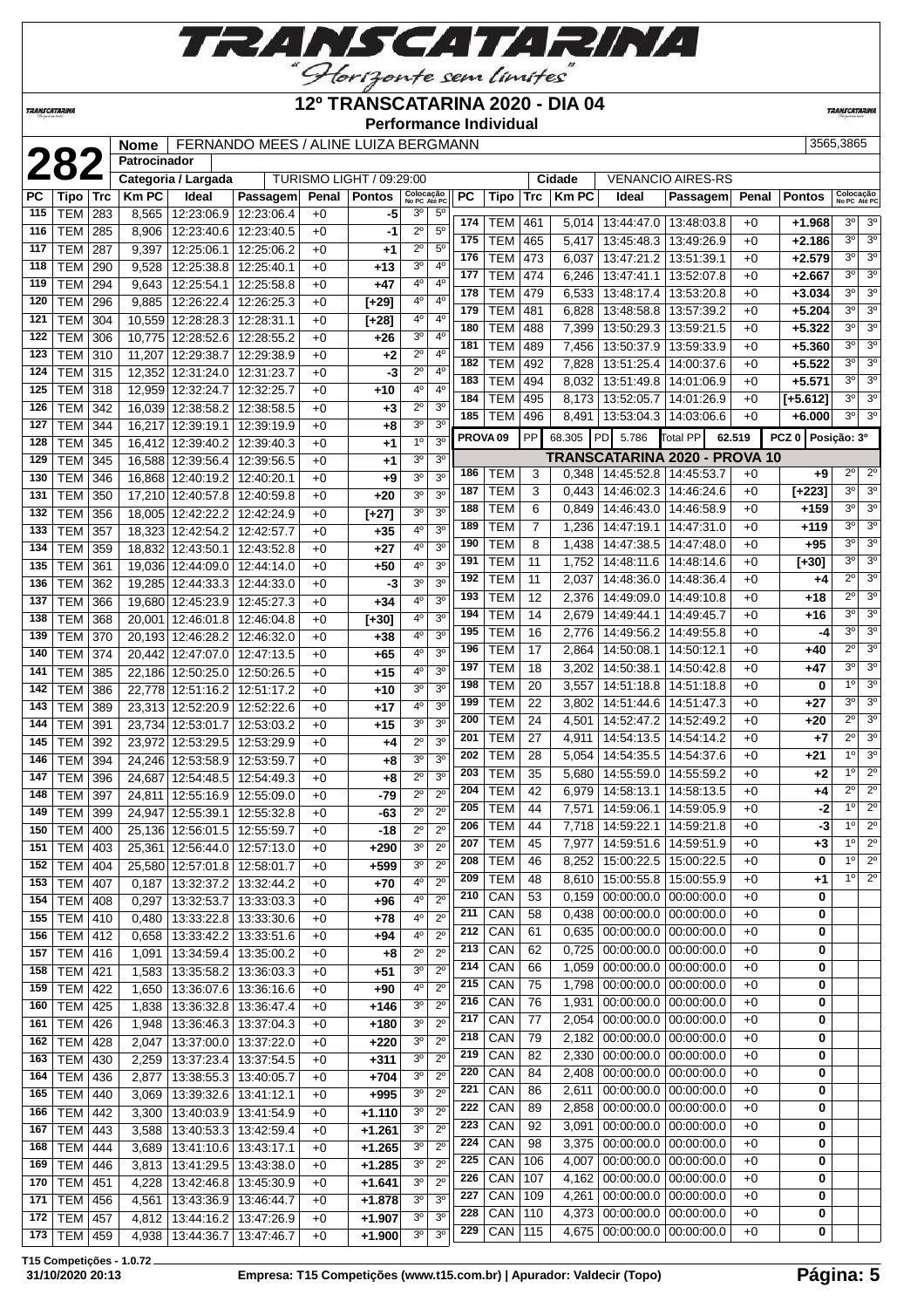# 12º TRANSCATARINA 2020 - DIA 04

**Performance Individual**

| | | |
|---|---|---|
| **282** | **Nome** | FERNANDO MEES / ALINE LUIZA BERGMANN | 3565,3865 |
| | **Patrocinador** | | |
| | **Categoria / Largada** | TURISMO LIGHT / 09:29:00 | **Cidade** VENANCIO AIRES-RS |

| PC | Tipo | Trc | Km PC | Ideal | Passagem | Penal | Pontos | Colocação No PC | Colocação Até PC |
|---|---|---|---|---|---|---|---|---|---|
| 115 | TEM | 283 | 8,565 | 12:23:06.9 | 12:23:06.4 | +0 | -5 | 3º | 5º |
| 116 | TEM | 285 | 8,906 | 12:23:40.6 | 12:23:40.5 | +0 | -1 | 2º | 5º |
| 117 | TEM | 287 | 9,397 | 12:25:06.1 | 12:25:06.2 | +0 | +1 | 2º | 5º |
| 118 | TEM | 290 | 9,528 | 12:25:38.8 | 12:25:40.1 | +0 | +13 | 3º | 4º |
| 119 | TEM | 294 | 9,643 | 12:25:54.1 | 12:25:58.8 | +0 | +47 | 4º | 4º |
| 120 | TEM | 296 | 9,885 | 12:26:22.4 | 12:26:25.3 | +0 | [+29] | 4º | 4º |
| 121 | TEM | 304 | 10,559 | 12:28:28.3 | 12:28:31.1 | +0 | [+28] | 4º | 4º |
| 122 | TEM | 306 | 10,775 | 12:28:52.6 | 12:28:55.2 | +0 | +26 | 3º | 4º |
| 123 | TEM | 310 | 11,207 | 12:29:38.7 | 12:29:38.9 | +0 | +2 | 2º | 4º |
| 124 | TEM | 315 | 12,352 | 12:31:24.0 | 12:31:23.7 | +0 | -3 | 2º | 4º |
| 125 | TEM | 318 | 12,959 | 12:32:24.7 | 12:32:25.7 | +0 | +10 | 4º | 4º |
| 126 | TEM | 342 | 16,039 | 12:38:58.2 | 12:38:58.5 | +0 | +3 | 2º | 3º |
| 127 | TEM | 344 | 16,217 | 12:39:19.1 | 12:39:19.9 | +0 | +8 | 3º | 3º |
| 128 | TEM | 345 | 16,412 | 12:39:40.2 | 12:39:40.3 | +0 | +1 | 1º | 3º |
| 129 | TEM | 345 | 16,588 | 12:39:56.4 | 12:39:56.5 | +0 | +1 | 3º | 3º |
| 130 | TEM | 346 | 16,868 | 12:40:19.2 | 12:40:20.1 | +0 | +9 | 3º | 3º |
| 131 | TEM | 350 | 17,210 | 12:40:57.8 | 12:40:59.8 | +0 | +20 | 3º | 3º |
| 132 | TEM | 356 | 18,005 | 12:42:22.2 | 12:42:24.9 | +0 | [+27] | 3º | 3º |
| 133 | TEM | 357 | 18,323 | 12:42:54.2 | 12:42:57.7 | +0 | +35 | 4º | 3º |
| 134 | TEM | 359 | 18,832 | 12:43:50.1 | 12:43:52.8 | +0 | +27 | 4º | 3º |
| 135 | TEM | 361 | 19,036 | 12:44:09.0 | 12:44:14.0 | +0 | +50 | 4º | 3º |
| 136 | TEM | 362 | 19,285 | 12:44:33.3 | 12:44:33.0 | +0 | -3 | 3º | 3º |
| 137 | TEM | 366 | 19,680 | 12:45:23.9 | 12:45:27.3 | +0 | +34 | 4º | 3º |
| 138 | TEM | 368 | 20,001 | 12:46:01.8 | 12:46:04.8 | +0 | [+30] | 4º | 3º |
| 139 | TEM | 370 | 20,193 | 12:46:28.2 | 12:46:32.0 | +0 | +38 | 4º | 3º |
| 140 | TEM | 374 | 20,442 | 12:47:07.0 | 12:47:13.5 | +0 | +65 | 4º | 3º |
| 141 | TEM | 385 | 22,186 | 12:50:25.0 | 12:50:26.5 | +0 | +15 | 4º | 3º |
| 142 | TEM | 386 | 22,778 | 12:51:16.2 | 12:51:17.2 | +0 | +10 | 3º | 3º |
| 143 | TEM | 389 | 23,313 | 12:52:20.9 | 12:52:22.6 | +0 | +17 | 4º | 3º |
| 144 | TEM | 391 | 23,734 | 12:53:01.7 | 12:53:03.2 | +0 | +15 | 3º | 3º |
| 145 | TEM | 392 | 23,972 | 12:53:29.5 | 12:53:29.9 | +0 | +4 | 2º | 3º |
| 146 | TEM | 394 | 24,246 | 12:53:58.9 | 12:53:59.7 | +0 | +8 | 3º | 3º |
| 147 | TEM | 396 | 24,687 | 12:54:48.5 | 12:54:49.3 | +0 | +8 | 2º | 3º |
| 148 | TEM | 397 | 24,811 | 12:55:16.9 | 12:55:09.0 | +0 | -79 | 2º | 2º |
| 149 | TEM | 399 | 24,947 | 12:55:39.1 | 12:55:32.8 | +0 | -63 | 2º | 2º |
| 150 | TEM | 400 | 25,136 | 12:56:01.5 | 12:55:59.7 | +0 | -18 | 2º | 2º |
| 151 | TEM | 403 | 25,361 | 12:56:44.0 | 12:57:13.0 | +0 | +290 | 3º | 2º |
| 152 | TEM | 404 | 25,580 | 12:57:01.8 | 12:58:01.7 | +0 | +599 | 3º | 2º |
| 153 | TEM | 407 | 0,187 | 13:32:37.2 | 13:32:44.2 | +0 | +70 | 4º | 2º |
| 154 | TEM | 408 | 0,297 | 13:32:53.7 | 13:33:03.3 | +0 | +96 | 4º | 2º |
| 155 | TEM | 410 | 0,480 | 13:33:22.8 | 13:33:30.6 | +0 | +78 | 4º | 2º |
| 156 | TEM | 412 | 0,658 | 13:33:42.2 | 13:33:51.6 | +0 | +94 | 4º | 2º |
| 157 | TEM | 416 | 1,091 | 13:34:59.4 | 13:35:00.2 | +0 | +8 | 2º | 2º |
| 158 | TEM | 421 | 1,583 | 13:35:58.2 | 13:36:03.3 | +0 | +51 | 3º | 2º |
| 159 | TEM | 422 | 1,650 | 13:36:07.6 | 13:36:16.6 | +0 | +90 | 4º | 2º |
| 160 | TEM | 425 | 1,838 | 13:36:32.8 | 13:36:47.4 | +0 | +146 | 3º | 2º |
| 161 | TEM | 426 | 1,948 | 13:36:46.3 | 13:37:04.3 | +0 | +180 | 3º | 2º |
| 162 | TEM | 428 | 2,047 | 13:37:00.0 | 13:37:22.0 | +0 | +220 | 3º | 2º |
| 163 | TEM | 430 | 2,259 | 13:37:23.4 | 13:37:54.5 | +0 | +311 | 3º | 2º |
| 164 | TEM | 436 | 2,877 | 13:38:55.3 | 13:40:05.7 | +0 | +704 | 3º | 2º |
| 165 | TEM | 440 | 3,069 | 13:39:32.6 | 13:41:12.1 | +0 | +995 | 3º | 2º |
| 166 | TEM | 442 | 3,300 | 13:40:03.9 | 13:41:54.9 | +0 | +1.110 | 3º | 2º |
| 167 | TEM | 443 | 3,588 | 13:40:53.3 | 13:42:59.4 | +0 | +1.261 | 3º | 2º |
| 168 | TEM | 444 | 3,689 | 13:41:10.6 | 13:43:17.1 | +0 | +1.265 | 3º | 2º |
| 169 | TEM | 446 | 3,813 | 13:41:29.5 | 13:43:38.0 | +0 | +1.285 | 3º | 2º |
| 170 | TEM | 451 | 4,228 | 13:42:46.8 | 13:45:30.9 | +0 | +1.641 | 3º | 2º |
| 171 | TEM | 456 | 4,561 | 13:43:36.9 | 13:46:44.7 | +0 | +1.878 | 3º | 3º |
| 172 | TEM | 457 | 4,812 | 13:44:16.2 | 13:47:26.9 | +0 | +1.907 | 3º | 3º |
| 173 | TEM | 459 | 4,938 | 13:44:36.7 | 13:47:46.7 | +0 | +1.900 | 3º | 3º |
| 174 | TEM | 461 | 5,014 | 13:44:47.0 | 13:48:03.8 | +0 | +1.968 | 3º | 3º |
| 175 | TEM | 465 | 5,417 | 13:45:48.3 | 13:49:26.9 | +0 | +2.186 | 3º | 3º |
| 176 | TEM | 473 | 6,037 | 13:47:21.2 | 13:51:39.1 | +0 | +2.579 | 3º | 3º |
| 177 | TEM | 474 | 6,246 | 13:47:41.1 | 13:52:07.8 | +0 | +2.667 | 3º | 3º |
| 178 | TEM | 479 | 6,533 | 13:48:17.4 | 13:53:20.8 | +0 | +3.034 | 3º | 3º |
| 179 | TEM | 481 | 6,828 | 13:48:58.8 | 13:57:39.2 | +0 | +5.204 | 3º | 3º |
| 180 | TEM | 488 | 7,399 | 13:50:29.3 | 13:59:21.5 | +0 | +5.322 | 3º | 3º |
| 181 | TEM | 489 | 7,456 | 13:50:37.9 | 13:59:33.9 | +0 | +5.360 | 3º | 3º |
| 182 | TEM | 492 | 7,828 | 13:51:25.4 | 14:00:37.6 | +0 | +5.522 | 3º | 3º |
| 183 | TEM | 494 | 8,032 | 13:51:49.8 | 14:01:06.9 | +0 | +5.571 | 3º | 3º |
| 184 | TEM | 495 | 8,173 | 13:52:05.7 | 14:01:26.9 | +0 | [+5.612] | 3º | 3º |
| 185 | TEM | 496 | 8,491 | 13:53:04.3 | 14:03:06.6 | +0 | +6.000 | 3º | 3º |
| **PROVA 09** | PP | 68.305 | PD | 5.786 | Total PP | 62.519 | PCZ 0 | Posição: 3º | |
| **TRANSCATARINA 2020 - PROVA 10** | | | | | | | | | |
| 186 | TEM | 3 | 0,348 | 14:45:52.8 | 14:45:53.7 | +0 | +9 | 2º | 2º |
| 187 | TEM | 3 | 0,443 | 14:46:02.3 | 14:46:24.6 | +0 | [+223] | 3º | 3º |
| 188 | TEM | 6 | 0,849 | 14:46:43.0 | 14:46:58.9 | +0 | +159 | 3º | 3º |
| 189 | TEM | 7 | 1,236 | 14:47:19.1 | 14:47:31.0 | +0 | +119 | 3º | 3º |
| 190 | TEM | 8 | 1,438 | 14:47:38.5 | 14:47:48.0 | +0 | +95 | 3º | 3º |
| 191 | TEM | 11 | 1,752 | 14:48:11.6 | 14:48:14.6 | +0 | [+30] | 3º | 3º |
| 192 | TEM | 11 | 2,037 | 14:48:36.0 | 14:48:36.4 | +0 | +4 | 2º | 3º |
| 193 | TEM | 12 | 2,376 | 14:49:09.0 | 14:49:10.8 | +0 | +18 | 2º | 3º |
| 194 | TEM | 14 | 2,679 | 14:49:44.1 | 14:49:45.7 | +0 | +16 | 3º | 3º |
| 195 | TEM | 16 | 2,776 | 14:49:56.2 | 14:49:55.8 | +0 | -4 | 3º | 3º |
| 196 | TEM | 17 | 2,864 | 14:50:08.1 | 14:50:12.1 | +0 | +40 | 2º | 3º |
| 197 | TEM | 18 | 3,202 | 14:50:38.1 | 14:50:42.8 | +0 | +47 | 3º | 3º |
| 198 | TEM | 20 | 3,557 | 14:51:18.8 | 14:51:18.8 | +0 | 0 | 1º | 3º |
| 199 | TEM | 22 | 3,802 | 14:51:44.6 | 14:51:47.3 | +0 | +27 | 3º | 3º |
| 200 | TEM | 24 | 4,501 | 14:52:47.2 | 14:52:49.2 | +0 | +20 | 2º | 3º |
| 201 | TEM | 27 | 4,911 | 14:54:13.5 | 14:54:14.2 | +0 | +7 | 2º | 3º |
| 202 | TEM | 28 | 5,054 | 14:54:35.5 | 14:54:37.6 | +0 | +21 | 1º | 3º |
| 203 | TEM | 35 | 5,680 | 14:55:59.0 | 14:55:59.2 | +0 | +2 | 1º | 2º |
| 204 | TEM | 42 | 6,979 | 14:58:13.1 | 14:58:13.5 | +0 | +4 | 2º | 2º |
| 205 | TEM | 44 | 7,571 | 14:59:06.1 | 14:59:05.9 | +0 | -2 | 1º | 2º |
| 206 | TEM | 44 | 7,718 | 14:59:22.1 | 14:59:21.8 | +0 | -3 | 1º | 2º |
| 207 | TEM | 45 | 7,977 | 14:59:51.6 | 14:59:51.9 | +0 | +3 | 1º | 2º |
| 208 | TEM | 46 | 8,252 | 15:00:22.5 | 15:00:22.5 | +0 | 0 | 1º | 2º |
| 209 | TEM | 48 | 8,610 | 15:00:55.8 | 15:00:55.9 | +0 | +1 | 1º | 2º |
| 210 | CAN | 53 | 0,159 | 00:00:00.0 | 00:00:00.0 | +0 | 0 | | |
| 211 | CAN | 58 | 0,438 | 00:00:00.0 | 00:00:00.0 | +0 | 0 | | |
| 212 | CAN | 61 | 0,635 | 00:00:00.0 | 00:00:00.0 | +0 | 0 | | |
| 213 | CAN | 62 | 0,725 | 00:00:00.0 | 00:00:00.0 | +0 | 0 | | |
| 214 | CAN | 66 | 1,059 | 00:00:00.0 | 00:00:00.0 | +0 | 0 | | |
| 215 | CAN | 75 | 1,798 | 00:00:00.0 | 00:00:00.0 | +0 | 0 | | |
| 216 | CAN | 76 | 1,931 | 00:00:00.0 | 00:00:00.0 | +0 | 0 | | |
| 217 | CAN | 77 | 2,054 | 00:00:00.0 | 00:00:00.0 | +0 | 0 | | |
| 218 | CAN | 79 | 2,182 | 00:00:00.0 | 00:00:00.0 | +0 | 0 | | |
| 219 | CAN | 82 | 2,330 | 00:00:00.0 | 00:00:00.0 | +0 | 0 | | |
| 220 | CAN | 84 | 2,408 | 00:00:00.0 | 00:00:00.0 | +0 | 0 | | |
| 221 | CAN | 86 | 2,611 | 00:00:00.0 | 00:00:00.0 | +0 | 0 | | |
| 222 | CAN | 89 | 2,858 | 00:00:00.0 | 00:00:00.0 | +0 | 0 | | |
| 223 | CAN | 92 | 3,091 | 00:00:00.0 | 00:00:00.0 | +0 | 0 | | |
| 224 | CAN | 98 | 3,375 | 00:00:00.0 | 00:00:00.0 | +0 | 0 | | |
| 225 | CAN | 106 | 4,007 | 00:00:00.0 | 00:00:00.0 | +0 | 0 | | |
| 226 | CAN | 107 | 4,162 | 00:00:00.0 | 00:00:00.0 | +0 | 0 | | |
| 227 | CAN | 109 | 4,261 | 00:00:00.0 | 00:00:00.0 | +0 | 0 | | |
| 228 | CAN | 110 | 4,373 | 00:00:00.0 | 00:00:00.0 | +0 | 0 | | |
| 229 | CAN | 115 | 4,675 | 00:00:00.0 | 00:00:00.0 | +0 | 0 | | |

T15 Competições - 1.0.72
31/10/2020 20:13 — Empresa: T15 Competições (www.t15.com.br) | Apurador: Valdecir (Topo)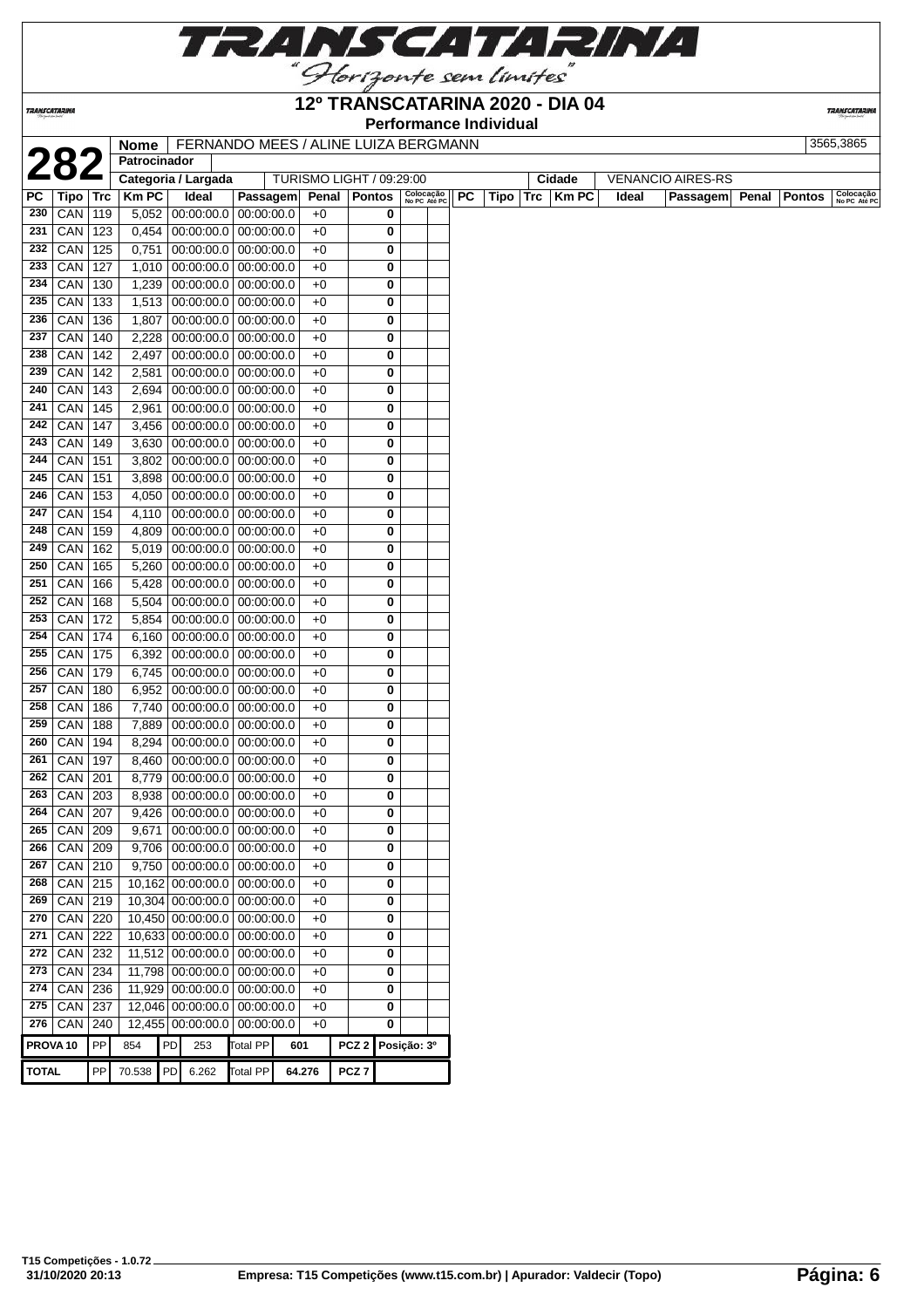# TRANSCATARINA

"Horizonte sem limites"

## 12º TRANSCATARINA 2020 - DIA 04

### Performance Individual

| **282** | **Nome** | FERNANDO MEES / ALINE LUIZA BERGMANN | 3565,3865 |
|---|---|---|---|
| | **Patrocinador** | | |
| | **Categoria / Largada** | TURISMO LIGHT / 09:29:00 | **Cidade** VENANCIO AIRES-RS |

| PC | Tipo | Trc | Km PC | Ideal | Passagem | Penal | Pontos | Colocação No PC | Colocação Até PC |
|---|---|---|---|---|---|---|---|---|---|
| 230 | CAN | 119 | 5,052 | 00:00:00.0 | 00:00:00.0 | +0 | 0 | | |
| 231 | CAN | 123 | 0,454 | 00:00:00.0 | 00:00:00.0 | +0 | 0 | | |
| 232 | CAN | 125 | 0,751 | 00:00:00.0 | 00:00:00.0 | +0 | 0 | | |
| 233 | CAN | 127 | 1,010 | 00:00:00.0 | 00:00:00.0 | +0 | 0 | | |
| 234 | CAN | 130 | 1,239 | 00:00:00.0 | 00:00:00.0 | +0 | 0 | | |
| 235 | CAN | 133 | 1,513 | 00:00:00.0 | 00:00:00.0 | +0 | 0 | | |
| 236 | CAN | 136 | 1,807 | 00:00:00.0 | 00:00:00.0 | +0 | 0 | | |
| 237 | CAN | 140 | 2,228 | 00:00:00.0 | 00:00:00.0 | +0 | 0 | | |
| 238 | CAN | 142 | 2,497 | 00:00:00.0 | 00:00:00.0 | +0 | 0 | | |
| 239 | CAN | 142 | 2,581 | 00:00:00.0 | 00:00:00.0 | +0 | 0 | | |
| 240 | CAN | 143 | 2,694 | 00:00:00.0 | 00:00:00.0 | +0 | 0 | | |
| 241 | CAN | 145 | 2,961 | 00:00:00.0 | 00:00:00.0 | +0 | 0 | | |
| 242 | CAN | 147 | 3,456 | 00:00:00.0 | 00:00:00.0 | +0 | 0 | | |
| 243 | CAN | 149 | 3,630 | 00:00:00.0 | 00:00:00.0 | +0 | 0 | | |
| 244 | CAN | 151 | 3,802 | 00:00:00.0 | 00:00:00.0 | +0 | 0 | | |
| 245 | CAN | 151 | 3,898 | 00:00:00.0 | 00:00:00.0 | +0 | 0 | | |
| 246 | CAN | 153 | 4,050 | 00:00:00.0 | 00:00:00.0 | +0 | 0 | | |
| 247 | CAN | 154 | 4,110 | 00:00:00.0 | 00:00:00.0 | +0 | 0 | | |
| 248 | CAN | 159 | 4,809 | 00:00:00.0 | 00:00:00.0 | +0 | 0 | | |
| 249 | CAN | 162 | 5,019 | 00:00:00.0 | 00:00:00.0 | +0 | 0 | | |
| 250 | CAN | 165 | 5,260 | 00:00:00.0 | 00:00:00.0 | +0 | 0 | | |
| 251 | CAN | 166 | 5,428 | 00:00:00.0 | 00:00:00.0 | +0 | 0 | | |
| 252 | CAN | 168 | 5,504 | 00:00:00.0 | 00:00:00.0 | +0 | 0 | | |
| 253 | CAN | 172 | 5,854 | 00:00:00.0 | 00:00:00.0 | +0 | 0 | | |
| 254 | CAN | 174 | 6,160 | 00:00:00.0 | 00:00:00.0 | +0 | 0 | | |
| 255 | CAN | 175 | 6,392 | 00:00:00.0 | 00:00:00.0 | +0 | 0 | | |
| 256 | CAN | 179 | 6,745 | 00:00:00.0 | 00:00:00.0 | +0 | 0 | | |
| 257 | CAN | 180 | 6,952 | 00:00:00.0 | 00:00:00.0 | +0 | 0 | | |
| 258 | CAN | 186 | 7,740 | 00:00:00.0 | 00:00:00.0 | +0 | 0 | | |
| 259 | CAN | 188 | 7,889 | 00:00:00.0 | 00:00:00.0 | +0 | 0 | | |
| 260 | CAN | 194 | 8,294 | 00:00:00.0 | 00:00:00.0 | +0 | 0 | | |
| 261 | CAN | 197 | 8,460 | 00:00:00.0 | 00:00:00.0 | +0 | 0 | | |
| 262 | CAN | 201 | 8,779 | 00:00:00.0 | 00:00:00.0 | +0 | 0 | | |
| 263 | CAN | 203 | 8,938 | 00:00:00.0 | 00:00:00.0 | +0 | 0 | | |
| 264 | CAN | 207 | 9,426 | 00:00:00.0 | 00:00:00.0 | +0 | 0 | | |
| 265 | CAN | 209 | 9,671 | 00:00:00.0 | 00:00:00.0 | +0 | 0 | | |
| 266 | CAN | 209 | 9,706 | 00:00:00.0 | 00:00:00.0 | +0 | 0 | | |
| 267 | CAN | 210 | 9,750 | 00:00:00.0 | 00:00:00.0 | +0 | 0 | | |
| 268 | CAN | 215 | 10,162 | 00:00:00.0 | 00:00:00.0 | +0 | 0 | | |
| 269 | CAN | 219 | 10,304 | 00:00:00.0 | 00:00:00.0 | +0 | 0 | | |
| 270 | CAN | 220 | 10,450 | 00:00:00.0 | 00:00:00.0 | +0 | 0 | | |
| 271 | CAN | 222 | 10,633 | 00:00:00.0 | 00:00:00.0 | +0 | 0 | | |
| 272 | CAN | 232 | 11,512 | 00:00:00.0 | 00:00:00.0 | +0 | 0 | | |
| 273 | CAN | 234 | 11,798 | 00:00:00.0 | 00:00:00.0 | +0 | 0 | | |
| 274 | CAN | 236 | 11,929 | 00:00:00.0 | 00:00:00.0 | +0 | 0 | | |
| 275 | CAN | 237 | 12,046 | 00:00:00.0 | 00:00:00.0 | +0 | 0 | | |
| 276 | CAN | 240 | 12,455 | 00:00:00.0 | 00:00:00.0 | +0 | 0 | | |

| | | | | | | | | | |
|---|---|---|---|---|---|---|---|---|---|
| **PROVA 10** | PP | 854 | PD | 253 | Total PP | 601 | PCZ 2 | Posição: 3º | |
| **TOTAL** | PP | 70.538 | PD | 6.262 | Total PP | 64.276 | PCZ 7 | | |

T15 Competições - 1.0.72
31/10/2020 20:13

Empresa: T15 Competições (www.t15.com.br) | Apurador: Valdecir (Topo)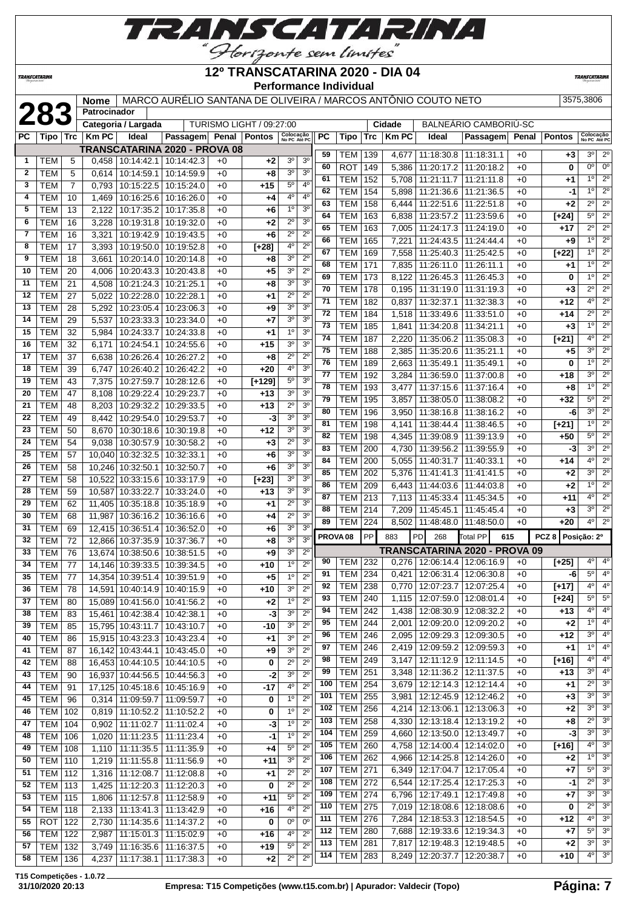# 12º TRANSCATARINA 2020 - DIA 04

## Performance Individual

**283**

| Nome | MARCO AURÉLIO SANTANA DE OLIVEIRA / MARCOS ANTÔNIO COUTO NETO | 3575,3806 |
|---|---|---|
| Patrocinador | | |
| Categoria / Largada | TURISMO LIGHT / 09:27:00 | |
| Cidade | BALNEÁRIO CAMBORIÚ-SC | |

### TRANSCATARINA 2020 - PROVA 08

| PC | Tipo | Trc | Km PC | Ideal | Passagem | Penal | Pontos | Colocação No PC | Colocação Até PC |
|---|---|---|---|---|---|---|---|---|---|
| 1 | TEM | 5 | 0,458 | 10:14:42.1 | 10:14:42.3 | +0 | +2 | 3º | 3º |
| 2 | TEM | 5 | 0,614 | 10:14:59.1 | 10:14:59.9 | +0 | +8 | 3º | 3º |
| 3 | TEM | 7 | 0,793 | 10:15:22.5 | 10:15:24.0 | +0 | +15 | 5º | 4º |
| 4 | TEM | 10 | 1,469 | 10:16:25.6 | 10:16:26.0 | +0 | +4 | 4º | 4º |
| 5 | TEM | 13 | 2,122 | 10:17:35.2 | 10:17:35.8 | +0 | +6 | 1º | 3º |
| 6 | TEM | 16 | 3,228 | 10:19:31.8 | 10:19:32.0 | +0 | +2 | 2º | 3º |
| 7 | TEM | 16 | 3,321 | 10:19:42.9 | 10:19:43.5 | +0 | +6 | 2º | 2º |
| 8 | TEM | 17 | 3,393 | 10:19:50.0 | 10:19:52.8 | +0 | [+28] | 4º | 2º |
| 9 | TEM | 18 | 3,661 | 10:20:14.0 | 10:20:14.8 | +0 | +8 | 3º | 2º |
| 10 | TEM | 20 | 4,006 | 10:20:43.3 | 10:20:43.8 | +0 | +5 | 3º | 2º |
| 11 | TEM | 21 | 4,508 | 10:21:24.3 | 10:21:25.1 | +0 | +8 | 3º | 3º |
| 12 | TEM | 27 | 5,022 | 10:22:28.0 | 10:22:28.1 | +0 | +1 | 2º | 2º |
| 13 | TEM | 28 | 5,292 | 10:23:05.4 | 10:23:06.3 | +0 | +9 | 3º | 3º |
| 14 | TEM | 29 | 5,537 | 10:23:33.3 | 10:23:34.0 | +0 | +7 | 3º | 3º |
| 15 | TEM | 32 | 5,984 | 10:24:33.7 | 10:24:33.8 | +0 | +1 | 1º | 3º |
| 16 | TEM | 32 | 6,171 | 10:24:54.1 | 10:24:55.6 | +0 | +15 | 3º | 3º |
| 17 | TEM | 37 | 6,638 | 10:26:26.4 | 10:26:27.2 | +0 | +8 | 2º | 2º |
| 18 | TEM | 39 | 6,747 | 10:26:40.2 | 10:26:42.2 | +0 | +20 | 4º | 3º |
| 19 | TEM | 43 | 7,375 | 10:27:59.7 | 10:28:12.6 | +0 | [+129] | 5º | 3º |
| 20 | TEM | 47 | 8,108 | 10:29:22.4 | 10:29:23.7 | +0 | +13 | 3º | 3º |
| 21 | TEM | 48 | 8,203 | 10:29:32.2 | 10:29:33.5 | +0 | +13 | 2º | 3º |
| 22 | TEM | 49 | 8,442 | 10:29:54.0 | 10:29:53.7 | +0 | -3 | 3º | 3º |
| 23 | TEM | 50 | 8,670 | 10:30:18.6 | 10:30:19.8 | +0 | +12 | 3º | 3º |
| 24 | TEM | 54 | 9,038 | 10:30:57.9 | 10:30:58.2 | +0 | +3 | 2º | 3º |
| 25 | TEM | 57 | 10,040 | 10:32:32.5 | 10:32:33.1 | +0 | +6 | 3º | 3º |
| 26 | TEM | 58 | 10,246 | 10:32:50.1 | 10:32:50.7 | +0 | +6 | 3º | 3º |
| 27 | TEM | 58 | 10,522 | 10:33:15.6 | 10:33:17.9 | +0 | [+23] | 3º | 3º |
| 28 | TEM | 59 | 10,587 | 10:33:22.7 | 10:33:24.0 | +0 | +13 | 3º | 3º |
| 29 | TEM | 62 | 11,405 | 10:35:18.8 | 10:35:18.9 | +0 | +1 | 2º | 3º |
| 30 | TEM | 68 | 11,987 | 10:36:16.2 | 10:36:16.6 | +0 | +4 | 2º | 3º |
| 31 | TEM | 69 | 12,415 | 10:36:51.4 | 10:36:52.0 | +0 | +6 | 3º | 3º |
| 32 | TEM | 72 | 12,866 | 10:37:35.9 | 10:37:36.7 | +0 | +8 | 3º | 3º |
| 33 | TEM | 76 | 13,674 | 10:38:50.6 | 10:38:51.5 | +0 | +9 | 3º | 2º |
| 34 | TEM | 77 | 14,146 | 10:39:33.5 | 10:39:34.5 | +0 | +10 | 1º | 2º |
| 35 | TEM | 77 | 14,354 | 10:39:51.4 | 10:39:51.9 | +0 | +5 | 1º | 2º |
| 36 | TEM | 78 | 14,591 | 10:40:14.9 | 10:40:15.9 | +0 | +10 | 3º | 2º |
| 37 | TEM | 80 | 15,089 | 10:41:56.0 | 10:41:56.2 | +0 | +2 | 1º | 2º |
| 38 | TEM | 83 | 15,461 | 10:42:38.4 | 10:42:38.1 | +0 | -3 | 3º | 2º |
| 39 | TEM | 85 | 15,795 | 10:43:11.7 | 10:43:10.7 | +0 | -10 | 3º | 2º |
| 40 | TEM | 86 | 15,915 | 10:43:23.3 | 10:43:23.4 | +0 | +1 | 3º | 2º |
| 41 | TEM | 87 | 16,142 | 10:43:44.1 | 10:43:45.0 | +0 | +9 | 3º | 2º |
| 42 | TEM | 88 | 16,453 | 10:44:10.5 | 10:44:10.5 | +0 | 0 | 2º | 2º |
| 43 | TEM | 90 | 16,937 | 10:44:56.5 | 10:44:56.3 | +0 | -2 | 3º | 2º |
| 44 | TEM | 91 | 17,125 | 10:45:18.6 | 10:45:16.9 | +0 | -17 | 4º | 2º |
| 45 | TEM | 96 | 0,314 | 11:09:59.7 | 11:09:59.7 | +0 | 0 | 1º | 2º |
| 46 | TEM | 102 | 0,819 | 11:10:52.2 | 11:10:52.2 | +0 | 0 | 1º | 2º |
| 47 | TEM | 104 | 0,902 | 11:11:02.7 | 11:11:02.4 | +0 | -3 | 1º | 2º |
| 48 | TEM | 106 | 1,020 | 11:11:23.5 | 11:11:23.4 | +0 | -1 | 1º | 2º |
| 49 | TEM | 108 | 1,110 | 11:11:35.5 | 11:11:35.9 | +0 | +4 | 5º | 2º |
| 50 | TEM | 110 | 1,219 | 11:11:55.8 | 11:11:56.9 | +0 | +11 | 3º | 2º |
| 51 | TEM | 112 | 1,316 | 11:12:08.7 | 11:12:08.8 | +0 | +1 | 2º | 2º |
| 52 | TEM | 113 | 1,425 | 11:12:20.3 | 11:12:20.3 | +0 | 0 | 2º | 2º |
| 53 | TEM | 115 | 1,806 | 11:12:57.8 | 11:12:58.9 | +0 | +11 | 5º | 2º |
| 54 | TEM | 118 | 2,133 | 11:13:41.3 | 11:13:42.9 | +0 | +16 | 4º | 2º |
| 55 | ROT | 122 | 2,730 | 11:14:35.6 | 11:14:37.2 | +0 | 0 | 0º | 0º |
| 56 | TEM | 122 | 2,987 | 11:15:01.3 | 11:15:02.9 | +0 | +16 | 4º | 2º |
| 57 | TEM | 132 | 3,749 | 11:16:35.6 | 11:16:37.5 | +0 | +19 | 5º | 2º |
| 58 | TEM | 136 | 4,237 | 11:17:38.1 | 11:17:38.3 | +0 | +2 | 2º | 2º |
| 59 | TEM | 139 | 4,677 | 11:18:30.8 | 11:18:31.1 | +0 | +3 | 3º | 2º |
| 60 | ROT | 149 | 5,386 | 11:20:17.2 | 11:20:18.2 | +0 | 0 | 0º | 0º |
| 61 | TEM | 152 | 5,708 | 11:21:11.7 | 11:21:11.8 | +0 | +1 | 1º | 2º |
| 62 | TEM | 154 | 5,898 | 11:21:36.6 | 11:21:36.5 | +0 | -1 | 1º | 2º |
| 63 | TEM | 158 | 6,444 | 11:22:51.6 | 11:22:51.8 | +0 | +2 | 2º | 2º |
| 64 | TEM | 163 | 6,838 | 11:23:57.2 | 11:23:59.6 | +0 | [+24] | 5º | 2º |
| 65 | TEM | 163 | 7,005 | 11:24:17.3 | 11:24:19.0 | +0 | +17 | 2º | 2º |
| 66 | TEM | 165 | 7,221 | 11:24:43.5 | 11:24:44.4 | +0 | +9 | 1º | 2º |
| 67 | TEM | 169 | 7,558 | 11:25:40.3 | 11:25:42.5 | +0 | [+22] | 1º | 2º |
| 68 | TEM | 171 | 7,835 | 11:26:11.0 | 11:26:11.1 | +0 | +1 | 1º | 2º |
| 69 | TEM | 173 | 8,122 | 11:26:45.3 | 11:26:45.3 | +0 | 0 | 1º | 2º |
| 70 | TEM | 178 | 0,195 | 11:31:19.0 | 11:31:19.3 | +0 | +3 | 2º | 2º |
| 71 | TEM | 182 | 0,837 | 11:32:37.1 | 11:32:38.3 | +0 | +12 | 4º | 2º |
| 72 | TEM | 184 | 1,518 | 11:33:49.6 | 11:33:51.0 | +0 | +14 | 2º | 2º |
| 73 | TEM | 185 | 1,841 | 11:34:20.8 | 11:34:21.1 | +0 | +3 | 1º | 2º |
| 74 | TEM | 187 | 2,220 | 11:35:06.2 | 11:35:08.3 | +0 | [+21] | 4º | 2º |
| 75 | TEM | 188 | 2,385 | 11:35:20.6 | 11:35:21.1 | +0 | +5 | 3º | 2º |
| 76 | TEM | 189 | 2,663 | 11:35:49.1 | 11:35:49.1 | +0 | 0 | 1º | 2º |
| 77 | TEM | 192 | 3,284 | 11:36:59.0 | 11:37:00.8 | +0 | +18 | 3º | 2º |
| 78 | TEM | 193 | 3,477 | 11:37:15.6 | 11:37:16.4 | +0 | +8 | 1º | 2º |
| 79 | TEM | 195 | 3,857 | 11:38:05.0 | 11:38:08.2 | +0 | +32 | 5º | 2º |
| 80 | TEM | 196 | 3,950 | 11:38:16.8 | 11:38:16.2 | +0 | -6 | 3º | 2º |
| 81 | TEM | 198 | 4,141 | 11:38:44.4 | 11:38:46.5 | +0 | [+21] | 1º | 2º |
| 82 | TEM | 198 | 4,345 | 11:39:08.9 | 11:39:13.9 | +0 | +50 | 5º | 2º |
| 83 | TEM | 200 | 4,730 | 11:39:56.2 | 11:39:55.9 | +0 | -3 | 3º | 2º |
| 84 | TEM | 200 | 5,055 | 11:40:31.7 | 11:40:33.1 | +0 | +14 | 4º | 2º |
| 85 | TEM | 202 | 5,376 | 11:41:41.3 | 11:41:41.5 | +0 | +2 | 3º | 2º |
| 86 | TEM | 209 | 6,443 | 11:44:03.6 | 11:44:03.8 | +0 | +2 | 1º | 2º |
| 87 | TEM | 213 | 7,113 | 11:45:33.4 | 11:45:34.5 | +0 | +11 | 4º | 2º |
| 88 | TEM | 214 | 7,209 | 11:45:45.1 | 11:45:45.4 | +0 | +3 | 3º | 2º |
| 89 | TEM | 224 | 8,502 | 11:48:48.0 | 11:48:50.0 | +0 | +20 | 4º | 2º |

**PROVA 08** | PP 883 | PD 268 | Total PP 615 | PCZ 8 | Posição: 2º

### TRANSCATARINA 2020 - PROVA 09

| PC | Tipo | Trc | Km PC | Ideal | Passagem | Penal | Pontos | Colocação No PC | Colocação Até PC |
|---|---|---|---|---|---|---|---|---|---|
| 90 | TEM | 232 | 0,276 | 12:06:14.4 | 12:06:16.9 | +0 | [+25] | 4º | 4º |
| 91 | TEM | 234 | 0,421 | 12:06:31.4 | 12:06:30.8 | +0 | -6 | 5º | 4º |
| 92 | TEM | 238 | 0,770 | 12:07:23.7 | 12:07:25.4 | +0 | [+17] | 4º | 4º |
| 93 | TEM | 240 | 1,115 | 12:07:59.0 | 12:08:01.4 | +0 | [+24] | 5º | 5º |
| 94 | TEM | 242 | 1,438 | 12:08:30.9 | 12:08:32.2 | +0 | +13 | 4º | 4º |
| 95 | TEM | 244 | 2,001 | 12:09:20.0 | 12:09:20.2 | +0 | +2 | 1º | 4º |
| 96 | TEM | 246 | 2,095 | 12:09:29.3 | 12:09:30.5 | +0 | +12 | 3º | 4º |
| 97 | TEM | 246 | 2,419 | 12:09:59.2 | 12:09:59.3 | +0 | +1 | 1º | 4º |
| 98 | TEM | 249 | 3,147 | 12:11:12.9 | 12:11:14.5 | +0 | [+16] | 4º | 4º |
| 99 | TEM | 251 | 3,348 | 12:11:36.2 | 12:11:37.5 | +0 | +13 | 3º | 4º |
| 100 | TEM | 254 | 3,679 | 12:12:14.3 | 12:12:14.4 | +0 | +1 | 2º | 3º |
| 101 | TEM | 255 | 3,981 | 12:12:45.9 | 12:12:46.2 | +0 | +3 | 3º | 3º |
| 102 | TEM | 256 | 4,214 | 12:13:06.1 | 12:13:06.3 | +0 | +2 | 3º | 3º |
| 103 | TEM | 258 | 4,330 | 12:13:18.4 | 12:13:19.2 | +0 | +8 | 2º | 3º |
| 104 | TEM | 259 | 4,660 | 12:13:50.0 | 12:13:49.7 | +0 | -3 | 3º | 3º |
| 105 | TEM | 260 | 4,758 | 12:14:00.4 | 12:14:02.0 | +0 | [+16] | 4º | 3º |
| 106 | TEM | 262 | 4,966 | 12:14:25.8 | 12:14:26.0 | +0 | +2 | 1º | 3º |
| 107 | TEM | 271 | 6,349 | 12:17:04.7 | 12:17:05.4 | +0 | +7 | 5º | 3º |
| 108 | TEM | 272 | 6,544 | 12:17:25.4 | 12:17:25.3 | +0 | -1 | 2º | 3º |
| 109 | TEM | 274 | 6,796 | 12:17:49.1 | 12:17:49.8 | +0 | +7 | 3º | 3º |
| 110 | TEM | 275 | 7,019 | 12:18:08.6 | 12:18:08.6 | +0 | 0 | 2º | 3º |
| 111 | TEM | 276 | 7,284 | 12:18:53.3 | 12:18:54.5 | +0 | +12 | 4º | 3º |
| 112 | TEM | 280 | 7,688 | 12:19:33.6 | 12:19:34.3 | +0 | +7 | 5º | 3º |
| 113 | TEM | 281 | 7,817 | 12:19:48.3 | 12:19:48.5 | +0 | +2 | 3º | 3º |
| 114 | TEM | 283 | 8,249 | 12:20:37.7 | 12:20:38.7 | +0 | +10 | 4º | 3º |

T15 Competições - 1.0.72

31/10/2020 20:13 — Empresa: T15 Competições (www.t15.com.br) | Apurador: Valdecir (Topo)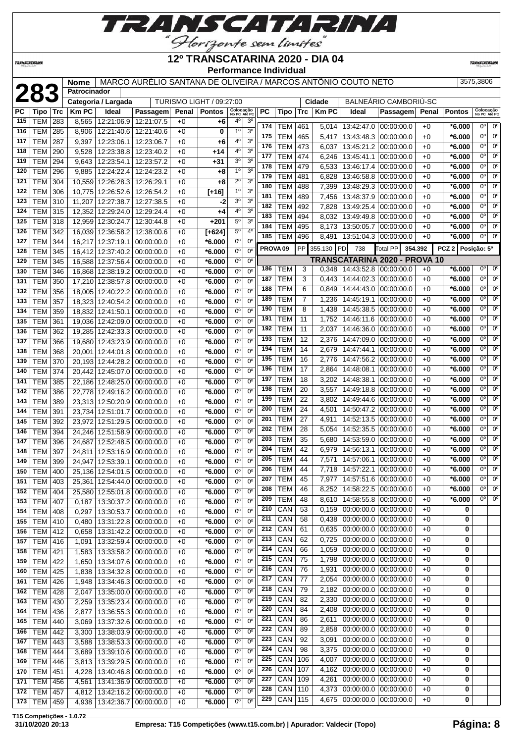# 12º TRANSCATARINA 2020 - DIA 04

**Performance Individual**

| 283 | Nome | MARCO AURÉLIO SANTANA DE OLIVEIRA / MARCOS ANTÔNIO COUTO NETO | 3575,3806 |
|---|---|---|---|
| | Patrocinador | | |
| | Categoria / Largada | TURISMO LIGHT / 09:27:00 | Cidade: BALNEÁRIO CAMBORIÚ-SC |

| PC | Tipo | Trc | Km PC | Ideal | Passagem | Penal | Pontos | Colocação No PC | Colocação Até PC |
|---|---|---|---|---|---|---|---|---|---|
| 115 | TEM | 283 | 8,565 | 12:21:06.9 | 12:21:07.5 | +0 | +6 | 4º | 3º |
| 116 | TEM | 285 | 8,906 | 12:21:40.6 | 12:21:40.6 | +0 | 0 | 1º | 3º |
| 117 | TEM | 287 | 9,397 | 12:23:06.1 | 12:23:06.7 | +0 | +6 | 4º | 3º |
| 118 | TEM | 290 | 9,528 | 12:23:38.8 | 12:23:40.2 | +0 | +14 | 4º | 3º |
| 119 | TEM | 294 | 9,643 | 12:23:54.1 | 12:23:57.2 | +0 | +31 | 3º | 3º |
| 120 | TEM | 296 | 9,885 | 12:24:22.4 | 12:24:23.2 | +0 | +8 | 1º | 3º |
| 121 | TEM | 304 | 10,559 | 12:26:28.3 | 12:26:29.1 | +0 | +8 | 2º | 3º |
| 122 | TEM | 306 | 10,775 | 12:26:52.6 | 12:26:54.2 | +0 | [+16] | 1º | 3º |
| 123 | TEM | 310 | 11,207 | 12:27:38.7 | 12:27:38.5 | +0 | -2 | 3º | 3º |
| 124 | TEM | 315 | 12,352 | 12:29:24.0 | 12:29:24.4 | +0 | +4 | 4º | 3º |
| 125 | TEM | 318 | 12,959 | 12:30:24.7 | 12:30:44.8 | +0 | +201 | 5º | 3º |
| 126 | TEM | 342 | 16,039 | 12:36:58.2 | 12:38:00.6 | +0 | [+624] | 5º | 4º |
| 127 | TEM | 344 | 16,217 | 12:37:19.1 | 00:00:00.0 | +0 | *6.000 | 0º | 0º |
| 128 | TEM | 345 | 16,412 | 12:37:40.2 | 00:00:00.0 | +0 | *6.000 | 0º | 0º |
| 129 | TEM | 345 | 16,588 | 12:37:56.4 | 00:00:00.0 | +0 | *6.000 | 0º | 0º |
| 130 | TEM | 346 | 16,868 | 12:38:19.2 | 00:00:00.0 | +0 | *6.000 | 0º | 0º |
| 131 | TEM | 350 | 17,210 | 12:38:57.8 | 00:00:00.0 | +0 | *6.000 | 0º | 0º |
| 132 | TEM | 356 | 18,005 | 12:40:22.2 | 00:00:00.0 | +0 | *6.000 | 0º | 0º |
| 133 | TEM | 357 | 18,323 | 12:40:54.2 | 00:00:00.0 | +0 | *6.000 | 0º | 0º |
| 134 | TEM | 359 | 18,832 | 12:41:50.1 | 00:00:00.0 | +0 | *6.000 | 0º | 0º |
| 135 | TEM | 361 | 19,036 | 12:42:09.0 | 00:00:00.0 | +0 | *6.000 | 0º | 0º |
| 136 | TEM | 362 | 19,285 | 12:42:33.3 | 00:00:00.0 | +0 | *6.000 | 0º | 0º |
| 137 | TEM | 366 | 19,680 | 12:43:23.9 | 00:00:00.0 | +0 | *6.000 | 0º | 0º |
| 138 | TEM | 368 | 20,001 | 12:44:01.8 | 00:00:00.0 | +0 | *6.000 | 0º | 0º |
| 139 | TEM | 370 | 20,193 | 12:44:28.2 | 00:00:00.0 | +0 | *6.000 | 0º | 0º |
| 140 | TEM | 374 | 20,442 | 12:45:07.0 | 00:00:00.0 | +0 | *6.000 | 0º | 0º |
| 141 | TEM | 385 | 22,186 | 12:48:25.0 | 00:00:00.0 | +0 | *6.000 | 0º | 0º |
| 142 | TEM | 386 | 22,778 | 12:49:16.2 | 00:00:00.0 | +0 | *6.000 | 0º | 0º |
| 143 | TEM | 389 | 23,313 | 12:50:20.9 | 00:00:00.0 | +0 | *6.000 | 0º | 0º |
| 144 | TEM | 391 | 23,734 | 12:51:01.7 | 00:00:00.0 | +0 | *6.000 | 0º | 0º |
| 145 | TEM | 392 | 23,972 | 12:51:29.5 | 00:00:00.0 | +0 | *6.000 | 0º | 0º |
| 146 | TEM | 394 | 24,246 | 12:51:58.9 | 00:00:00.0 | +0 | *6.000 | 0º | 0º |
| 147 | TEM | 396 | 24,687 | 12:52:48.5 | 00:00:00.0 | +0 | *6.000 | 0º | 0º |
| 148 | TEM | 397 | 24,811 | 12:53:16.9 | 00:00:00.0 | +0 | *6.000 | 0º | 0º |
| 149 | TEM | 399 | 24,947 | 12:53:39.1 | 00:00:00.0 | +0 | *6.000 | 0º | 0º |
| 150 | TEM | 400 | 25,136 | 12:54:01.5 | 00:00:00.0 | +0 | *6.000 | 0º | 0º |
| 151 | TEM | 403 | 25,361 | 12:54:44.0 | 00:00:00.0 | +0 | *6.000 | 0º | 0º |
| 152 | TEM | 404 | 25,580 | 12:55:01.8 | 00:00:00.0 | +0 | *6.000 | 0º | 0º |
| 153 | TEM | 407 | 0,187 | 13:30:37.2 | 00:00:00.0 | +0 | *6.000 | 0º | 0º |
| 154 | TEM | 408 | 0,297 | 13:30:53.7 | 00:00:00.0 | +0 | *6.000 | 0º | 0º |
| 155 | TEM | 410 | 0,480 | 13:31:22.8 | 00:00:00.0 | +0 | *6.000 | 0º | 0º |
| 156 | TEM | 412 | 0,658 | 13:31:42.2 | 00:00:00.0 | +0 | *6.000 | 0º | 0º |
| 157 | TEM | 416 | 1,091 | 13:32:59.4 | 00:00:00.0 | +0 | *6.000 | 0º | 0º |
| 158 | TEM | 421 | 1,583 | 13:33:58.2 | 00:00:00.0 | +0 | *6.000 | 0º | 0º |
| 159 | TEM | 422 | 1,650 | 13:34:07.6 | 00:00:00.0 | +0 | *6.000 | 0º | 0º |
| 160 | TEM | 425 | 1,838 | 13:34:32.8 | 00:00:00.0 | +0 | *6.000 | 0º | 0º |
| 161 | TEM | 426 | 1,948 | 13:34:46.3 | 00:00:00.0 | +0 | *6.000 | 0º | 0º |
| 162 | TEM | 428 | 2,047 | 13:35:00.0 | 00:00:00.0 | +0 | *6.000 | 0º | 0º |
| 163 | TEM | 430 | 2,259 | 13:35:23.4 | 00:00:00.0 | +0 | *6.000 | 0º | 0º |
| 164 | TEM | 436 | 2,877 | 13:36:55.3 | 00:00:00.0 | +0 | *6.000 | 0º | 0º |
| 165 | TEM | 440 | 3,069 | 13:37:32.6 | 00:00:00.0 | +0 | *6.000 | 0º | 0º |
| 166 | TEM | 442 | 3,300 | 13:38:03.9 | 00:00:00.0 | +0 | *6.000 | 0º | 0º |
| 167 | TEM | 443 | 3,588 | 13:38:53.3 | 00:00:00.0 | +0 | *6.000 | 0º | 0º |
| 168 | TEM | 444 | 3,689 | 13:39:10.6 | 00:00:00.0 | +0 | *6.000 | 0º | 0º |
| 169 | TEM | 446 | 3,813 | 13:39:29.5 | 00:00:00.0 | +0 | *6.000 | 0º | 0º |
| 170 | TEM | 451 | 4,228 | 13:40:46.8 | 00:00:00.0 | +0 | *6.000 | 0º | 0º |
| 171 | TEM | 456 | 4,561 | 13:41:36.9 | 00:00:00.0 | +0 | *6.000 | 0º | 0º |
| 172 | TEM | 457 | 4,812 | 13:42:16.2 | 00:00:00.0 | +0 | *6.000 | 0º | 0º |
| 173 | TEM | 459 | 4,938 | 13:42:36.7 | 00:00:00.0 | +0 | *6.000 | 0º | 0º |
| 174 | TEM | 461 | 5,014 | 13:42:47.0 | 00:00:00.0 | +0 | *6.000 | 0º | 0º |
| 175 | TEM | 465 | 5,417 | 13:43:48.3 | 00:00:00.0 | +0 | *6.000 | 0º | 0º |
| 176 | TEM | 473 | 6,037 | 13:45:21.2 | 00:00:00.0 | +0 | *6.000 | 0º | 0º |
| 177 | TEM | 474 | 6,246 | 13:45:41.1 | 00:00:00.0 | +0 | *6.000 | 0º | 0º |
| 178 | TEM | 479 | 6,533 | 13:46:17.4 | 00:00:00.0 | +0 | *6.000 | 0º | 0º |
| 179 | TEM | 481 | 6,828 | 13:46:58.8 | 00:00:00.0 | +0 | *6.000 | 0º | 0º |
| 180 | TEM | 488 | 7,399 | 13:48:29.3 | 00:00:00.0 | +0 | *6.000 | 0º | 0º |
| 181 | TEM | 489 | 7,456 | 13:48:37.9 | 00:00:00.0 | +0 | *6.000 | 0º | 0º |
| 182 | TEM | 492 | 7,828 | 13:49:25.4 | 00:00:00.0 | +0 | *6.000 | 0º | 0º |
| 183 | TEM | 494 | 8,032 | 13:49:49.8 | 00:00:00.0 | +0 | *6.000 | 0º | 0º |
| 184 | TEM | 495 | 8,173 | 13:50:05.7 | 00:00:00.0 | +0 | *6.000 | 0º | 0º |
| 185 | TEM | 496 | 8,491 | 13:51:04.3 | 00:00:00.0 | +0 | *6.000 | 0º | 0º |

**PROVA 09** | PP 355.130 | PD 738 | Total PP 354.392 | PCZ 2 | Posição: 5º

## TRANSCATARINA 2020 - PROVA 10

| PC | Tipo | Trc | Km PC | Ideal | Passagem | Penal | Pontos | Colocação No PC | Colocação Até PC |
|---|---|---|---|---|---|---|---|---|---|
| 186 | TEM | 3 | 0,348 | 14:43:52.8 | 00:00:00.0 | +0 | *6.000 | 0º | 0º |
| 187 | TEM | 3 | 0,443 | 14:44:02.3 | 00:00:00.0 | +0 | *6.000 | 0º | 0º |
| 188 | TEM | 6 | 0,849 | 14:44:43.0 | 00:00:00.0 | +0 | *6.000 | 0º | 0º |
| 189 | TEM | 7 | 1,236 | 14:45:19.1 | 00:00:00.0 | +0 | *6.000 | 0º | 0º |
| 190 | TEM | 8 | 1,438 | 14:45:38.5 | 00:00:00.0 | +0 | *6.000 | 0º | 0º |
| 191 | TEM | 11 | 1,752 | 14:46:11.6 | 00:00:00.0 | +0 | *6.000 | 0º | 0º |
| 192 | TEM | 11 | 2,037 | 14:46:36.0 | 00:00:00.0 | +0 | *6.000 | 0º | 0º |
| 193 | TEM | 12 | 2,376 | 14:47:09.0 | 00:00:00.0 | +0 | *6.000 | 0º | 0º |
| 194 | TEM | 14 | 2,679 | 14:47:44.1 | 00:00:00.0 | +0 | *6.000 | 0º | 0º |
| 195 | TEM | 16 | 2,776 | 14:47:56.2 | 00:00:00.0 | +0 | *6.000 | 0º | 0º |
| 196 | TEM | 17 | 2,864 | 14:48:08.1 | 00:00:00.0 | +0 | *6.000 | 0º | 0º |
| 197 | TEM | 18 | 3,202 | 14:48:38.1 | 00:00:00.0 | +0 | *6.000 | 0º | 0º |
| 198 | TEM | 20 | 3,557 | 14:49:18.8 | 00:00:00.0 | +0 | *6.000 | 0º | 0º |
| 199 | TEM | 22 | 3,802 | 14:49:44.6 | 00:00:00.0 | +0 | *6.000 | 0º | 0º |
| 200 | TEM | 24 | 4,501 | 14:50:47.2 | 00:00:00.0 | +0 | *6.000 | 0º | 0º |
| 201 | TEM | 27 | 4,911 | 14:52:13.5 | 00:00:00.0 | +0 | *6.000 | 0º | 0º |
| 202 | TEM | 28 | 5,054 | 14:52:35.5 | 00:00:00.0 | +0 | *6.000 | 0º | 0º |
| 203 | TEM | 35 | 5,680 | 14:53:59.0 | 00:00:00.0 | +0 | *6.000 | 0º | 0º |
| 204 | TEM | 42 | 6,979 | 14:56:13.1 | 00:00:00.0 | +0 | *6.000 | 0º | 0º |
| 205 | TEM | 44 | 7,571 | 14:57:06.1 | 00:00:00.0 | +0 | *6.000 | 0º | 0º |
| 206 | TEM | 44 | 7,718 | 14:57:22.1 | 00:00:00.0 | +0 | *6.000 | 0º | 0º |
| 207 | TEM | 45 | 7,977 | 14:57:51.6 | 00:00:00.0 | +0 | *6.000 | 0º | 0º |
| 208 | TEM | 46 | 8,252 | 14:58:22.5 | 00:00:00.0 | +0 | *6.000 | 0º | 0º |
| 209 | TEM | 48 | 8,610 | 14:58:55.8 | 00:00:00.0 | +0 | *6.000 | 0º | 0º |
| 210 | CAN | 53 | 0,159 | 00:00:00.0 | 00:00:00.0 | +0 | 0 | | |
| 211 | CAN | 58 | 0,438 | 00:00:00.0 | 00:00:00.0 | +0 | 0 | | |
| 212 | CAN | 61 | 0,635 | 00:00:00.0 | 00:00:00.0 | +0 | 0 | | |
| 213 | CAN | 62 | 0,725 | 00:00:00.0 | 00:00:00.0 | +0 | 0 | | |
| 214 | CAN | 66 | 1,059 | 00:00:00.0 | 00:00:00.0 | +0 | 0 | | |
| 215 | CAN | 75 | 1,798 | 00:00:00.0 | 00:00:00.0 | +0 | 0 | | |
| 216 | CAN | 76 | 1,931 | 00:00:00.0 | 00:00:00.0 | +0 | 0 | | |
| 217 | CAN | 77 | 2,054 | 00:00:00.0 | 00:00:00.0 | +0 | 0 | | |
| 218 | CAN | 79 | 2,182 | 00:00:00.0 | 00:00:00.0 | +0 | 0 | | |
| 219 | CAN | 82 | 2,330 | 00:00:00.0 | 00:00:00.0 | +0 | 0 | | |
| 220 | CAN | 84 | 2,408 | 00:00:00.0 | 00:00:00.0 | +0 | 0 | | |
| 221 | CAN | 86 | 2,611 | 00:00:00.0 | 00:00:00.0 | +0 | 0 | | |
| 222 | CAN | 89 | 2,858 | 00:00:00.0 | 00:00:00.0 | +0 | 0 | | |
| 223 | CAN | 92 | 3,091 | 00:00:00.0 | 00:00:00.0 | +0 | 0 | | |
| 224 | CAN | 98 | 3,375 | 00:00:00.0 | 00:00:00.0 | +0 | 0 | | |
| 225 | CAN | 106 | 4,007 | 00:00:00.0 | 00:00:00.0 | +0 | 0 | | |
| 226 | CAN | 107 | 4,162 | 00:00:00.0 | 00:00:00.0 | +0 | 0 | | |
| 227 | CAN | 109 | 4,261 | 00:00:00.0 | 00:00:00.0 | +0 | 0 | | |
| 228 | CAN | 110 | 4,373 | 00:00:00.0 | 00:00:00.0 | +0 | 0 | | |
| 229 | CAN | 115 | 4,675 | 00:00:00.0 | 00:00:00.0 | +0 | 0 | | |

T15 Competições - 1.0.72
31/10/2020 20:13 — Empresa: T15 Competições (www.t15.com.br) | Apurador: Valdecir (Topo)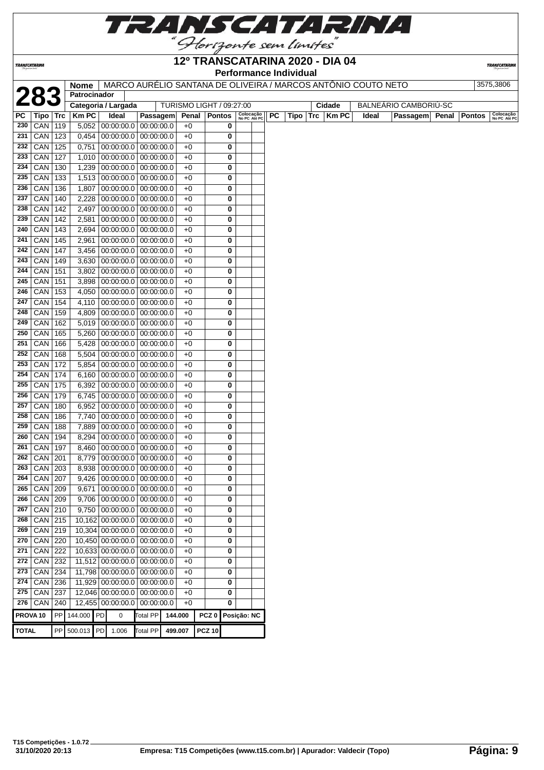# 12º TRANSCATARINA 2020 - DIA 04

## Performance Individual

| | | |
|---|---|---|
| **283** | **Nome** | MARCO AURÉLIO SANTANA DE OLIVEIRA / MARCOS ANTÔNIO COUTO NETO — 3575,3806 |
| | **Patrocinador** | |
| | **Categoria / Largada** | TURISMO LIGHT / 09:27:00 — **Cidade** BALNEÁRIO CAMBORIÚ-SC |

| PC | Tipo | Trc | Km PC | Ideal | Passagem | Penal | Pontos | Colocação No PC | Colocação Até PC |
|---|---|---|---|---|---|---|---|---|---|
| 230 | CAN | 119 | 5,052 | 00:00:00.0 | 00:00:00.0 | +0 | 0 | | |
| 231 | CAN | 123 | 0,454 | 00:00:00.0 | 00:00:00.0 | +0 | 0 | | |
| 232 | CAN | 125 | 0,751 | 00:00:00.0 | 00:00:00.0 | +0 | 0 | | |
| 233 | CAN | 127 | 1,010 | 00:00:00.0 | 00:00:00.0 | +0 | 0 | | |
| 234 | CAN | 130 | 1,239 | 00:00:00.0 | 00:00:00.0 | +0 | 0 | | |
| 235 | CAN | 133 | 1,513 | 00:00:00.0 | 00:00:00.0 | +0 | 0 | | |
| 236 | CAN | 136 | 1,807 | 00:00:00.0 | 00:00:00.0 | +0 | 0 | | |
| 237 | CAN | 140 | 2,228 | 00:00:00.0 | 00:00:00.0 | +0 | 0 | | |
| 238 | CAN | 142 | 2,497 | 00:00:00.0 | 00:00:00.0 | +0 | 0 | | |
| 239 | CAN | 142 | 2,581 | 00:00:00.0 | 00:00:00.0 | +0 | 0 | | |
| 240 | CAN | 143 | 2,694 | 00:00:00.0 | 00:00:00.0 | +0 | 0 | | |
| 241 | CAN | 145 | 2,961 | 00:00:00.0 | 00:00:00.0 | +0 | 0 | | |
| 242 | CAN | 147 | 3,456 | 00:00:00.0 | 00:00:00.0 | +0 | 0 | | |
| 243 | CAN | 149 | 3,630 | 00:00:00.0 | 00:00:00.0 | +0 | 0 | | |
| 244 | CAN | 151 | 3,802 | 00:00:00.0 | 00:00:00.0 | +0 | 0 | | |
| 245 | CAN | 151 | 3,898 | 00:00:00.0 | 00:00:00.0 | +0 | 0 | | |
| 246 | CAN | 153 | 4,050 | 00:00:00.0 | 00:00:00.0 | +0 | 0 | | |
| 247 | CAN | 154 | 4,110 | 00:00:00.0 | 00:00:00.0 | +0 | 0 | | |
| 248 | CAN | 159 | 4,809 | 00:00:00.0 | 00:00:00.0 | +0 | 0 | | |
| 249 | CAN | 162 | 5,019 | 00:00:00.0 | 00:00:00.0 | +0 | 0 | | |
| 250 | CAN | 165 | 5,260 | 00:00:00.0 | 00:00:00.0 | +0 | 0 | | |
| 251 | CAN | 166 | 5,428 | 00:00:00.0 | 00:00:00.0 | +0 | 0 | | |
| 252 | CAN | 168 | 5,504 | 00:00:00.0 | 00:00:00.0 | +0 | 0 | | |
| 253 | CAN | 172 | 5,854 | 00:00:00.0 | 00:00:00.0 | +0 | 0 | | |
| 254 | CAN | 174 | 6,160 | 00:00:00.0 | 00:00:00.0 | +0 | 0 | | |
| 255 | CAN | 175 | 6,392 | 00:00:00.0 | 00:00:00.0 | +0 | 0 | | |
| 256 | CAN | 179 | 6,745 | 00:00:00.0 | 00:00:00.0 | +0 | 0 | | |
| 257 | CAN | 180 | 6,952 | 00:00:00.0 | 00:00:00.0 | +0 | 0 | | |
| 258 | CAN | 186 | 7,740 | 00:00:00.0 | 00:00:00.0 | +0 | 0 | | |
| 259 | CAN | 188 | 7,889 | 00:00:00.0 | 00:00:00.0 | +0 | 0 | | |
| 260 | CAN | 194 | 8,294 | 00:00:00.0 | 00:00:00.0 | +0 | 0 | | |
| 261 | CAN | 197 | 8,460 | 00:00:00.0 | 00:00:00.0 | +0 | 0 | | |
| 262 | CAN | 201 | 8,779 | 00:00:00.0 | 00:00:00.0 | +0 | 0 | | |
| 263 | CAN | 203 | 8,938 | 00:00:00.0 | 00:00:00.0 | +0 | 0 | | |
| 264 | CAN | 207 | 9,426 | 00:00:00.0 | 00:00:00.0 | +0 | 0 | | |
| 265 | CAN | 209 | 9,671 | 00:00:00.0 | 00:00:00.0 | +0 | 0 | | |
| 266 | CAN | 209 | 9,706 | 00:00:00.0 | 00:00:00.0 | +0 | 0 | | |
| 267 | CAN | 210 | 9,750 | 00:00:00.0 | 00:00:00.0 | +0 | 0 | | |
| 268 | CAN | 215 | 10,162 | 00:00:00.0 | 00:00:00.0 | +0 | 0 | | |
| 269 | CAN | 219 | 10,304 | 00:00:00.0 | 00:00:00.0 | +0 | 0 | | |
| 270 | CAN | 220 | 10,450 | 00:00:00.0 | 00:00:00.0 | +0 | 0 | | |
| 271 | CAN | 222 | 10,633 | 00:00:00.0 | 00:00:00.0 | +0 | 0 | | |
| 272 | CAN | 232 | 11,512 | 00:00:00.0 | 00:00:00.0 | +0 | 0 | | |
| 273 | CAN | 234 | 11,798 | 00:00:00.0 | 00:00:00.0 | +0 | 0 | | |
| 274 | CAN | 236 | 11,929 | 00:00:00.0 | 00:00:00.0 | +0 | 0 | | |
| 275 | CAN | 237 | 12,046 | 00:00:00.0 | 00:00:00.0 | +0 | 0 | | |
| 276 | CAN | 240 | 12,455 | 00:00:00.0 | 00:00:00.0 | +0 | 0 | | |

| | | | | | | | | |
|---|---|---|---|---|---|---|---|---|
| **PROVA 10** | PP | 144.000 | PD | 0 | Total PP | 144.000 | PCZ 0 | Posição: NC |
| **TOTAL** | PP | 500.013 | PD | 1.006 | Total PP | 499.007 | PCZ 10 | |

T15 Competições - 1.0.72
31/10/2020 20:13 — Empresa: T15 Competições (www.t15.com.br) | Apurador: Valdecir (Topo)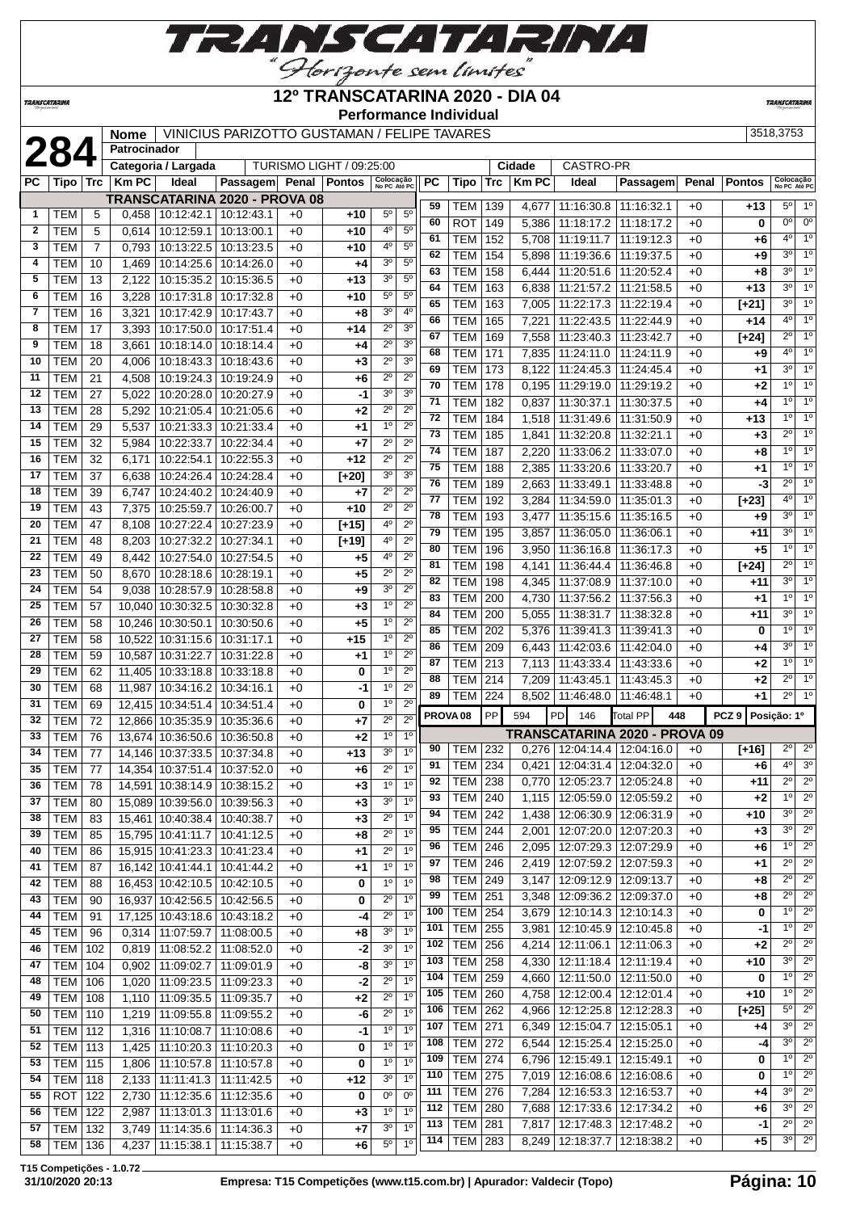# 12º TRANSCATARINA 2020 - DIA 04

**Performance Individual**

| **284** | Nome | VINICIUS PARIZOTTO GUSTAMAN / FELIPE TAVARES | 3518,3753 |
|---|---|---|---|
| | Patrocinador | | |
| | Categoria / Largada | TURISMO LIGHT / 09:25:00 | Cidade: CASTRO-PR |

## TRANSCATARINA 2020 - PROVA 08

| PC | Tipo | Trc | Km PC | Ideal | Passagem | Penal | Pontos | Colocação No PC | Colocação Até PC |
|---|---|---|---|---|---|---|---|---|---|
| 1 | TEM | 5 | 0,458 | 10:12:42.1 | 10:12:43.1 | +0 | +10 | 5º | 5º |
| 2 | TEM | 5 | 0,614 | 10:12:59.1 | 10:13:00.1 | +0 | +10 | 4º | 5º |
| 3 | TEM | 7 | 0,793 | 10:13:22.5 | 10:13:23.5 | +0 | +10 | 4º | 5º |
| 4 | TEM | 10 | 1,469 | 10:14:25.6 | 10:14:26.0 | +0 | +4 | 3º | 5º |
| 5 | TEM | 13 | 2,122 | 10:15:35.2 | 10:15:36.5 | +0 | +13 | 3º | 5º |
| 6 | TEM | 16 | 3,228 | 10:17:31.8 | 10:17:32.8 | +0 | +10 | 5º | 5º |
| 7 | TEM | 16 | 3,321 | 10:17:42.9 | 10:17:43.7 | +0 | +8 | 3º | 4º |
| 8 | TEM | 17 | 3,393 | 10:17:50.0 | 10:17:51.4 | +0 | +14 | 2º | 3º |
| 9 | TEM | 18 | 3,661 | 10:18:14.0 | 10:18:14.4 | +0 | +4 | 2º | 3º |
| 10 | TEM | 20 | 4,006 | 10:18:43.3 | 10:18:43.6 | +0 | +3 | 2º | 3º |
| 11 | TEM | 21 | 4,508 | 10:19:24.3 | 10:19:24.9 | +0 | +6 | 2º | 2º |
| 12 | TEM | 27 | 5,022 | 10:20:28.0 | 10:20:27.9 | +0 | -1 | 3º | 3º |
| 13 | TEM | 28 | 5,292 | 10:21:05.4 | 10:21:05.6 | +0 | +2 | 2º | 2º |
| 14 | TEM | 29 | 5,537 | 10:21:33.3 | 10:21:33.4 | +0 | +1 | 1º | 2º |
| 15 | TEM | 32 | 5,984 | 10:22:33.7 | 10:22:34.4 | +0 | +7 | 2º | 2º |
| 16 | TEM | 32 | 6,171 | 10:22:54.1 | 10:22:55.3 | +0 | +12 | 2º | 2º |
| 17 | TEM | 37 | 6,638 | 10:24:26.4 | 10:24:28.4 | +0 | [+20] | 3º | 3º |
| 18 | TEM | 39 | 6,747 | 10:24:40.2 | 10:24:40.9 | +0 | +7 | 2º | 2º |
| 19 | TEM | 43 | 7,375 | 10:25:59.7 | 10:26:00.7 | +0 | +10 | 2º | 2º |
| 20 | TEM | 47 | 8,108 | 10:27:22.4 | 10:27:23.9 | +0 | [+15] | 4º | 2º |
| 21 | TEM | 48 | 8,203 | 10:27:32.2 | 10:27:34.1 | +0 | [+19] | 4º | 2º |
| 22 | TEM | 49 | 8,442 | 10:27:54.0 | 10:27:54.5 | +0 | +5 | 4º | 2º |
| 23 | TEM | 50 | 8,670 | 10:28:18.6 | 10:28:19.1 | +0 | +5 | 2º | 2º |
| 24 | TEM | 54 | 9,038 | 10:28:57.9 | 10:28:58.8 | +0 | +9 | 3º | 2º |
| 25 | TEM | 57 | 10,040 | 10:30:32.5 | 10:30:32.8 | +0 | +3 | 1º | 2º |
| 26 | TEM | 58 | 10,246 | 10:30:50.1 | 10:30:50.6 | +0 | +5 | 1º | 2º |
| 27 | TEM | 58 | 10,522 | 10:31:15.6 | 10:31:17.1 | +0 | +15 | 1º | 2º |
| 28 | TEM | 59 | 10,587 | 10:31:22.7 | 10:31:22.8 | +0 | +1 | 1º | 2º |
| 29 | TEM | 62 | 11,405 | 10:33:18.8 | 10:33:18.8 | +0 | 0 | 1º | 2º |
| 30 | TEM | 68 | 11,987 | 10:34:16.2 | 10:34:16.1 | +0 | -1 | 1º | 2º |
| 31 | TEM | 69 | 12,415 | 10:34:51.4 | 10:34:51.4 | +0 | 0 | 1º | 2º |
| 32 | TEM | 72 | 12,866 | 10:35:35.9 | 10:35:36.6 | +0 | +7 | 2º | 2º |
| 33 | TEM | 76 | 13,674 | 10:36:50.6 | 10:36:50.8 | +0 | +2 | 1º | 1º |
| 34 | TEM | 77 | 14,146 | 10:37:33.5 | 10:37:34.8 | +0 | +13 | 3º | 1º |
| 35 | TEM | 77 | 14,354 | 10:37:51.4 | 10:37:52.0 | +0 | +6 | 2º | 1º |
| 36 | TEM | 78 | 14,591 | 10:38:14.9 | 10:38:15.2 | +0 | +3 | 1º | 1º |
| 37 | TEM | 80 | 15,089 | 10:39:56.0 | 10:39:56.3 | +0 | +3 | 3º | 1º |
| 38 | TEM | 83 | 15,461 | 10:40:38.4 | 10:40:38.7 | +0 | +3 | 2º | 1º |
| 39 | TEM | 85 | 15,795 | 10:41:11.7 | 10:41:12.5 | +0 | +8 | 2º | 1º |
| 40 | TEM | 86 | 15,915 | 10:41:23.3 | 10:41:23.4 | +0 | +1 | 2º | 1º |
| 41 | TEM | 87 | 16,142 | 10:41:44.1 | 10:41:44.2 | +0 | +1 | 1º | 1º |
| 42 | TEM | 88 | 16,453 | 10:42:10.5 | 10:42:10.5 | +0 | 0 | 1º | 1º |
| 43 | TEM | 90 | 16,937 | 10:42:56.5 | 10:42:56.5 | +0 | 0 | 2º | 1º |
| 44 | TEM | 91 | 17,125 | 10:43:18.6 | 10:43:18.2 | +0 | -4 | 2º | 1º |
| 45 | TEM | 96 | 0,314 | 11:07:59.7 | 11:08:00.5 | +0 | +8 | 3º | 1º |
| 46 | TEM | 102 | 0,819 | 11:08:52.2 | 11:08:52.0 | +0 | -2 | 3º | 1º |
| 47 | TEM | 104 | 0,902 | 11:09:02.7 | 11:09:01.9 | +0 | -8 | 3º | 1º |
| 48 | TEM | 106 | 1,020 | 11:09:23.5 | 11:09:23.3 | +0 | -2 | 2º | 1º |
| 49 | TEM | 108 | 1,110 | 11:09:35.5 | 11:09:35.7 | +0 | +2 | 2º | 1º |
| 50 | TEM | 110 | 1,219 | 11:09:55.8 | 11:09:55.2 | +0 | -6 | 2º | 1º |
| 51 | TEM | 112 | 1,316 | 11:10:08.7 | 11:10:08.6 | +0 | -1 | 1º | 1º |
| 52 | TEM | 113 | 1,425 | 11:10:20.3 | 11:10:20.3 | +0 | 0 | 1º | 1º |
| 53 | TEM | 115 | 1,806 | 11:10:57.8 | 11:10:57.8 | +0 | 0 | 1º | 1º |
| 54 | TEM | 118 | 2,133 | 11:11:41.3 | 11:11:42.5 | +0 | +12 | 3º | 1º |
| 55 | ROT | 122 | 2,730 | 11:12:35.6 | 11:12:35.6 | +0 | 0 | 0º | 0º |
| 56 | TEM | 122 | 2,987 | 11:13:01.3 | 11:13:01.6 | +0 | +3 | 1º | 1º |
| 57 | TEM | 132 | 3,749 | 11:14:35.6 | 11:14:36.3 | +0 | +7 | 3º | 1º |
| 58 | TEM | 136 | 4,237 | 11:15:38.1 | 11:15:38.7 | +0 | +6 | 5º | 1º |
| 59 | TEM | 139 | 4,677 | 11:16:30.8 | 11:16:32.1 | +0 | +13 | 5º | 1º |
| 60 | ROT | 149 | 5,386 | 11:18:17.2 | 11:18:17.2 | +0 | 0 | 0º | 0º |
| 61 | TEM | 152 | 5,708 | 11:19:11.7 | 11:19:12.3 | +0 | +6 | 4º | 1º |
| 62 | TEM | 154 | 5,898 | 11:19:36.6 | 11:19:37.5 | +0 | +9 | 3º | 1º |
| 63 | TEM | 158 | 6,444 | 11:20:51.6 | 11:20:52.4 | +0 | +8 | 3º | 1º |
| 64 | TEM | 163 | 6,838 | 11:21:57.2 | 11:21:58.5 | +0 | +13 | 3º | 1º |
| 65 | TEM | 163 | 7,005 | 11:22:17.3 | 11:22:19.4 | +0 | [+21] | 3º | 1º |
| 66 | TEM | 165 | 7,221 | 11:22:43.5 | 11:22:44.9 | +0 | +14 | 4º | 1º |
| 67 | TEM | 169 | 7,558 | 11:23:40.3 | 11:23:42.7 | +0 | [+24] | 2º | 1º |
| 68 | TEM | 171 | 7,835 | 11:24:11.0 | 11:24:11.9 | +0 | +9 | 4º | 1º |
| 69 | TEM | 173 | 8,122 | 11:24:45.3 | 11:24:45.4 | +0 | +1 | 3º | 1º |
| 70 | TEM | 178 | 0,195 | 11:29:19.0 | 11:29:19.2 | +0 | +2 | 1º | 1º |
| 71 | TEM | 182 | 0,837 | 11:30:37.1 | 11:30:37.5 | +0 | +4 | 1º | 1º |
| 72 | TEM | 184 | 1,518 | 11:31:49.6 | 11:31:50.9 | +0 | +13 | 1º | 1º |
| 73 | TEM | 185 | 1,841 | 11:32:20.8 | 11:32:21.1 | +0 | +3 | 2º | 1º |
| 74 | TEM | 187 | 2,220 | 11:33:06.2 | 11:33:07.0 | +0 | +8 | 1º | 1º |
| 75 | TEM | 188 | 2,385 | 11:33:20.6 | 11:33:20.7 | +0 | +1 | 1º | 1º |
| 76 | TEM | 189 | 2,663 | 11:33:49.1 | 11:33:48.8 | +0 | -3 | 2º | 1º |
| 77 | TEM | 192 | 3,284 | 11:34:59.0 | 11:35:01.3 | +0 | [+23] | 4º | 1º |
| 78 | TEM | 193 | 3,477 | 11:35:15.6 | 11:35:16.5 | +0 | +9 | 3º | 1º |
| 79 | TEM | 195 | 3,857 | 11:36:05.0 | 11:36:06.1 | +0 | +11 | 3º | 1º |
| 80 | TEM | 196 | 3,950 | 11:36:16.8 | 11:36:17.3 | +0 | +5 | 1º | 1º |
| 81 | TEM | 198 | 4,141 | 11:36:44.4 | 11:36:46.8 | +0 | [+24] | 2º | 1º |
| 82 | TEM | 198 | 4,345 | 11:37:08.9 | 11:37:10.0 | +0 | +11 | 3º | 1º |
| 83 | TEM | 200 | 4,730 | 11:37:56.2 | 11:37:56.3 | +0 | +1 | 1º | 1º |
| 84 | TEM | 200 | 5,055 | 11:38:31.7 | 11:38:32.8 | +0 | +11 | 3º | 1º |
| 85 | TEM | 202 | 5,376 | 11:39:41.3 | 11:39:41.3 | +0 | 0 | 1º | 1º |
| 86 | TEM | 209 | 6,443 | 11:42:03.6 | 11:42:04.0 | +0 | +4 | 3º | 1º |
| 87 | TEM | 213 | 7,113 | 11:43:33.4 | 11:43:33.6 | +0 | +2 | 1º | 1º |
| 88 | TEM | 214 | 7,209 | 11:43:45.1 | 11:43:45.3 | +0 | +2 | 2º | 1º |
| 89 | TEM | 224 | 8,502 | 11:46:48.0 | 11:46:48.1 | +0 | +1 | 2º | 1º |

**PROVA 08** — PP: 594 — PD: 146 — Total PP: 448 — PCZ 9 — Posição: 1º

## TRANSCATARINA 2020 - PROVA 09

| PC | Tipo | Trc | Km PC | Ideal | Passagem | Penal | Pontos | Colocação No PC | Colocação Até PC |
|---|---|---|---|---|---|---|---|---|---|
| 90 | TEM | 232 | 0,276 | 12:04:14.4 | 12:04:16.0 | +0 | [+16] | 2º | 2º |
| 91 | TEM | 234 | 0,421 | 12:04:31.4 | 12:04:32.0 | +0 | +6 | 4º | 3º |
| 92 | TEM | 238 | 0,770 | 12:05:23.7 | 12:05:24.8 | +0 | +11 | 2º | 2º |
| 93 | TEM | 240 | 1,115 | 12:05:59.0 | 12:05:59.2 | +0 | +2 | 1º | 2º |
| 94 | TEM | 242 | 1,438 | 12:06:30.9 | 12:06:31.9 | +0 | +10 | 3º | 2º |
| 95 | TEM | 244 | 2,001 | 12:07:20.0 | 12:07:20.3 | +0 | +3 | 3º | 2º |
| 96 | TEM | 246 | 2,095 | 12:07:29.3 | 12:07:29.9 | +0 | +6 | 1º | 2º |
| 97 | TEM | 246 | 2,419 | 12:07:59.2 | 12:07:59.3 | +0 | +1 | 2º | 2º |
| 98 | TEM | 249 | 3,147 | 12:09:12.9 | 12:09:13.7 | +0 | +8 | 2º | 2º |
| 99 | TEM | 251 | 3,348 | 12:09:36.2 | 12:09:37.0 | +0 | +8 | 2º | 2º |
| 100 | TEM | 254 | 3,679 | 12:10:14.3 | 12:10:14.3 | +0 | 0 | 1º | 2º |
| 101 | TEM | 255 | 3,981 | 12:10:45.9 | 12:10:45.8 | +0 | -1 | 1º | 2º |
| 102 | TEM | 256 | 4,214 | 12:11:06.1 | 12:11:06.3 | +0 | +2 | 2º | 2º |
| 103 | TEM | 258 | 4,330 | 12:11:18.4 | 12:11:19.4 | +0 | +10 | 3º | 2º |
| 104 | TEM | 259 | 4,660 | 12:11:50.0 | 12:11:50.0 | +0 | 0 | 1º | 2º |
| 105 | TEM | 260 | 4,758 | 12:12:00.4 | 12:12:01.4 | +0 | +10 | 1º | 2º |
| 106 | TEM | 262 | 4,966 | 12:12:25.8 | 12:12:28.3 | +0 | [+25] | 5º | 2º |
| 107 | TEM | 271 | 6,349 | 12:15:04.7 | 12:15:05.1 | +0 | +4 | 3º | 2º |
| 108 | TEM | 272 | 6,544 | 12:15:25.4 | 12:15:25.0 | +0 | -4 | 3º | 2º |
| 109 | TEM | 274 | 6,796 | 12:15:49.1 | 12:15:49.1 | +0 | 0 | 1º | 2º |
| 110 | TEM | 275 | 7,019 | 12:16:08.6 | 12:16:08.6 | +0 | 0 | 1º | 2º |
| 111 | TEM | 276 | 7,284 | 12:16:53.3 | 12:16:53.7 | +0 | +4 | 3º | 2º |
| 112 | TEM | 280 | 7,688 | 12:17:33.6 | 12:17:34.2 | +0 | +6 | 3º | 2º |
| 113 | TEM | 281 | 7,817 | 12:17:48.3 | 12:17:48.2 | +0 | -1 | 2º | 2º |
| 114 | TEM | 283 | 8,249 | 12:18:37.7 | 12:18:38.2 | +0 | +5 | 3º | 2º |

T15 Competições - 1.0.72
31/10/2020 20:13 — Empresa: T15 Competições (www.t15.com.br) | Apurador: Valdecir (Topo)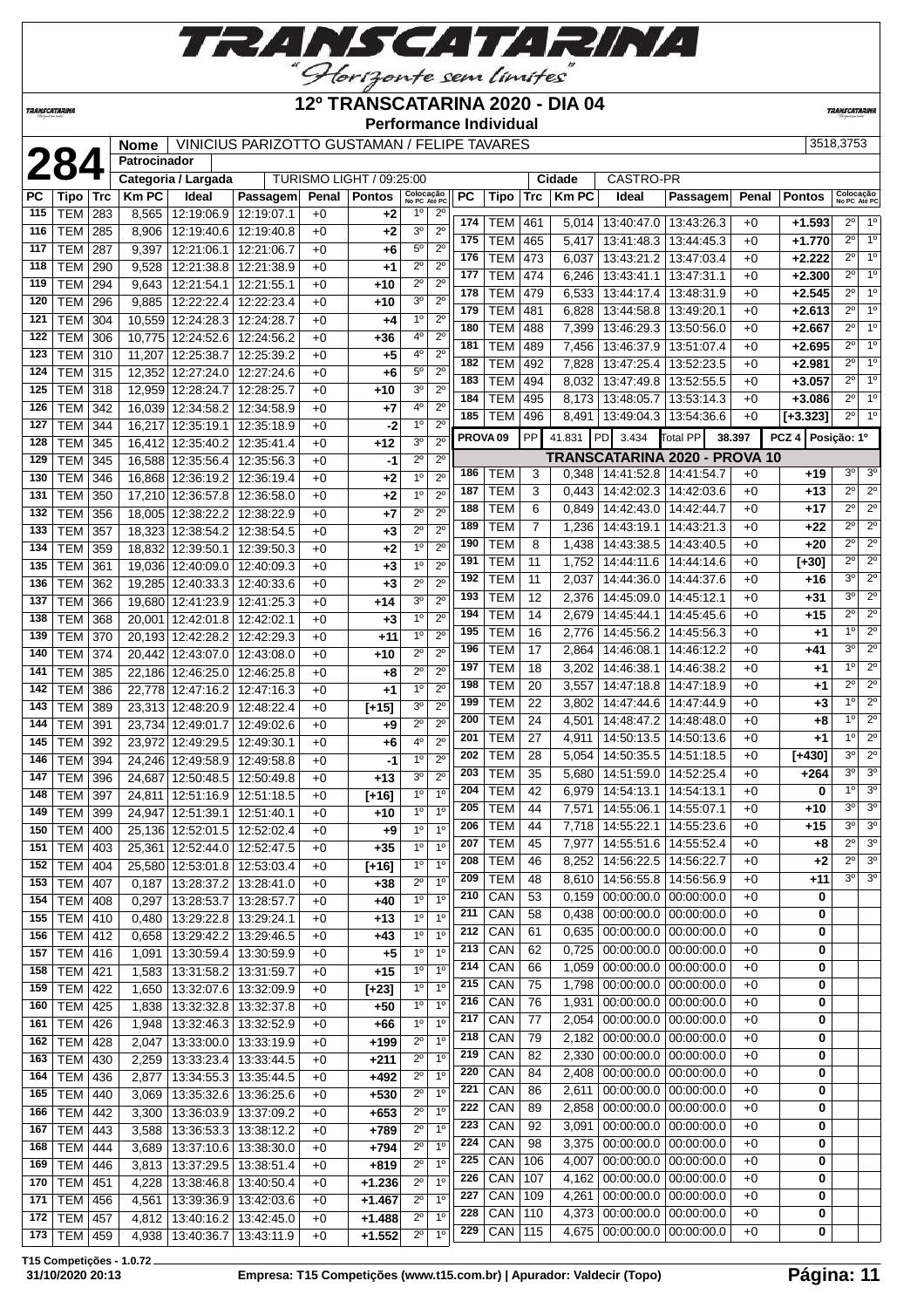# 12º TRANSCATARINA 2020 - DIA 04

## Performance Individual

**284**

| Nome | VINICIUS PARIZOTTO GUSTAMAN / FELIPE TAVARES | 3518,3753 |
|---|---|---|
| Patrocinador | | |
| Categoria / Largada | TURISMO LIGHT / 09:25:00 | Cidade: CASTRO-PR |

| PC | Tipo | Trc | Km PC | Ideal | Passagem | Penal | Pontos | Colocação No PC | Colocação Até PC |
|---|---|---|---|---|---|---|---|---|---|
| 115 | TEM | 283 | 8,565 | 12:19:06.9 | 12:19:07.1 | +0 | +2 | 1º | 2º |
| 116 | TEM | 285 | 8,906 | 12:19:40.6 | 12:19:40.8 | +0 | +2 | 3º | 2º |
| 117 | TEM | 287 | 9,397 | 12:21:06.1 | 12:21:06.7 | +0 | +6 | 5º | 2º |
| 118 | TEM | 290 | 9,528 | 12:21:38.8 | 12:21:38.9 | +0 | +1 | 2º | 2º |
| 119 | TEM | 294 | 9,643 | 12:21:54.1 | 12:21:55.1 | +0 | +10 | 2º | 2º |
| 120 | TEM | 296 | 9,885 | 12:22:22.4 | 12:22:23.4 | +0 | +10 | 3º | 2º |
| 121 | TEM | 304 | 10,559 | 12:24:28.3 | 12:24:28.7 | +0 | +4 | 1º | 2º |
| 122 | TEM | 306 | 10,775 | 12:24:52.6 | 12:24:56.2 | +0 | +36 | 4º | 2º |
| 123 | TEM | 310 | 11,207 | 12:25:38.7 | 12:25:39.2 | +0 | +5 | 4º | 2º |
| 124 | TEM | 315 | 12,352 | 12:27:24.0 | 12:27:24.6 | +0 | +6 | 5º | 2º |
| 125 | TEM | 318 | 12,959 | 12:28:24.7 | 12:28:25.7 | +0 | +10 | 3º | 2º |
| 126 | TEM | 342 | 16,039 | 12:34:58.2 | 12:34:58.9 | +0 | +7 | 4º | 2º |
| 127 | TEM | 344 | 16,217 | 12:35:19.1 | 12:35:18.9 | +0 | -2 | 1º | 2º |
| 128 | TEM | 345 | 16,412 | 12:35:40.2 | 12:35:41.4 | +0 | +12 | 3º | 2º |
| 129 | TEM | 345 | 16,588 | 12:35:56.4 | 12:35:56.3 | +0 | -1 | 2º | 2º |
| 130 | TEM | 346 | 16,868 | 12:36:19.2 | 12:36:19.4 | +0 | +2 | 1º | 2º |
| 131 | TEM | 350 | 17,210 | 12:36:57.8 | 12:36:58.0 | +0 | +2 | 1º | 2º |
| 132 | TEM | 356 | 18,005 | 12:38:22.2 | 12:38:22.9 | +0 | +7 | 2º | 2º |
| 133 | TEM | 357 | 18,323 | 12:38:54.2 | 12:38:54.5 | +0 | +3 | 2º | 2º |
| 134 | TEM | 359 | 18,832 | 12:39:50.1 | 12:39:50.3 | +0 | +2 | 1º | 2º |
| 135 | TEM | 361 | 19,036 | 12:40:09.0 | 12:40:09.3 | +0 | +3 | 1º | 2º |
| 136 | TEM | 362 | 19,285 | 12:40:33.3 | 12:40:33.6 | +0 | +3 | 2º | 2º |
| 137 | TEM | 366 | 19,680 | 12:41:23.9 | 12:41:25.3 | +0 | +14 | 3º | 2º |
| 138 | TEM | 368 | 20,001 | 12:42:01.8 | 12:42:02.1 | +0 | +3 | 1º | 2º |
| 139 | TEM | 370 | 20,193 | 12:42:28.2 | 12:42:29.3 | +0 | +11 | 1º | 2º |
| 140 | TEM | 374 | 20,442 | 12:43:07.0 | 12:43:08.0 | +0 | +10 | 2º | 2º |
| 141 | TEM | 385 | 22,186 | 12:46:25.0 | 12:46:25.8 | +0 | +8 | 2º | 2º |
| 142 | TEM | 386 | 22,778 | 12:47:16.2 | 12:47:16.3 | +0 | +1 | 1º | 2º |
| 143 | TEM | 389 | 23,313 | 12:48:20.9 | 12:48:22.4 | +0 | [+15] | 3º | 2º |
| 144 | TEM | 391 | 23,734 | 12:49:01.7 | 12:49:02.6 | +0 | +9 | 2º | 2º |
| 145 | TEM | 392 | 23,972 | 12:49:29.5 | 12:49:30.1 | +0 | +6 | 4º | 2º |
| 146 | TEM | 394 | 24,246 | 12:49:58.9 | 12:49:58.8 | +0 | -1 | 1º | 2º |
| 147 | TEM | 396 | 24,687 | 12:50:48.5 | 12:50:49.8 | +0 | +13 | 3º | 2º |
| 148 | TEM | 397 | 24,811 | 12:51:16.9 | 12:51:18.5 | +0 | [+16] | 1º | 1º |
| 149 | TEM | 399 | 24,947 | 12:51:39.1 | 12:51:40.1 | +0 | +10 | 1º | 1º |
| 150 | TEM | 400 | 25,136 | 12:52:01.5 | 12:52:02.4 | +0 | +9 | 1º | 1º |
| 151 | TEM | 403 | 25,361 | 12:52:44.0 | 12:52:47.5 | +0 | +35 | 1º | 1º |
| 152 | TEM | 404 | 25,580 | 12:53:01.8 | 12:53:03.4 | +0 | [+16] | 1º | 1º |
| 153 | TEM | 407 | 0,187 | 13:28:37.2 | 13:28:41.0 | +0 | +38 | 2º | 1º |
| 154 | TEM | 408 | 0,297 | 13:28:53.7 | 13:28:57.7 | +0 | +40 | 1º | 1º |
| 155 | TEM | 410 | 0,480 | 13:29:22.8 | 13:29:24.1 | +0 | +13 | 1º | 1º |
| 156 | TEM | 412 | 0,658 | 13:29:42.2 | 13:29:46.5 | +0 | +43 | 1º | 1º |
| 157 | TEM | 416 | 1,091 | 13:30:59.4 | 13:30:59.9 | +0 | +5 | 1º | 1º |
| 158 | TEM | 421 | 1,583 | 13:31:58.2 | 13:31:59.7 | +0 | +15 | 1º | 1º |
| 159 | TEM | 422 | 1,650 | 13:32:07.6 | 13:32:09.9 | +0 | [+23] | 1º | 1º |
| 160 | TEM | 425 | 1,838 | 13:32:32.8 | 13:32:37.8 | +0 | +50 | 1º | 1º |
| 161 | TEM | 426 | 1,948 | 13:32:46.3 | 13:32:52.9 | +0 | +66 | 1º | 1º |
| 162 | TEM | 428 | 2,047 | 13:33:00.0 | 13:33:19.9 | +0 | +199 | 2º | 1º |
| 163 | TEM | 430 | 2,259 | 13:33:23.4 | 13:33:44.5 | +0 | +211 | 2º | 1º |
| 164 | TEM | 436 | 2,877 | 13:34:55.3 | 13:35:44.5 | +0 | +492 | 2º | 1º |
| 165 | TEM | 440 | 3,069 | 13:35:32.6 | 13:36:25.6 | +0 | +530 | 2º | 1º |
| 166 | TEM | 442 | 3,300 | 13:36:03.9 | 13:37:09.2 | +0 | +653 | 2º | 1º |
| 167 | TEM | 443 | 3,588 | 13:36:53.3 | 13:38:12.2 | +0 | +789 | 2º | 1º |
| 168 | TEM | 444 | 3,689 | 13:37:10.6 | 13:38:30.0 | +0 | +794 | 2º | 1º |
| 169 | TEM | 446 | 3,813 | 13:37:29.5 | 13:38:51.4 | +0 | +819 | 2º | 1º |
| 170 | TEM | 451 | 4,228 | 13:38:46.8 | 13:40:50.4 | +0 | +1.236 | 2º | 1º |
| 171 | TEM | 456 | 4,561 | 13:39:36.9 | 13:42:03.6 | +0 | +1.467 | 2º | 1º |
| 172 | TEM | 457 | 4,812 | 13:40:16.2 | 13:42:45.0 | +0 | +1.488 | 2º | 1º |
| 173 | TEM | 459 | 4,938 | 13:40:36.7 | 13:43:11.9 | +0 | +1.552 | 2º | 1º |
| 174 | TEM | 461 | 5,014 | 13:40:47.0 | 13:43:26.3 | +0 | +1.593 | 2º | 1º |
| 175 | TEM | 465 | 5,417 | 13:41:48.3 | 13:44:45.3 | +0 | +1.770 | 2º | 1º |
| 176 | TEM | 473 | 6,037 | 13:43:21.2 | 13:47:03.4 | +0 | +2.222 | 2º | 1º |
| 177 | TEM | 474 | 6,246 | 13:43:41.1 | 13:47:31.1 | +0 | +2.300 | 2º | 1º |
| 178 | TEM | 479 | 6,533 | 13:44:17.4 | 13:48:31.9 | +0 | +2.545 | 2º | 1º |
| 179 | TEM | 481 | 6,828 | 13:44:58.8 | 13:49:20.1 | +0 | +2.613 | 2º | 1º |
| 180 | TEM | 488 | 7,399 | 13:46:29.3 | 13:50:56.0 | +0 | +2.667 | 2º | 1º |
| 181 | TEM | 489 | 7,456 | 13:46:37.9 | 13:51:07.4 | +0 | +2.695 | 2º | 1º |
| 182 | TEM | 492 | 7,828 | 13:47:25.4 | 13:52:23.5 | +0 | +2.981 | 2º | 1º |
| 183 | TEM | 494 | 8,032 | 13:47:49.8 | 13:52:55.5 | +0 | +3.057 | 2º | 1º |
| 184 | TEM | 495 | 8,173 | 13:48:05.7 | 13:53:14.3 | +0 | +3.086 | 2º | 1º |
| 185 | TEM | 496 | 8,491 | 13:49:04.3 | 13:54:36.6 | +0 | [+3.323] | 2º | 1º |

**PROVA 09** | PP 41.831 | PD 3.434 | Total PP 38.397 | PCZ 4 | Posição: 1º

### TRANSCATARINA 2020 - PROVA 10

| PC | Tipo | Trc | Km PC | Ideal | Passagem | Penal | Pontos | Colocação No PC | Colocação Até PC |
|---|---|---|---|---|---|---|---|---|---|
| 186 | TEM | 3 | 0,348 | 14:41:52.8 | 14:41:54.7 | +0 | +19 | 3º | 3º |
| 187 | TEM | 3 | 0,443 | 14:42:02.3 | 14:42:03.6 | +0 | +13 | 2º | 2º |
| 188 | TEM | 6 | 0,849 | 14:42:43.0 | 14:42:44.7 | +0 | +17 | 2º | 2º |
| 189 | TEM | 7 | 1,236 | 14:43:19.1 | 14:43:21.3 | +0 | +22 | 2º | 2º |
| 190 | TEM | 8 | 1,438 | 14:43:38.5 | 14:43:40.5 | +0 | +20 | 2º | 2º |
| 191 | TEM | 11 | 1,752 | 14:44:11.6 | 14:44:14.6 | +0 | [+30] | 2º | 2º |
| 192 | TEM | 11 | 2,037 | 14:44:36.0 | 14:44:37.6 | +0 | +16 | 3º | 2º |
| 193 | TEM | 12 | 2,376 | 14:45:09.0 | 14:45:12.1 | +0 | +31 | 3º | 2º |
| 194 | TEM | 14 | 2,679 | 14:45:44.1 | 14:45:45.6 | +0 | +15 | 2º | 2º |
| 195 | TEM | 16 | 2,776 | 14:45:56.2 | 14:45:56.3 | +0 | +1 | 1º | 2º |
| 196 | TEM | 17 | 2,864 | 14:46:08.1 | 14:46:12.2 | +0 | +41 | 3º | 2º |
| 197 | TEM | 18 | 3,202 | 14:46:38.1 | 14:46:38.2 | +0 | +1 | 1º | 2º |
| 198 | TEM | 20 | 3,557 | 14:47:18.8 | 14:47:18.9 | +0 | +1 | 2º | 2º |
| 199 | TEM | 22 | 3,802 | 14:47:44.6 | 14:47:44.9 | +0 | +3 | 1º | 2º |
| 200 | TEM | 24 | 4,501 | 14:48:47.2 | 14:48:48.0 | +0 | +8 | 1º | 2º |
| 201 | TEM | 27 | 4,911 | 14:50:13.5 | 14:50:13.6 | +0 | +1 | 1º | 2º |
| 202 | TEM | 28 | 5,054 | 14:50:35.5 | 14:51:18.5 | +0 | [+430] | 3º | 2º |
| 203 | TEM | 35 | 5,680 | 14:51:59.0 | 14:52:25.4 | +0 | +264 | 3º | 3º |
| 204 | TEM | 42 | 6,979 | 14:54:13.1 | 14:54:13.1 | +0 | 0 | 1º | 3º |
| 205 | TEM | 44 | 7,571 | 14:55:06.1 | 14:55:07.1 | +0 | +10 | 3º | 3º |
| 206 | TEM | 44 | 7,718 | 14:55:22.1 | 14:55:23.6 | +0 | +15 | 3º | 3º |
| 207 | TEM | 45 | 7,977 | 14:55:51.6 | 14:55:52.4 | +0 | +8 | 2º | 3º |
| 208 | TEM | 46 | 8,252 | 14:56:22.5 | 14:56:22.7 | +0 | +2 | 2º | 3º |
| 209 | TEM | 48 | 8,610 | 14:56:55.8 | 14:56:56.9 | +0 | +11 | 3º | 3º |
| 210 | CAN | 53 | 0,159 | 00:00:00.0 | 00:00:00.0 | +0 | 0 | | |
| 211 | CAN | 58 | 0,438 | 00:00:00.0 | 00:00:00.0 | +0 | 0 | | |
| 212 | CAN | 61 | 0,635 | 00:00:00.0 | 00:00:00.0 | +0 | 0 | | |
| 213 | CAN | 62 | 0,725 | 00:00:00.0 | 00:00:00.0 | +0 | 0 | | |
| 214 | CAN | 66 | 1,059 | 00:00:00.0 | 00:00:00.0 | +0 | 0 | | |
| 215 | CAN | 75 | 1,798 | 00:00:00.0 | 00:00:00.0 | +0 | 0 | | |
| 216 | CAN | 76 | 1,931 | 00:00:00.0 | 00:00:00.0 | +0 | 0 | | |
| 217 | CAN | 77 | 2,054 | 00:00:00.0 | 00:00:00.0 | +0 | 0 | | |
| 218 | CAN | 79 | 2,182 | 00:00:00.0 | 00:00:00.0 | +0 | 0 | | |
| 219 | CAN | 82 | 2,330 | 00:00:00.0 | 00:00:00.0 | +0 | 0 | | |
| 220 | CAN | 84 | 2,408 | 00:00:00.0 | 00:00:00.0 | +0 | 0 | | |
| 221 | CAN | 86 | 2,611 | 00:00:00.0 | 00:00:00.0 | +0 | 0 | | |
| 222 | CAN | 89 | 2,858 | 00:00:00.0 | 00:00:00.0 | +0 | 0 | | |
| 223 | CAN | 92 | 3,091 | 00:00:00.0 | 00:00:00.0 | +0 | 0 | | |
| 224 | CAN | 98 | 3,375 | 00:00:00.0 | 00:00:00.0 | +0 | 0 | | |
| 225 | CAN | 106 | 4,007 | 00:00:00.0 | 00:00:00.0 | +0 | 0 | | |
| 226 | CAN | 107 | 4,162 | 00:00:00.0 | 00:00:00.0 | +0 | 0 | | |
| 227 | CAN | 109 | 4,261 | 00:00:00.0 | 00:00:00.0 | +0 | 0 | | |
| 228 | CAN | 110 | 4,373 | 00:00:00.0 | 00:00:00.0 | +0 | 0 | | |
| 229 | CAN | 115 | 4,675 | 00:00:00.0 | 00:00:00.0 | +0 | 0 | | |

T15 Competições - 1.0.72
31/10/2020 20:13 — Empresa: T15 Competições (www.t15.com.br) | Apurador: Valdecir (Topo)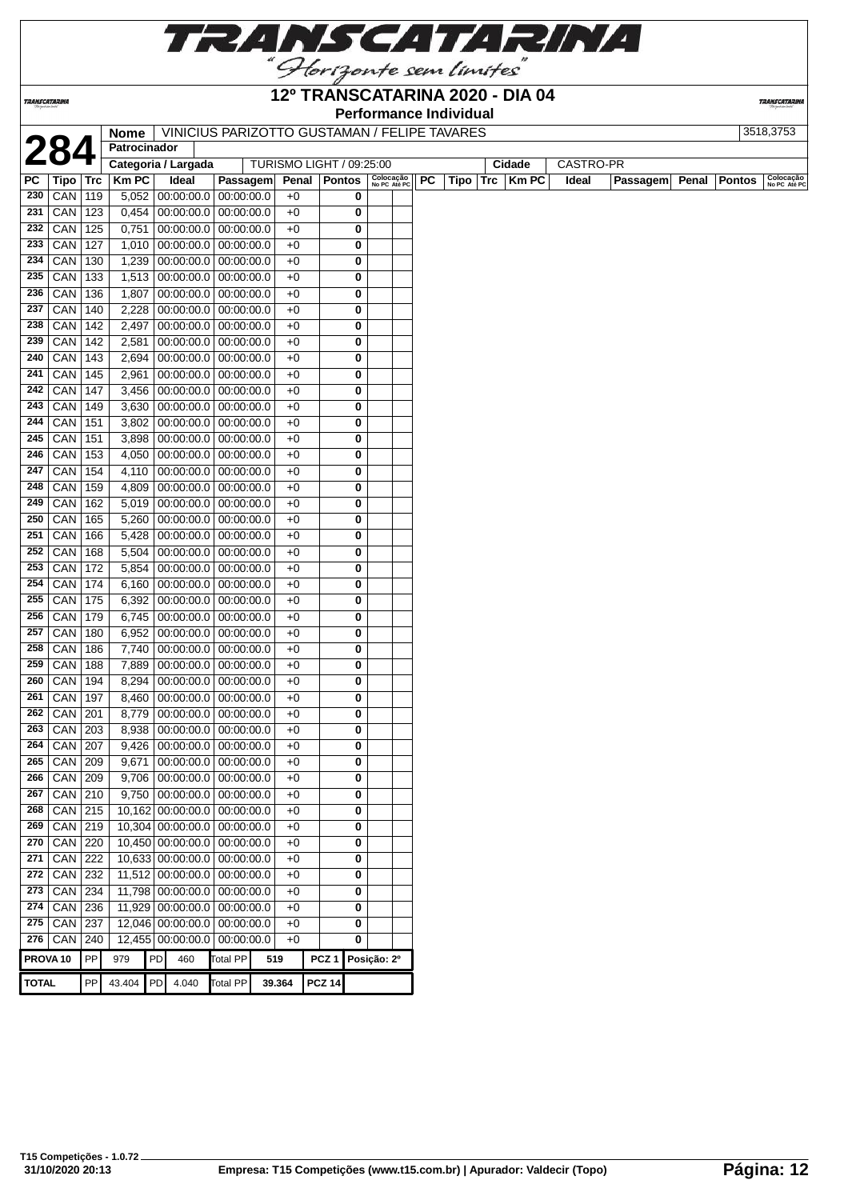# 12º TRANSCATARINA 2020 - DIA 04

**Performance Individual**

| **284** | Nome | VINICIUS PARIZOTTO GUSTAMAN / FELIPE TAVARES | 3518,3753 |
|---|---|---|---|
| | Patrocinador | | |
| | Categoria / Largada | TURISMO LIGHT / 09:25:00 | Cidade: CASTRO-PR |

| PC | Tipo | Trc | Km PC | Ideal | Passagem | Penal | Pontos | Colocação No PC | Colocação Até PC |
|---|---|---|---|---|---|---|---|---|---|
| 230 | CAN | 119 | 5,052 | 00:00:00.0 | 00:00:00.0 | +0 | 0 | | |
| 231 | CAN | 123 | 0,454 | 00:00:00.0 | 00:00:00.0 | +0 | 0 | | |
| 232 | CAN | 125 | 0,751 | 00:00:00.0 | 00:00:00.0 | +0 | 0 | | |
| 233 | CAN | 127 | 1,010 | 00:00:00.0 | 00:00:00.0 | +0 | 0 | | |
| 234 | CAN | 130 | 1,239 | 00:00:00.0 | 00:00:00.0 | +0 | 0 | | |
| 235 | CAN | 133 | 1,513 | 00:00:00.0 | 00:00:00.0 | +0 | 0 | | |
| 236 | CAN | 136 | 1,807 | 00:00:00.0 | 00:00:00.0 | +0 | 0 | | |
| 237 | CAN | 140 | 2,228 | 00:00:00.0 | 00:00:00.0 | +0 | 0 | | |
| 238 | CAN | 142 | 2,497 | 00:00:00.0 | 00:00:00.0 | +0 | 0 | | |
| 239 | CAN | 142 | 2,581 | 00:00:00.0 | 00:00:00.0 | +0 | 0 | | |
| 240 | CAN | 143 | 2,694 | 00:00:00.0 | 00:00:00.0 | +0 | 0 | | |
| 241 | CAN | 145 | 2,961 | 00:00:00.0 | 00:00:00.0 | +0 | 0 | | |
| 242 | CAN | 147 | 3,456 | 00:00:00.0 | 00:00:00.0 | +0 | 0 | | |
| 243 | CAN | 149 | 3,630 | 00:00:00.0 | 00:00:00.0 | +0 | 0 | | |
| 244 | CAN | 151 | 3,802 | 00:00:00.0 | 00:00:00.0 | +0 | 0 | | |
| 245 | CAN | 151 | 3,898 | 00:00:00.0 | 00:00:00.0 | +0 | 0 | | |
| 246 | CAN | 153 | 4,050 | 00:00:00.0 | 00:00:00.0 | +0 | 0 | | |
| 247 | CAN | 154 | 4,110 | 00:00:00.0 | 00:00:00.0 | +0 | 0 | | |
| 248 | CAN | 159 | 4,809 | 00:00:00.0 | 00:00:00.0 | +0 | 0 | | |
| 249 | CAN | 162 | 5,019 | 00:00:00.0 | 00:00:00.0 | +0 | 0 | | |
| 250 | CAN | 165 | 5,260 | 00:00:00.0 | 00:00:00.0 | +0 | 0 | | |
| 251 | CAN | 166 | 5,428 | 00:00:00.0 | 00:00:00.0 | +0 | 0 | | |
| 252 | CAN | 168 | 5,504 | 00:00:00.0 | 00:00:00.0 | +0 | 0 | | |
| 253 | CAN | 172 | 5,854 | 00:00:00.0 | 00:00:00.0 | +0 | 0 | | |
| 254 | CAN | 174 | 6,160 | 00:00:00.0 | 00:00:00.0 | +0 | 0 | | |
| 255 | CAN | 175 | 6,392 | 00:00:00.0 | 00:00:00.0 | +0 | 0 | | |
| 256 | CAN | 179 | 6,745 | 00:00:00.0 | 00:00:00.0 | +0 | 0 | | |
| 257 | CAN | 180 | 6,952 | 00:00:00.0 | 00:00:00.0 | +0 | 0 | | |
| 258 | CAN | 186 | 7,740 | 00:00:00.0 | 00:00:00.0 | +0 | 0 | | |
| 259 | CAN | 188 | 7,889 | 00:00:00.0 | 00:00:00.0 | +0 | 0 | | |
| 260 | CAN | 194 | 8,294 | 00:00:00.0 | 00:00:00.0 | +0 | 0 | | |
| 261 | CAN | 197 | 8,460 | 00:00:00.0 | 00:00:00.0 | +0 | 0 | | |
| 262 | CAN | 201 | 8,779 | 00:00:00.0 | 00:00:00.0 | +0 | 0 | | |
| 263 | CAN | 203 | 8,938 | 00:00:00.0 | 00:00:00.0 | +0 | 0 | | |
| 264 | CAN | 207 | 9,426 | 00:00:00.0 | 00:00:00.0 | +0 | 0 | | |
| 265 | CAN | 209 | 9,671 | 00:00:00.0 | 00:00:00.0 | +0 | 0 | | |
| 266 | CAN | 209 | 9,706 | 00:00:00.0 | 00:00:00.0 | +0 | 0 | | |
| 267 | CAN | 210 | 9,750 | 00:00:00.0 | 00:00:00.0 | +0 | 0 | | |
| 268 | CAN | 215 | 10,162 | 00:00:00.0 | 00:00:00.0 | +0 | 0 | | |
| 269 | CAN | 219 | 10,304 | 00:00:00.0 | 00:00:00.0 | +0 | 0 | | |
| 270 | CAN | 220 | 10,450 | 00:00:00.0 | 00:00:00.0 | +0 | 0 | | |
| 271 | CAN | 222 | 10,633 | 00:00:00.0 | 00:00:00.0 | +0 | 0 | | |
| 272 | CAN | 232 | 11,512 | 00:00:00.0 | 00:00:00.0 | +0 | 0 | | |
| 273 | CAN | 234 | 11,798 | 00:00:00.0 | 00:00:00.0 | +0 | 0 | | |
| 274 | CAN | 236 | 11,929 | 00:00:00.0 | 00:00:00.0 | +0 | 0 | | |
| 275 | CAN | 237 | 12,046 | 00:00:00.0 | 00:00:00.0 | +0 | 0 | | |
| 276 | CAN | 240 | 12,455 | 00:00:00.0 | 00:00:00.0 | +0 | 0 | | |

| | | | | | | | | |
|---|---|---|---|---|---|---|---|---|
| PROVA 10 | PP | 979 | PD | 460 | Total PP | 519 | PCZ 1 | Posição: 2º |
| TOTAL | PP | 43.404 | PD | 4.040 | Total PP | 39.364 | PCZ 14 | |

T15 Competições - 1.0.72
31/10/2020 20:13

Empresa: T15 Competições (www.t15.com.br) | Apurador: Valdecir (Topo)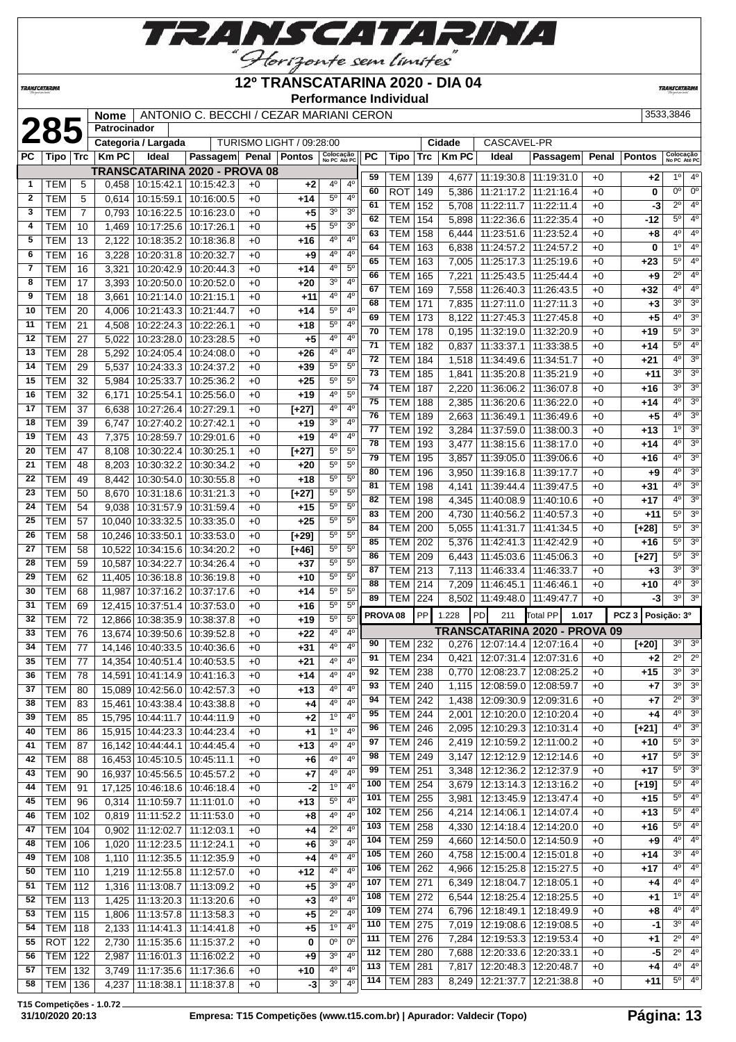# TRANSCATARINA
*"Horizonte sem limites"*

## 12º TRANSCATARINA 2020 - DIA 04
### Performance Individual

**285**

| Nome | ANTONIO C. BECCHI / CEZAR MARIANI CERON | 3533,3846 |
|---|---|---|
| Patrocinador | | |
| Categoria / Largada | TURISMO LIGHT / 09:28:00 | Cidade: CASCAVEL-PR |

| PC | Tipo | Trc | Km PC | Ideal | Passagem | Penal | Pontos | Colocação No PC | Colocação Até PC |
|---|---|---|---|---|---|---|---|---|---|
| **TRANSCATARINA 2020 - PROVA 08** | | | | | | | | | |
| 1 | TEM | 5 | 0,458 | 10:15:42.1 | 10:15:42.3 | +0 | +2 | 4º | 4º |
| 2 | TEM | 5 | 0,614 | 10:15:59.1 | 10:16:00.5 | +0 | +14 | 5º | 4º |
| 3 | TEM | 7 | 0,793 | 10:16:22.5 | 10:16:23.0 | +0 | +5 | 3º | 3º |
| 4 | TEM | 10 | 1,469 | 10:17:25.6 | 10:17:26.1 | +0 | +5 | 5º | 3º |
| 5 | TEM | 13 | 2,122 | 10:18:35.2 | 10:18:36.8 | +0 | +16 | 4º | 4º |
| 6 | TEM | 16 | 3,228 | 10:20:31.8 | 10:20:32.7 | +0 | +9 | 4º | 4º |
| 7 | TEM | 16 | 3,321 | 10:20:42.9 | 10:20:44.3 | +0 | +14 | 4º | 5º |
| 8 | TEM | 17 | 3,393 | 10:20:50.0 | 10:20:52.0 | +0 | +20 | 3º | 4º |
| 9 | TEM | 18 | 3,661 | 10:21:14.0 | 10:21:15.1 | +0 | +11 | 4º | 4º |
| 10 | TEM | 20 | 4,006 | 10:21:43.3 | 10:21:44.7 | +0 | +14 | 5º | 4º |
| 11 | TEM | 21 | 4,508 | 10:22:24.3 | 10:22:26.1 | +0 | +18 | 5º | 4º |
| 12 | TEM | 27 | 5,022 | 10:23:28.0 | 10:23:28.5 | +0 | +5 | 4º | 4º |
| 13 | TEM | 28 | 5,292 | 10:24:05.4 | 10:24:08.0 | +0 | +26 | 4º | 4º |
| 14 | TEM | 29 | 5,537 | 10:24:33.3 | 10:24:37.2 | +0 | +39 | 5º | 5º |
| 15 | TEM | 32 | 5,984 | 10:25:33.7 | 10:25:36.2 | +0 | +25 | 5º | 5º |
| 16 | TEM | 32 | 6,171 | 10:25:54.1 | 10:25:56.0 | +0 | +19 | 4º | 5º |
| 17 | TEM | 37 | 6,638 | 10:27:26.4 | 10:27:29.1 | +0 | [+27] | 4º | 4º |
| 18 | TEM | 39 | 6,747 | 10:27:40.2 | 10:27:42.1 | +0 | +19 | 3º | 4º |
| 19 | TEM | 43 | 7,375 | 10:28:59.7 | 10:29:01.6 | +0 | +19 | 4º | 4º |
| 20 | TEM | 47 | 8,108 | 10:30:22.4 | 10:30:25.1 | +0 | [+27] | 5º | 5º |
| 21 | TEM | 48 | 8,203 | 10:30:32.2 | 10:30:34.2 | +0 | +20 | 5º | 5º |
| 22 | TEM | 49 | 8,442 | 10:30:54.0 | 10:30:55.8 | +0 | +18 | 5º | 5º |
| 23 | TEM | 50 | 8,670 | 10:31:18.6 | 10:31:21.3 | +0 | [+27] | 5º | 5º |
| 24 | TEM | 54 | 9,038 | 10:31:57.9 | 10:31:59.4 | +0 | +15 | 5º | 5º |
| 25 | TEM | 57 | 10,040 | 10:33:32.5 | 10:33:35.0 | +0 | +25 | 5º | 5º |
| 26 | TEM | 58 | 10,246 | 10:33:50.1 | 10:33:53.0 | +0 | [+29] | 5º | 5º |
| 27 | TEM | 58 | 10,522 | 10:34:15.6 | 10:34:20.2 | +0 | [+46] | 5º | 5º |
| 28 | TEM | 59 | 10,587 | 10:34:22.7 | 10:34:26.4 | +0 | +37 | 5º | 5º |
| 29 | TEM | 62 | 11,405 | 10:36:18.8 | 10:36:19.8 | +0 | +10 | 5º | 5º |
| 30 | TEM | 68 | 11,987 | 10:37:16.2 | 10:37:17.6 | +0 | +14 | 5º | 5º |
| 31 | TEM | 69 | 12,415 | 10:37:51.4 | 10:37:53.0 | +0 | +16 | 5º | 5º |
| 32 | TEM | 72 | 12,866 | 10:38:35.9 | 10:38:37.8 | +0 | +19 | 5º | 5º |
| 33 | TEM | 76 | 13,674 | 10:39:50.6 | 10:39:52.8 | +0 | +22 | 4º | 4º |
| 34 | TEM | 77 | 14,146 | 10:40:33.5 | 10:40:36.6 | +0 | +31 | 4º | 4º |
| 35 | TEM | 77 | 14,354 | 10:40:51.4 | 10:40:53.5 | +0 | +21 | 4º | 4º |
| 36 | TEM | 78 | 14,591 | 10:41:14.9 | 10:41:16.3 | +0 | +14 | 4º | 4º |
| 37 | TEM | 80 | 15,089 | 10:42:56.0 | 10:42:57.3 | +0 | +13 | 4º | 4º |
| 38 | TEM | 83 | 15,461 | 10:43:38.4 | 10:43:38.8 | +0 | +4 | 4º | 4º |
| 39 | TEM | 85 | 15,795 | 10:44:11.7 | 10:44:11.9 | +0 | +2 | 1º | 4º |
| 40 | TEM | 86 | 15,915 | 10:44:23.3 | 10:44:23.4 | +0 | +1 | 1º | 4º |
| 41 | TEM | 87 | 16,142 | 10:44:44.1 | 10:44:45.4 | +0 | +13 | 4º | 4º |
| 42 | TEM | 88 | 16,453 | 10:45:10.5 | 10:45:11.1 | +0 | +6 | 4º | 4º |
| 43 | TEM | 90 | 16,937 | 10:45:56.5 | 10:45:57.2 | +0 | +7 | 4º | 4º |
| 44 | TEM | 91 | 17,125 | 10:46:18.6 | 10:46:18.4 | +0 | -2 | 1º | 4º |
| 45 | TEM | 96 | 0,314 | 11:10:59.7 | 11:11:01.0 | +0 | +13 | 5º | 4º |
| 46 | TEM | 102 | 0,819 | 11:11:52.2 | 11:11:53.0 | +0 | +8 | 4º | 4º |
| 47 | TEM | 104 | 0,902 | 11:12:02.7 | 11:12:03.1 | +0 | +4 | 2º | 4º |
| 48 | TEM | 106 | 1,020 | 11:12:23.5 | 11:12:24.1 | +0 | +6 | 3º | 4º |
| 49 | TEM | 108 | 1,110 | 11:12:35.5 | 11:12:35.9 | +0 | +4 | 4º | 4º |
| 50 | TEM | 110 | 1,219 | 11:12:55.8 | 11:12:57.0 | +0 | +12 | 4º | 4º |
| 51 | TEM | 112 | 1,316 | 11:13:08.7 | 11:13:09.2 | +0 | +5 | 3º | 4º |
| 52 | TEM | 113 | 1,425 | 11:13:20.3 | 11:13:20.6 | +0 | +3 | 4º | 4º |
| 53 | TEM | 115 | 1,806 | 11:13:57.8 | 11:13:58.3 | +0 | +5 | 2º | 4º |
| 54 | TEM | 118 | 2,133 | 11:14:41.3 | 11:14:41.8 | +0 | +5 | 1º | 4º |
| 55 | ROT | 122 | 2,730 | 11:15:35.6 | 11:15:37.2 | +0 | 0 | 0º | 0º |
| 56 | TEM | 122 | 2,987 | 11:16:01.3 | 11:16:02.2 | +0 | +9 | 3º | 4º |
| 57 | TEM | 132 | 3,749 | 11:17:35.6 | 11:17:36.6 | +0 | +10 | 4º | 4º |
| 58 | TEM | 136 | 4,237 | 11:18:38.1 | 11:18:37.8 | +0 | -3 | 3º | 4º |
| 59 | TEM | 139 | 4,677 | 11:19:30.8 | 11:19:31.0 | +0 | +2 | 1º | 4º |
| 60 | ROT | 149 | 5,386 | 11:21:17.2 | 11:21:16.4 | +0 | 0 | 0º | 0º |
| 61 | TEM | 152 | 5,708 | 11:22:11.7 | 11:22:11.4 | +0 | -3 | 2º | 4º |
| 62 | TEM | 154 | 5,898 | 11:22:36.6 | 11:22:35.4 | +0 | -12 | 5º | 4º |
| 63 | TEM | 158 | 6,444 | 11:23:51.6 | 11:23:52.4 | +0 | +8 | 4º | 4º |
| 64 | TEM | 163 | 6,838 | 11:24:57.2 | 11:24:57.2 | +0 | 0 | 1º | 4º |
| 65 | TEM | 163 | 7,005 | 11:25:17.3 | 11:25:19.6 | +0 | +23 | 5º | 4º |
| 66 | TEM | 165 | 7,221 | 11:25:43.5 | 11:25:44.4 | +0 | +9 | 2º | 4º |
| 67 | TEM | 169 | 7,558 | 11:26:40.3 | 11:26:43.5 | +0 | +32 | 4º | 4º |
| 68 | TEM | 171 | 7,835 | 11:27:11.0 | 11:27:11.3 | +0 | +3 | 3º | 3º |
| 69 | TEM | 173 | 8,122 | 11:27:45.3 | 11:27:45.8 | +0 | +5 | 4º | 3º |
| 70 | TEM | 178 | 0,195 | 11:32:19.0 | 11:32:20.9 | +0 | +19 | 5º | 3º |
| 71 | TEM | 182 | 0,837 | 11:33:37.1 | 11:33:38.5 | +0 | +14 | 5º | 4º |
| 72 | TEM | 184 | 1,518 | 11:34:49.6 | 11:34:51.7 | +0 | +21 | 4º | 3º |
| 73 | TEM | 185 | 1,841 | 11:35:20.8 | 11:35:21.9 | +0 | +11 | 3º | 3º |
| 74 | TEM | 187 | 2,220 | 11:36:06.2 | 11:36:07.8 | +0 | +16 | 3º | 3º |
| 75 | TEM | 188 | 2,385 | 11:36:20.6 | 11:36:22.0 | +0 | +14 | 4º | 3º |
| 76 | TEM | 189 | 2,663 | 11:36:49.1 | 11:36:49.6 | +0 | +5 | 4º | 3º |
| 77 | TEM | 192 | 3,284 | 11:37:59.0 | 11:38:00.3 | +0 | +13 | 1º | 3º |
| 78 | TEM | 193 | 3,477 | 11:38:15.6 | 11:38:17.0 | +0 | +14 | 4º | 3º |
| 79 | TEM | 195 | 3,857 | 11:39:05.0 | 11:39:06.6 | +0 | +16 | 4º | 3º |
| 80 | TEM | 196 | 3,950 | 11:39:16.8 | 11:39:17.7 | +0 | +9 | 4º | 3º |
| 81 | TEM | 198 | 4,141 | 11:39:44.4 | 11:39:47.5 | +0 | +31 | 4º | 3º |
| 82 | TEM | 198 | 4,345 | 11:40:08.9 | 11:40:10.6 | +0 | +17 | 4º | 3º |
| 83 | TEM | 200 | 4,730 | 11:40:56.2 | 11:40:57.3 | +0 | +11 | 5º | 3º |
| 84 | TEM | 200 | 5,055 | 11:41:31.7 | 11:41:34.5 | +0 | [+28] | 5º | 3º |
| 85 | TEM | 202 | 5,376 | 11:42:41.3 | 11:42:42.9 | +0 | +16 | 5º | 3º |
| 86 | TEM | 209 | 6,443 | 11:45:03.6 | 11:45:06.3 | +0 | [+27] | 5º | 3º |
| 87 | TEM | 213 | 7,113 | 11:46:33.4 | 11:46:33.7 | +0 | +3 | 3º | 3º |
| 88 | TEM | 214 | 7,209 | 11:46:45.1 | 11:46:46.1 | +0 | +10 | 4º | 3º |
| 89 | TEM | 224 | 8,502 | 11:49:48.0 | 11:49:47.7 | +0 | -3 | 3º | 3º |
| **PROVA 08** | PP | 1.228 | PD | 211 | Total PP | 1.017 | PCZ 3 | Posição: 3º | |
| **TRANSCATARINA 2020 - PROVA 09** | | | | | | | | | |
| 90 | TEM | 232 | 0,276 | 12:07:14.4 | 12:07:16.4 | +0 | [+20] | 3º | 3º |
| 91 | TEM | 234 | 0,421 | 12:07:31.4 | 12:07:31.6 | +0 | +2 | 2º | 2º |
| 92 | TEM | 238 | 0,770 | 12:08:23.7 | 12:08:25.2 | +0 | +15 | 3º | 3º |
| 93 | TEM | 240 | 1,115 | 12:08:59.0 | 12:08:59.7 | +0 | +7 | 3º | 3º |
| 94 | TEM | 242 | 1,438 | 12:09:30.9 | 12:09:31.6 | +0 | +7 | 2º | 3º |
| 95 | TEM | 244 | 2,001 | 12:10:20.0 | 12:10:20.4 | +0 | +4 | 4º | 3º |
| 96 | TEM | 246 | 2,095 | 12:10:29.3 | 12:10:31.4 | +0 | [+21] | 4º | 3º |
| 97 | TEM | 246 | 2,419 | 12:10:59.2 | 12:11:00.2 | +0 | +10 | 5º | 3º |
| 98 | TEM | 249 | 3,147 | 12:12:12.9 | 12:12:14.6 | +0 | +17 | 5º | 3º |
| 99 | TEM | 251 | 3,348 | 12:12:36.2 | 12:12:37.9 | +0 | +17 | 5º | 3º |
| 100 | TEM | 254 | 3,679 | 12:13:14.3 | 12:13:16.2 | +0 | [+19] | 5º | 4º |
| 101 | TEM | 255 | 3,981 | 12:13:45.9 | 12:13:47.4 | +0 | +15 | 5º | 4º |
| 102 | TEM | 256 | 4,214 | 12:14:06.1 | 12:14:07.4 | +0 | +13 | 5º | 4º |
| 103 | TEM | 258 | 4,330 | 12:14:18.4 | 12:14:20.0 | +0 | +16 | 5º | 4º |
| 104 | TEM | 259 | 4,660 | 12:14:50.0 | 12:14:50.9 | +0 | +9 | 4º | 4º |
| 105 | TEM | 260 | 4,758 | 12:15:00.4 | 12:15:01.8 | +0 | +14 | 3º | 4º |
| 106 | TEM | 262 | 4,966 | 12:15:25.8 | 12:15:27.5 | +0 | +17 | 4º | 4º |
| 107 | TEM | 271 | 6,349 | 12:18:04.7 | 12:18:05.1 | +0 | +4 | 4º | 4º |
| 108 | TEM | 272 | 6,544 | 12:18:25.4 | 12:18:25.5 | +0 | +1 | 1º | 4º |
| 109 | TEM | 274 | 6,796 | 12:18:49.1 | 12:18:49.9 | +0 | +8 | 4º | 4º |
| 110 | TEM | 275 | 7,019 | 12:19:08.6 | 12:19:08.5 | +0 | -1 | 3º | 4º |
| 111 | TEM | 276 | 7,284 | 12:19:53.3 | 12:19:53.4 | +0 | +1 | 2º | 4º |
| 112 | TEM | 280 | 7,688 | 12:20:33.6 | 12:20:33.1 | +0 | -5 | 2º | 4º |
| 113 | TEM | 281 | 7,817 | 12:20:48.3 | 12:20:48.7 | +0 | +4 | 4º | 4º |
| 114 | TEM | 283 | 8,249 | 12:21:37.7 | 12:21:38.8 | +0 | +11 | 5º | 4º |

T15 Competições - 1.0.72
31/10/2020 20:13 — Empresa: T15 Competições (www.t15.com.br) | Apurador: Valdecir (Topo)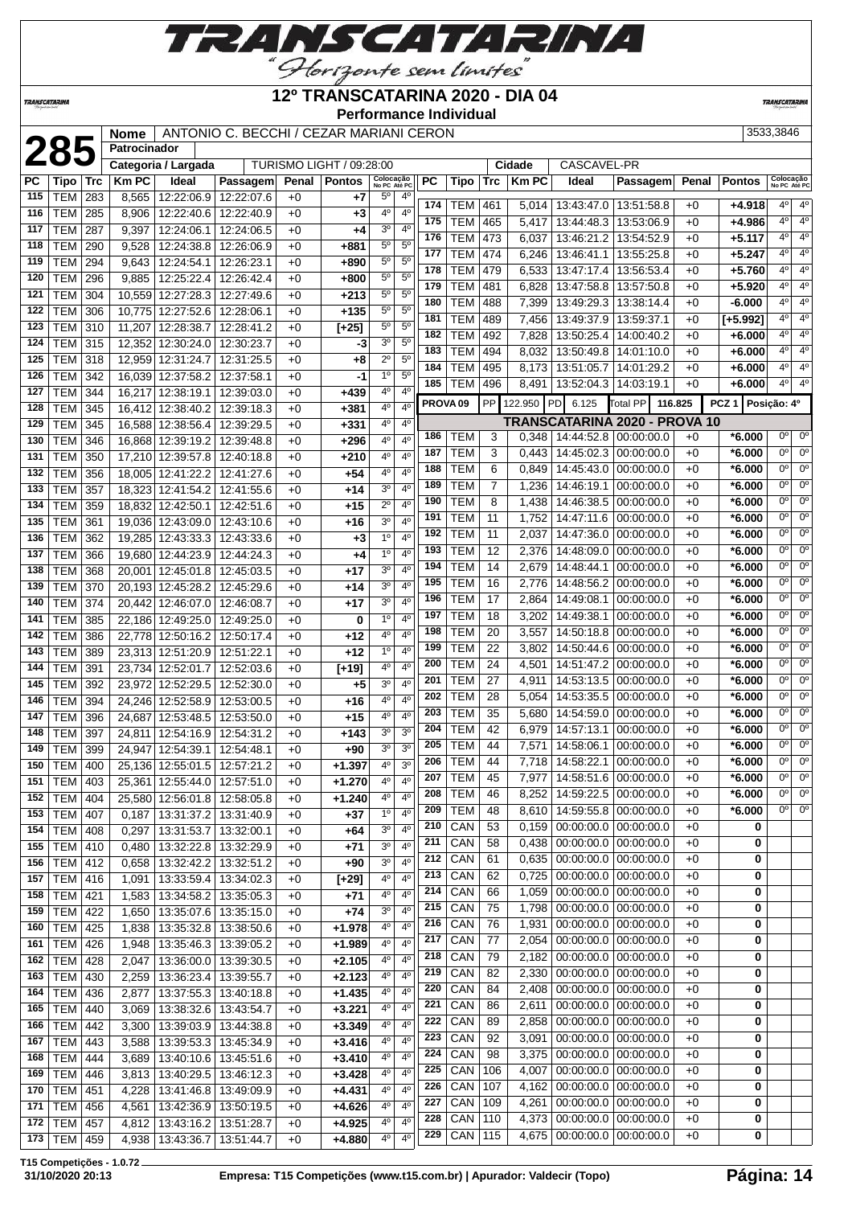# 12º TRANSCATARINA 2020 - DIA 04

**Performance Individual**

| 285 | Nome | ANTONIO C. BECCHI / CEZAR MARIANI CERON | 3533,3846 |
|---|---|---|---|
| | Patrocinador | | |
| | Categoria / Largada | TURISMO LIGHT / 09:28:00 | Cidade: CASCAVEL-PR |

| PC | Tipo | Trc | Km PC | Ideal | Passagem | Penal | Pontos | Colocação No PC | Colocação Até PC |
|---|---|---|---|---|---|---|---|---|---|
| 115 | TEM | 283 | 8,565 | 12:22:06.9 | 12:22:07.6 | +0 | +7 | 5º | 4º |
| 116 | TEM | 285 | 8,906 | 12:22:40.6 | 12:22:40.9 | +0 | +3 | 4º | 4º |
| 117 | TEM | 287 | 9,397 | 12:24:06.1 | 12:24:06.5 | +0 | +4 | 3º | 4º |
| 118 | TEM | 290 | 9,528 | 12:24:38.8 | 12:26:06.9 | +0 | +881 | 5º | 5º |
| 119 | TEM | 294 | 9,643 | 12:24:54.1 | 12:26:23.1 | +0 | +890 | 5º | 5º |
| 120 | TEM | 296 | 9,885 | 12:25:22.4 | 12:26:42.4 | +0 | +800 | 5º | 5º |
| 121 | TEM | 304 | 10,559 | 12:27:28.3 | 12:27:49.6 | +0 | +213 | 5º | 5º |
| 122 | TEM | 306 | 10,775 | 12:27:52.6 | 12:28:06.1 | +0 | +135 | 5º | 5º |
| 123 | TEM | 310 | 11,207 | 12:28:38.7 | 12:28:41.2 | +0 | [+25] | 5º | 5º |
| 124 | TEM | 315 | 12,352 | 12:30:24.0 | 12:30:23.7 | +0 | -3 | 3º | 5º |
| 125 | TEM | 318 | 12,959 | 12:31:24.7 | 12:31:25.5 | +0 | +8 | 2º | 5º |
| 126 | TEM | 342 | 16,039 | 12:37:58.2 | 12:37:58.1 | +0 | -1 | 1º | 5º |
| 127 | TEM | 344 | 16,217 | 12:38:19.1 | 12:39:03.0 | +0 | +439 | 4º | 4º |
| 128 | TEM | 345 | 16,412 | 12:38:40.2 | 12:39:18.3 | +0 | +381 | 4º | 4º |
| 129 | TEM | 345 | 16,588 | 12:38:56.4 | 12:39:29.5 | +0 | +331 | 4º | 4º |
| 130 | TEM | 346 | 16,868 | 12:39:19.2 | 12:39:48.8 | +0 | +296 | 4º | 4º |
| 131 | TEM | 350 | 17,210 | 12:39:57.8 | 12:40:18.8 | +0 | +210 | 4º | 4º |
| 132 | TEM | 356 | 18,005 | 12:41:22.2 | 12:41:27.6 | +0 | +54 | 4º | 4º |
| 133 | TEM | 357 | 18,323 | 12:41:54.2 | 12:41:55.6 | +0 | +14 | 3º | 4º |
| 134 | TEM | 359 | 18,832 | 12:42:50.1 | 12:42:51.6 | +0 | +15 | 2º | 4º |
| 135 | TEM | 361 | 19,036 | 12:43:09.0 | 12:43:10.6 | +0 | +16 | 3º | 4º |
| 136 | TEM | 362 | 19,285 | 12:43:33.3 | 12:43:33.6 | +0 | +3 | 1º | 4º |
| 137 | TEM | 366 | 19,680 | 12:44:23.9 | 12:44:24.3 | +0 | +4 | 1º | 4º |
| 138 | TEM | 368 | 20,001 | 12:45:01.8 | 12:45:03.5 | +0 | +17 | 3º | 4º |
| 139 | TEM | 370 | 20,193 | 12:45:28.2 | 12:45:29.6 | +0 | +14 | 3º | 4º |
| 140 | TEM | 374 | 20,442 | 12:46:07.0 | 12:46:08.7 | +0 | +17 | 3º | 4º |
| 141 | TEM | 385 | 22,186 | 12:49:25.0 | 12:49:25.0 | +0 | 0 | 1º | 4º |
| 142 | TEM | 386 | 22,778 | 12:50:16.2 | 12:50:17.4 | +0 | +12 | 4º | 4º |
| 143 | TEM | 389 | 23,313 | 12:51:20.9 | 12:51:22.1 | +0 | +12 | 1º | 4º |
| 144 | TEM | 391 | 23,734 | 12:52:01.7 | 12:52:03.6 | +0 | [+19] | 4º | 4º |
| 145 | TEM | 392 | 23,972 | 12:52:29.5 | 12:52:30.0 | +0 | +5 | 3º | 4º |
| 146 | TEM | 394 | 24,246 | 12:52:58.9 | 12:53:00.5 | +0 | +16 | 4º | 4º |
| 147 | TEM | 396 | 24,687 | 12:53:48.5 | 12:53:50.0 | +0 | +15 | 4º | 4º |
| 148 | TEM | 397 | 24,811 | 12:54:16.9 | 12:54:31.2 | +0 | +143 | 3º | 3º |
| 149 | TEM | 399 | 24,947 | 12:54:39.1 | 12:54:48.1 | +0 | +90 | 3º | 3º |
| 150 | TEM | 400 | 25,136 | 12:55:01.5 | 12:57:21.2 | +0 | +1.397 | 4º | 3º |
| 151 | TEM | 403 | 25,361 | 12:55:44.0 | 12:57:51.0 | +0 | +1.270 | 4º | 4º |
| 152 | TEM | 404 | 25,580 | 12:56:01.8 | 12:58:05.8 | +0 | +1.240 | 4º | 4º |
| 153 | TEM | 407 | 0,187 | 13:31:37.2 | 13:31:40.9 | +0 | +37 | 1º | 4º |
| 154 | TEM | 408 | 0,297 | 13:31:53.7 | 13:32:00.1 | +0 | +64 | 3º | 4º |
| 155 | TEM | 410 | 0,480 | 13:32:22.8 | 13:32:29.9 | +0 | +71 | 3º | 4º |
| 156 | TEM | 412 | 0,658 | 13:32:42.2 | 13:32:51.2 | +0 | +90 | 3º | 4º |
| 157 | TEM | 416 | 1,091 | 13:33:59.4 | 13:34:02.3 | +0 | [+29] | 4º | 4º |
| 158 | TEM | 421 | 1,583 | 13:34:58.2 | 13:35:05.3 | +0 | +71 | 4º | 4º |
| 159 | TEM | 422 | 1,650 | 13:35:07.6 | 13:35:15.0 | +0 | +74 | 3º | 4º |
| 160 | TEM | 425 | 1,838 | 13:35:32.8 | 13:38:50.6 | +0 | +1.978 | 4º | 4º |
| 161 | TEM | 426 | 1,948 | 13:35:46.3 | 13:39:05.2 | +0 | +1.989 | 4º | 4º |
| 162 | TEM | 428 | 2,047 | 13:36:00.0 | 13:39:30.5 | +0 | +2.105 | 4º | 4º |
| 163 | TEM | 430 | 2,259 | 13:36:23.4 | 13:39:55.7 | +0 | +2.123 | 4º | 4º |
| 164 | TEM | 436 | 2,877 | 13:37:55.3 | 13:40:18.8 | +0 | +1.435 | 4º | 4º |
| 165 | TEM | 440 | 3,069 | 13:38:32.6 | 13:43:54.7 | +0 | +3.221 | 4º | 4º |
| 166 | TEM | 442 | 3,300 | 13:39:03.9 | 13:44:38.8 | +0 | +3.349 | 4º | 4º |
| 167 | TEM | 443 | 3,588 | 13:39:53.3 | 13:45:34.9 | +0 | +3.416 | 4º | 4º |
| 168 | TEM | 444 | 3,689 | 13:40:10.6 | 13:45:51.6 | +0 | +3.410 | 4º | 4º |
| 169 | TEM | 446 | 3,813 | 13:40:29.5 | 13:46:12.3 | +0 | +3.428 | 4º | 4º |
| 170 | TEM | 451 | 4,228 | 13:41:46.8 | 13:49:09.9 | +0 | +4.431 | 4º | 4º |
| 171 | TEM | 456 | 4,561 | 13:42:36.9 | 13:50:19.5 | +0 | +4.626 | 4º | 4º |
| 172 | TEM | 457 | 4,812 | 13:43:16.2 | 13:51:28.7 | +0 | +4.925 | 4º | 4º |
| 173 | TEM | 459 | 4,938 | 13:43:36.7 | 13:51:44.7 | +0 | +4.880 | 4º | 4º |
| 174 | TEM | 461 | 5,014 | 13:43:47.0 | 13:51:58.8 | +0 | +4.918 | 4º | 4º |
| 175 | TEM | 465 | 5,417 | 13:44:48.3 | 13:53:06.9 | +0 | +4.986 | 4º | 4º |
| 176 | TEM | 473 | 6,037 | 13:46:21.2 | 13:54:52.9 | +0 | +5.117 | 4º | 4º |
| 177 | TEM | 474 | 6,246 | 13:46:41.1 | 13:55:25.8 | +0 | +5.247 | 4º | 4º |
| 178 | TEM | 479 | 6,533 | 13:47:17.4 | 13:56:53.4 | +0 | +5.760 | 4º | 4º |
| 179 | TEM | 481 | 6,828 | 13:47:58.8 | 13:57:50.8 | +0 | +5.920 | 4º | 4º |
| 180 | TEM | 488 | 7,399 | 13:49:29.3 | 13:38:14.4 | +0 | -6.000 | 4º | 4º |
| 181 | TEM | 489 | 7,456 | 13:49:37.9 | 13:59:37.1 | +0 | [+5.992] | 4º | 4º |
| 182 | TEM | 492 | 7,828 | 13:50:25.4 | 14:00:40.2 | +0 | +6.000 | 4º | 4º |
| 183 | TEM | 494 | 8,032 | 13:50:49.8 | 14:01:10.0 | +0 | +6.000 | 4º | 4º |
| 184 | TEM | 495 | 8,173 | 13:51:05.7 | 14:01:29.2 | +0 | +6.000 | 4º | 4º |
| 185 | TEM | 496 | 8,491 | 13:52:04.3 | 14:03:19.1 | +0 | +6.000 | 4º | 4º |

**PROVA 09** | PP 122.950 | PD 6.125 | Total PP 116.825 | PCZ 1 | Posição: 4º

## TRANSCATARINA 2020 - PROVA 10

| PC | Tipo | Trc | Km PC | Ideal | Passagem | Penal | Pontos | Colocação No PC | Colocação Até PC |
|---|---|---|---|---|---|---|---|---|---|
| 186 | TEM | 3 | 0,348 | 14:44:52.8 | 00:00:00.0 | +0 | *6.000 | 0º | 0º |
| 187 | TEM | 3 | 0,443 | 14:45:02.3 | 00:00:00.0 | +0 | *6.000 | 0º | 0º |
| 188 | TEM | 6 | 0,849 | 14:45:43.0 | 00:00:00.0 | +0 | *6.000 | 0º | 0º |
| 189 | TEM | 7 | 1,236 | 14:46:19.1 | 00:00:00.0 | +0 | *6.000 | 0º | 0º |
| 190 | TEM | 8 | 1,438 | 14:46:38.5 | 00:00:00.0 | +0 | *6.000 | 0º | 0º |
| 191 | TEM | 11 | 1,752 | 14:47:11.6 | 00:00:00.0 | +0 | *6.000 | 0º | 0º |
| 192 | TEM | 11 | 2,037 | 14:47:36.0 | 00:00:00.0 | +0 | *6.000 | 0º | 0º |
| 193 | TEM | 12 | 2,376 | 14:48:09.0 | 00:00:00.0 | +0 | *6.000 | 0º | 0º |
| 194 | TEM | 14 | 2,679 | 14:48:44.1 | 00:00:00.0 | +0 | *6.000 | 0º | 0º |
| 195 | TEM | 16 | 2,776 | 14:48:56.2 | 00:00:00.0 | +0 | *6.000 | 0º | 0º |
| 196 | TEM | 17 | 2,864 | 14:49:08.1 | 00:00:00.0 | +0 | *6.000 | 0º | 0º |
| 197 | TEM | 18 | 3,202 | 14:49:38.1 | 00:00:00.0 | +0 | *6.000 | 0º | 0º |
| 198 | TEM | 20 | 3,557 | 14:50:18.8 | 00:00:00.0 | +0 | *6.000 | 0º | 0º |
| 199 | TEM | 22 | 3,802 | 14:50:44.6 | 00:00:00.0 | +0 | *6.000 | 0º | 0º |
| 200 | TEM | 24 | 4,501 | 14:51:47.2 | 00:00:00.0 | +0 | *6.000 | 0º | 0º |
| 201 | TEM | 27 | 4,911 | 14:53:13.5 | 00:00:00.0 | +0 | *6.000 | 0º | 0º |
| 202 | TEM | 28 | 5,054 | 14:53:35.5 | 00:00:00.0 | +0 | *6.000 | 0º | 0º |
| 203 | TEM | 35 | 5,680 | 14:54:59.0 | 00:00:00.0 | +0 | *6.000 | 0º | 0º |
| 204 | TEM | 42 | 6,979 | 14:57:13.1 | 00:00:00.0 | +0 | *6.000 | 0º | 0º |
| 205 | TEM | 44 | 7,571 | 14:58:06.1 | 00:00:00.0 | +0 | *6.000 | 0º | 0º |
| 206 | TEM | 44 | 7,718 | 14:58:22.1 | 00:00:00.0 | +0 | *6.000 | 0º | 0º |
| 207 | TEM | 45 | 7,977 | 14:58:51.6 | 00:00:00.0 | +0 | *6.000 | 0º | 0º |
| 208 | TEM | 46 | 8,252 | 14:59:22.5 | 00:00:00.0 | +0 | *6.000 | 0º | 0º |
| 209 | TEM | 48 | 8,610 | 14:59:55.8 | 00:00:00.0 | +0 | *6.000 | 0º | 0º |
| 210 | CAN | 53 | 0,159 | 00:00:00.0 | 00:00:00.0 | +0 | 0 | | |
| 211 | CAN | 58 | 0,438 | 00:00:00.0 | 00:00:00.0 | +0 | 0 | | |
| 212 | CAN | 61 | 0,635 | 00:00:00.0 | 00:00:00.0 | +0 | 0 | | |
| 213 | CAN | 62 | 0,725 | 00:00:00.0 | 00:00:00.0 | +0 | 0 | | |
| 214 | CAN | 66 | 1,059 | 00:00:00.0 | 00:00:00.0 | +0 | 0 | | |
| 215 | CAN | 75 | 1,798 | 00:00:00.0 | 00:00:00.0 | +0 | 0 | | |
| 216 | CAN | 76 | 1,931 | 00:00:00.0 | 00:00:00.0 | +0 | 0 | | |
| 217 | CAN | 77 | 2,054 | 00:00:00.0 | 00:00:00.0 | +0 | 0 | | |
| 218 | CAN | 79 | 2,182 | 00:00:00.0 | 00:00:00.0 | +0 | 0 | | |
| 219 | CAN | 82 | 2,330 | 00:00:00.0 | 00:00:00.0 | +0 | 0 | | |
| 220 | CAN | 84 | 2,408 | 00:00:00.0 | 00:00:00.0 | +0 | 0 | | |
| 221 | CAN | 86 | 2,611 | 00:00:00.0 | 00:00:00.0 | +0 | 0 | | |
| 222 | CAN | 89 | 2,858 | 00:00:00.0 | 00:00:00.0 | +0 | 0 | | |
| 223 | CAN | 92 | 3,091 | 00:00:00.0 | 00:00:00.0 | +0 | 0 | | |
| 224 | CAN | 98 | 3,375 | 00:00:00.0 | 00:00:00.0 | +0 | 0 | | |
| 225 | CAN | 106 | 4,007 | 00:00:00.0 | 00:00:00.0 | +0 | 0 | | |
| 226 | CAN | 107 | 4,162 | 00:00:00.0 | 00:00:00.0 | +0 | 0 | | |
| 227 | CAN | 109 | 4,261 | 00:00:00.0 | 00:00:00.0 | +0 | 0 | | |
| 228 | CAN | 110 | 4,373 | 00:00:00.0 | 00:00:00.0 | +0 | 0 | | |
| 229 | CAN | 115 | 4,675 | 00:00:00.0 | 00:00:00.0 | +0 | 0 | | |

T15 Competições - 1.0.72

31/10/2020 20:13 — Empresa: T15 Competições (www.t15.com.br) | Apurador: Valdecir (Topo)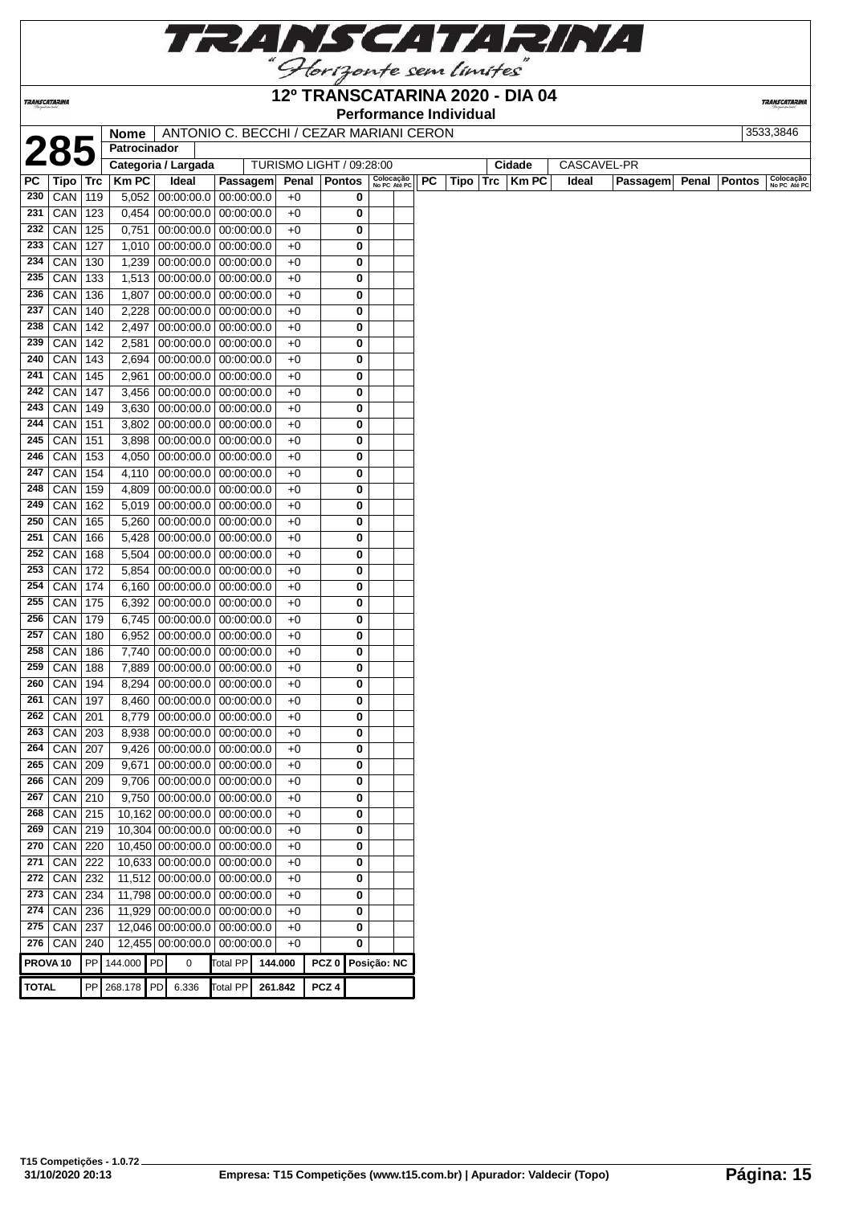# 12º TRANSCATARINA 2020 - DIA 04

**Performance Individual**

| | | | |
|---|---|---|---|
| **285** | **Nome** | ANTONIO C. BECCHI / CEZAR MARIANI CERON | 3533,3846 |
| | **Patrocinador** | | |
| | **Categoria / Largada** | TURISMO LIGHT / 09:28:00 | **Cidade** CASCAVEL-PR |

| PC | Tipo | Trc | Km PC | Ideal | Passagem | Penal | Pontos | Colocação No PC | Colocação Até PC |
|---|---|---|---|---|---|---|---|---|---|
| 230 | CAN | 119 | 5,052 | 00:00:00.0 | 00:00:00.0 | +0 | 0 | | |
| 231 | CAN | 123 | 0,454 | 00:00:00.0 | 00:00:00.0 | +0 | 0 | | |
| 232 | CAN | 125 | 0,751 | 00:00:00.0 | 00:00:00.0 | +0 | 0 | | |
| 233 | CAN | 127 | 1,010 | 00:00:00.0 | 00:00:00.0 | +0 | 0 | | |
| 234 | CAN | 130 | 1,239 | 00:00:00.0 | 00:00:00.0 | +0 | 0 | | |
| 235 | CAN | 133 | 1,513 | 00:00:00.0 | 00:00:00.0 | +0 | 0 | | |
| 236 | CAN | 136 | 1,807 | 00:00:00.0 | 00:00:00.0 | +0 | 0 | | |
| 237 | CAN | 140 | 2,228 | 00:00:00.0 | 00:00:00.0 | +0 | 0 | | |
| 238 | CAN | 142 | 2,497 | 00:00:00.0 | 00:00:00.0 | +0 | 0 | | |
| 239 | CAN | 142 | 2,581 | 00:00:00.0 | 00:00:00.0 | +0 | 0 | | |
| 240 | CAN | 143 | 2,694 | 00:00:00.0 | 00:00:00.0 | +0 | 0 | | |
| 241 | CAN | 145 | 2,961 | 00:00:00.0 | 00:00:00.0 | +0 | 0 | | |
| 242 | CAN | 147 | 3,456 | 00:00:00.0 | 00:00:00.0 | +0 | 0 | | |
| 243 | CAN | 149 | 3,630 | 00:00:00.0 | 00:00:00.0 | +0 | 0 | | |
| 244 | CAN | 151 | 3,802 | 00:00:00.0 | 00:00:00.0 | +0 | 0 | | |
| 245 | CAN | 151 | 3,898 | 00:00:00.0 | 00:00:00.0 | +0 | 0 | | |
| 246 | CAN | 153 | 4,050 | 00:00:00.0 | 00:00:00.0 | +0 | 0 | | |
| 247 | CAN | 154 | 4,110 | 00:00:00.0 | 00:00:00.0 | +0 | 0 | | |
| 248 | CAN | 159 | 4,809 | 00:00:00.0 | 00:00:00.0 | +0 | 0 | | |
| 249 | CAN | 162 | 5,019 | 00:00:00.0 | 00:00:00.0 | +0 | 0 | | |
| 250 | CAN | 165 | 5,260 | 00:00:00.0 | 00:00:00.0 | +0 | 0 | | |
| 251 | CAN | 166 | 5,428 | 00:00:00.0 | 00:00:00.0 | +0 | 0 | | |
| 252 | CAN | 168 | 5,504 | 00:00:00.0 | 00:00:00.0 | +0 | 0 | | |
| 253 | CAN | 172 | 5,854 | 00:00:00.0 | 00:00:00.0 | +0 | 0 | | |
| 254 | CAN | 174 | 6,160 | 00:00:00.0 | 00:00:00.0 | +0 | 0 | | |
| 255 | CAN | 175 | 6,392 | 00:00:00.0 | 00:00:00.0 | +0 | 0 | | |
| 256 | CAN | 179 | 6,745 | 00:00:00.0 | 00:00:00.0 | +0 | 0 | | |
| 257 | CAN | 180 | 6,952 | 00:00:00.0 | 00:00:00.0 | +0 | 0 | | |
| 258 | CAN | 186 | 7,740 | 00:00:00.0 | 00:00:00.0 | +0 | 0 | | |
| 259 | CAN | 188 | 7,889 | 00:00:00.0 | 00:00:00.0 | +0 | 0 | | |
| 260 | CAN | 194 | 8,294 | 00:00:00.0 | 00:00:00.0 | +0 | 0 | | |
| 261 | CAN | 197 | 8,460 | 00:00:00.0 | 00:00:00.0 | +0 | 0 | | |
| 262 | CAN | 201 | 8,779 | 00:00:00.0 | 00:00:00.0 | +0 | 0 | | |
| 263 | CAN | 203 | 8,938 | 00:00:00.0 | 00:00:00.0 | +0 | 0 | | |
| 264 | CAN | 207 | 9,426 | 00:00:00.0 | 00:00:00.0 | +0 | 0 | | |
| 265 | CAN | 209 | 9,671 | 00:00:00.0 | 00:00:00.0 | +0 | 0 | | |
| 266 | CAN | 209 | 9,706 | 00:00:00.0 | 00:00:00.0 | +0 | 0 | | |
| 267 | CAN | 210 | 9,750 | 00:00:00.0 | 00:00:00.0 | +0 | 0 | | |
| 268 | CAN | 215 | 10,162 | 00:00:00.0 | 00:00:00.0 | +0 | 0 | | |
| 269 | CAN | 219 | 10,304 | 00:00:00.0 | 00:00:00.0 | +0 | 0 | | |
| 270 | CAN | 220 | 10,450 | 00:00:00.0 | 00:00:00.0 | +0 | 0 | | |
| 271 | CAN | 222 | 10,633 | 00:00:00.0 | 00:00:00.0 | +0 | 0 | | |
| 272 | CAN | 232 | 11,512 | 00:00:00.0 | 00:00:00.0 | +0 | 0 | | |
| 273 | CAN | 234 | 11,798 | 00:00:00.0 | 00:00:00.0 | +0 | 0 | | |
| 274 | CAN | 236 | 11,929 | 00:00:00.0 | 00:00:00.0 | +0 | 0 | | |
| 275 | CAN | 237 | 12,046 | 00:00:00.0 | 00:00:00.0 | +0 | 0 | | |
| 276 | CAN | 240 | 12,455 | 00:00:00.0 | 00:00:00.0 | +0 | 0 | | |

| | | | | | | | | |
|---|---|---|---|---|---|---|---|---|
| **PROVA 10** | PP | 144.000 | PD | 0 | Total PP | 144.000 | PCZ 0 | Posição: NC |
| **TOTAL** | PP | 268.178 | PD | 6.336 | Total PP | 261.842 | PCZ 4 | |

T15 Competições - 1.0.72
31/10/2020 20:13

Empresa: T15 Competições (www.t15.com.br) | Apurador: Valdecir (Topo)